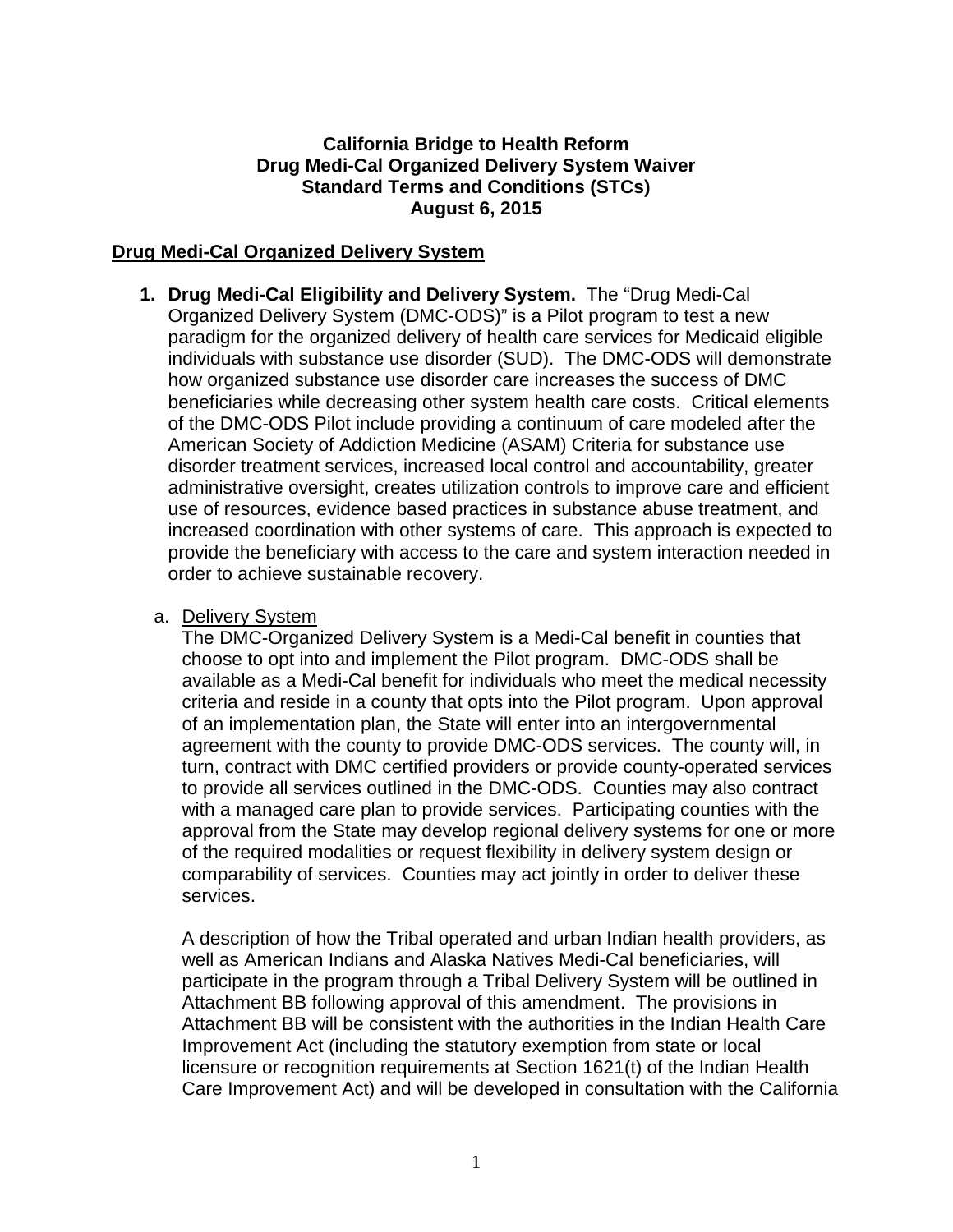**California Bridge to Health Reform**
**Drug Medi-Cal Organized Delivery System Waiver**
**Standard Terms and Conditions (STCs)**
**August 6, 2015**

## Drug Medi-Cal Organized Delivery System

1. **Drug Medi-Cal Eligibility and Delivery System.** The "Drug Medi-Cal Organized Delivery System (DMC-ODS)" is a Pilot program to test a new paradigm for the organized delivery of health care services for Medicaid eligible individuals with substance use disorder (SUD). The DMC-ODS will demonstrate how organized substance use disorder care increases the success of DMC beneficiaries while decreasing other system health care costs. Critical elements of the DMC-ODS Pilot include providing a continuum of care modeled after the American Society of Addiction Medicine (ASAM) Criteria for substance use disorder treatment services, increased local control and accountability, greater administrative oversight, creates utilization controls to improve care and efficient use of resources, evidence based practices in substance abuse treatment, and increased coordination with other systems of care. This approach is expected to provide the beneficiary with access to the care and system interaction needed in order to achieve sustainable recovery.

   a. Delivery System

      The DMC-Organized Delivery System is a Medi-Cal benefit in counties that choose to opt into and implement the Pilot program. DMC-ODS shall be available as a Medi-Cal benefit for individuals who meet the medical necessity criteria and reside in a county that opts into the Pilot program. Upon approval of an implementation plan, the State will enter into an intergovernmental agreement with the county to provide DMC-ODS services. The county will, in turn, contract with DMC certified providers or provide county-operated services to provide all services outlined in the DMC-ODS. Counties may also contract with a managed care plan to provide services. Participating counties with the approval from the State may develop regional delivery systems for one or more of the required modalities or request flexibility in delivery system design or comparability of services. Counties may act jointly in order to deliver these services.

      A description of how the Tribal operated and urban Indian health providers, as well as American Indians and Alaska Natives Medi-Cal beneficiaries, will participate in the program through a Tribal Delivery System will be outlined in Attachment BB following approval of this amendment. The provisions in Attachment BB will be consistent with the authorities in the Indian Health Care Improvement Act (including the statutory exemption from state or local licensure or recognition requirements at Section 1621(t) of the Indian Health Care Improvement Act) and will be developed in consultation with the California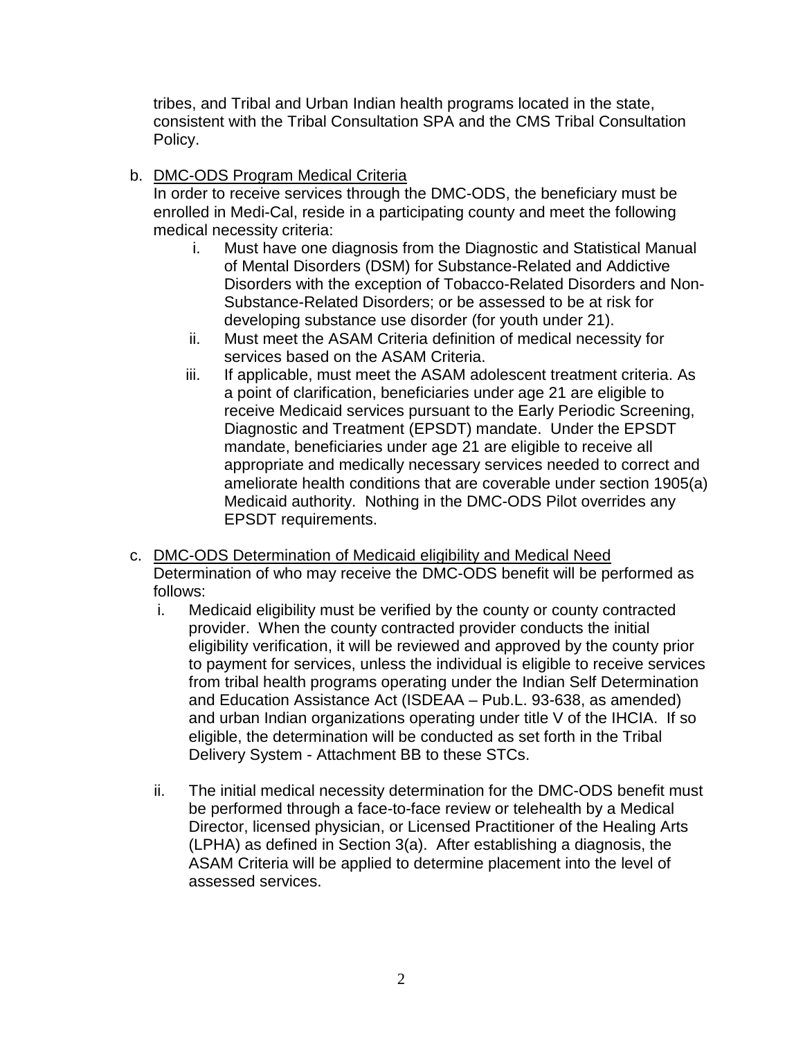tribes, and Tribal and Urban Indian health programs located in the state, consistent with the Tribal Consultation SPA and the CMS Tribal Consultation Policy.

b. DMC-ODS Program Medical Criteria

In order to receive services through the DMC-ODS, the beneficiary must be enrolled in Medi-Cal, reside in a participating county and meet the following medical necessity criteria:

i. Must have one diagnosis from the Diagnostic and Statistical Manual of Mental Disorders (DSM) for Substance-Related and Addictive Disorders with the exception of Tobacco-Related Disorders and Non-Substance-Related Disorders; or be assessed to be at risk for developing substance use disorder (for youth under 21).

ii. Must meet the ASAM Criteria definition of medical necessity for services based on the ASAM Criteria.

iii. If applicable, must meet the ASAM adolescent treatment criteria. As a point of clarification, beneficiaries under age 21 are eligible to receive Medicaid services pursuant to the Early Periodic Screening, Diagnostic and Treatment (EPSDT) mandate. Under the EPSDT mandate, beneficiaries under age 21 are eligible to receive all appropriate and medically necessary services needed to correct and ameliorate health conditions that are coverable under section 1905(a) Medicaid authority. Nothing in the DMC-ODS Pilot overrides any EPSDT requirements.

c. DMC-ODS Determination of Medicaid eligibility and Medical Need

Determination of who may receive the DMC-ODS benefit will be performed as follows:

i. Medicaid eligibility must be verified by the county or county contracted provider. When the county contracted provider conducts the initial eligibility verification, it will be reviewed and approved by the county prior to payment for services, unless the individual is eligible to receive services from tribal health programs operating under the Indian Self Determination and Education Assistance Act (ISDEAA – Pub.L. 93-638, as amended) and urban Indian organizations operating under title V of the IHCIA. If so eligible, the determination will be conducted as set forth in the Tribal Delivery System - Attachment BB to these STCs.

ii. The initial medical necessity determination for the DMC-ODS benefit must be performed through a face-to-face review or telehealth by a Medical Director, licensed physician, or Licensed Practitioner of the Healing Arts (LPHA) as defined in Section 3(a). After establishing a diagnosis, the ASAM Criteria will be applied to determine placement into the level of assessed services.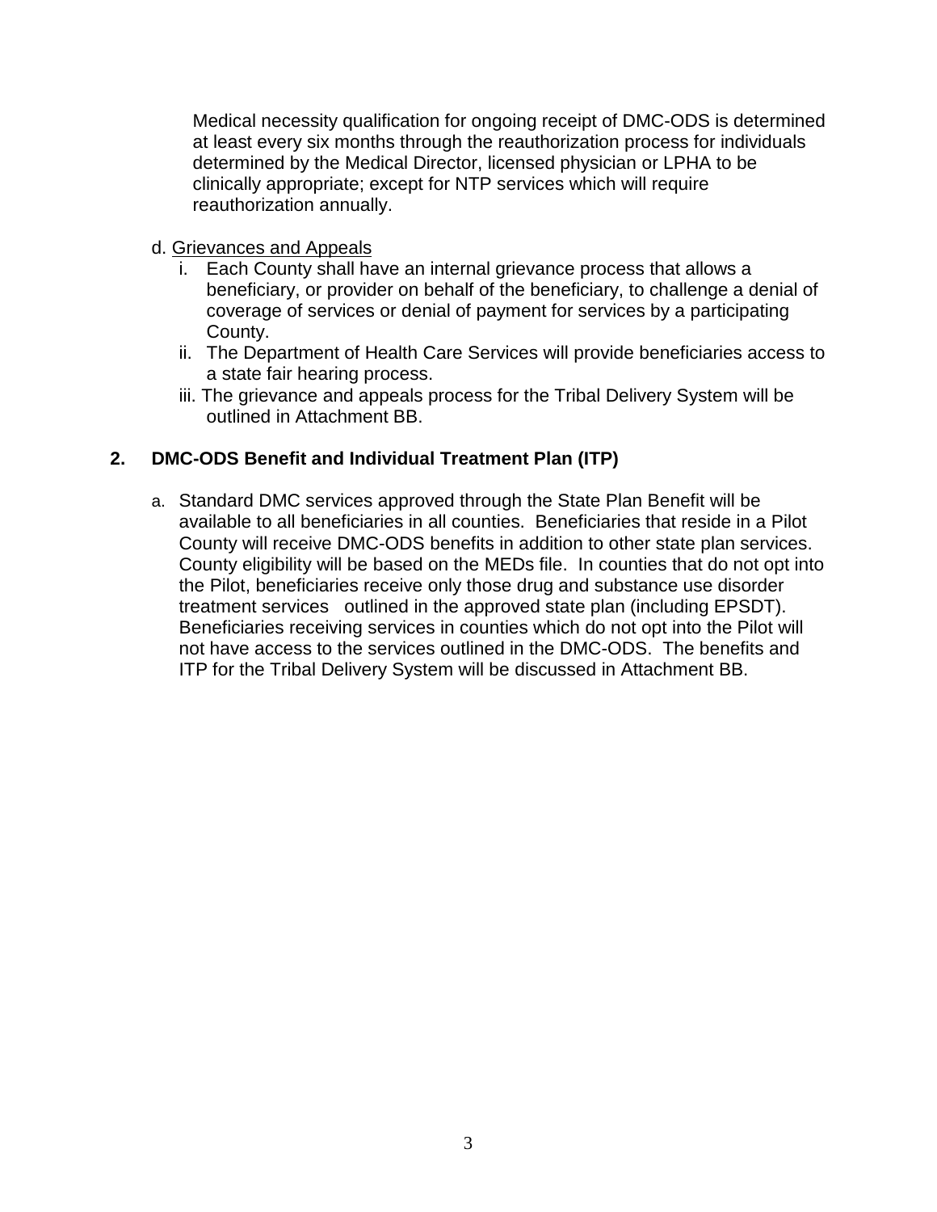Medical necessity qualification for ongoing receipt of DMC-ODS is determined at least every six months through the reauthorization process for individuals determined by the Medical Director, licensed physician or LPHA to be clinically appropriate; except for NTP services which will require reauthorization annually.

d. Grievances and Appeals

i. Each County shall have an internal grievance process that allows a beneficiary, or provider on behalf of the beneficiary, to challenge a denial of coverage of services or denial of payment for services by a participating County.

ii. The Department of Health Care Services will provide beneficiaries access to a state fair hearing process.

iii. The grievance and appeals process for the Tribal Delivery System will be outlined in Attachment BB.

### 2. DMC-ODS Benefit and Individual Treatment Plan (ITP)

a. Standard DMC services approved through the State Plan Benefit will be available to all beneficiaries in all counties. Beneficiaries that reside in a Pilot County will receive DMC-ODS benefits in addition to other state plan services. County eligibility will be based on the MEDs file. In counties that do not opt into the Pilot, beneficiaries receive only those drug and substance use disorder treatment services outlined in the approved state plan (including EPSDT). Beneficiaries receiving services in counties which do not opt into the Pilot will not have access to the services outlined in the DMC-ODS. The benefits and ITP for the Tribal Delivery System will be discussed in Attachment BB.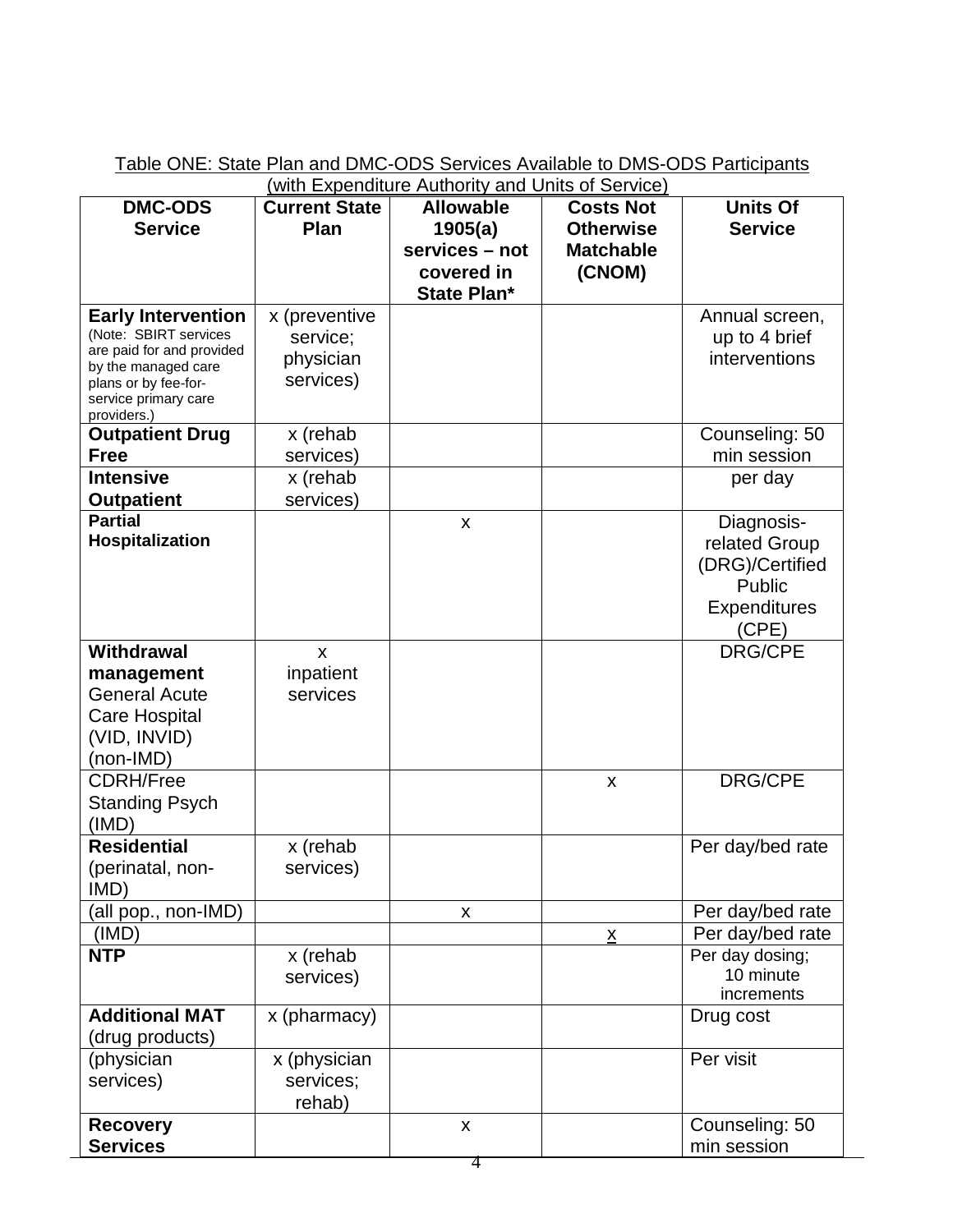Table ONE: State Plan and DMC-ODS Services Available to DMS-ODS Participants (with Expenditure Authority and Units of Service)

| DMC-ODS Service | Current State Plan | Allowable 1905(a) services – not covered in State Plan* | Costs Not Otherwise Matchable (CNOM) | Units Of Service |
|---|---|---|---|---|
| **Early Intervention** (Note: SBIRT services are paid for and provided by the managed care plans or by fee-for-service primary care providers.) | x (preventive service; physician services) | | | Annual screen, up to 4 brief interventions |
| **Outpatient Drug Free** | x (rehab services) | | | Counseling: 50 min session |
| **Intensive Outpatient** | x (rehab services) | | | per day |
| **Partial Hospitalization** | | x | | Diagnosis-related Group (DRG)/Certified Public Expenditures (CPE) |
| **Withdrawal management** General Acute Care Hospital (VID, INVID) (non-IMD) | x inpatient services | | | DRG/CPE |
| CDRH/Free Standing Psych (IMD) | | | x | DRG/CPE |
| **Residential** (perinatal, non-IMD) | x (rehab services) | | | Per day/bed rate |
| (all pop., non-IMD) | | x | | Per day/bed rate |
| (IMD) | | | x | Per day/bed rate |
| **NTP** | x (rehab services) | | | Per day dosing; 10 minute increments |
| **Additional MAT** (drug products) | x (pharmacy) | | | Drug cost |
| (physician services) | x (physician services; rehab) | | | Per visit |
| **Recovery Services** | | x | | Counseling: 50 min session |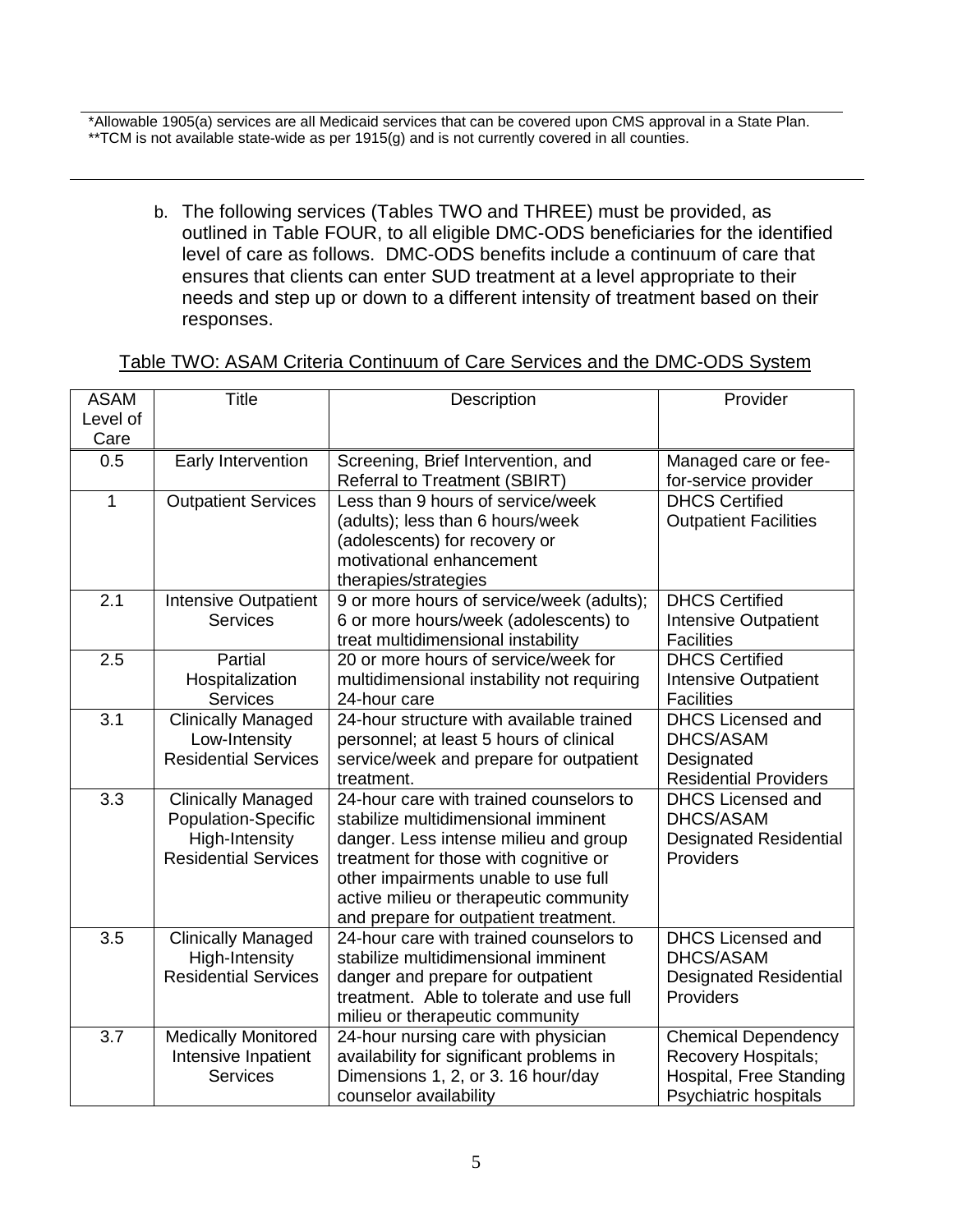*Allowable 1905(a) services are all Medicaid services that can be covered upon CMS approval in a State Plan.
**TCM is not available state-wide as per 1915(g) and is not currently covered in all counties.

---

b. The following services (Tables TWO and THREE) must be provided, as outlined in Table FOUR, to all eligible DMC-ODS beneficiaries for the identified level of care as follows. DMC-ODS benefits include a continuum of care that ensures that clients can enter SUD treatment at a level appropriate to their needs and step up or down to a different intensity of treatment based on their responses.

Table TWO: ASAM Criteria Continuum of Care Services and the DMC-ODS System

| ASAM Level of Care | Title | Description | Provider |
|---|---|---|---|
| 0.5 | Early Intervention | Screening, Brief Intervention, and Referral to Treatment (SBIRT) | Managed care or fee-for-service provider |
| 1 | Outpatient Services | Less than 9 hours of service/week (adults); less than 6 hours/week (adolescents) for recovery or motivational enhancement therapies/strategies | DHCS Certified Outpatient Facilities |
| 2.1 | Intensive Outpatient Services | 9 or more hours of service/week (adults); 6 or more hours/week (adolescents) to treat multidimensional instability | DHCS Certified Intensive Outpatient Facilities |
| 2.5 | Partial Hospitalization Services | 20 or more hours of service/week for multidimensional instability not requiring 24-hour care | DHCS Certified Intensive Outpatient Facilities |
| 3.1 | Clinically Managed Low-Intensity Residential Services | 24-hour structure with available trained personnel; at least 5 hours of clinical service/week and prepare for outpatient treatment. | DHCS Licensed and DHCS/ASAM Designated Residential Providers |
| 3.3 | Clinically Managed Population-Specific High-Intensity Residential Services | 24-hour care with trained counselors to stabilize multidimensional imminent danger. Less intense milieu and group treatment for those with cognitive or other impairments unable to use full active milieu or therapeutic community and prepare for outpatient treatment. | DHCS Licensed and DHCS/ASAM Designated Residential Providers |
| 3.5 | Clinically Managed High-Intensity Residential Services | 24-hour care with trained counselors to stabilize multidimensional imminent danger and prepare for outpatient treatment. Able to tolerate and use full milieu or therapeutic community | DHCS Licensed and DHCS/ASAM Designated Residential Providers |
| 3.7 | Medically Monitored Intensive Inpatient Services | 24-hour nursing care with physician availability for significant problems in Dimensions 1, 2, or 3. 16 hour/day counselor availability | Chemical Dependency Recovery Hospitals; Hospital, Free Standing Psychiatric hospitals |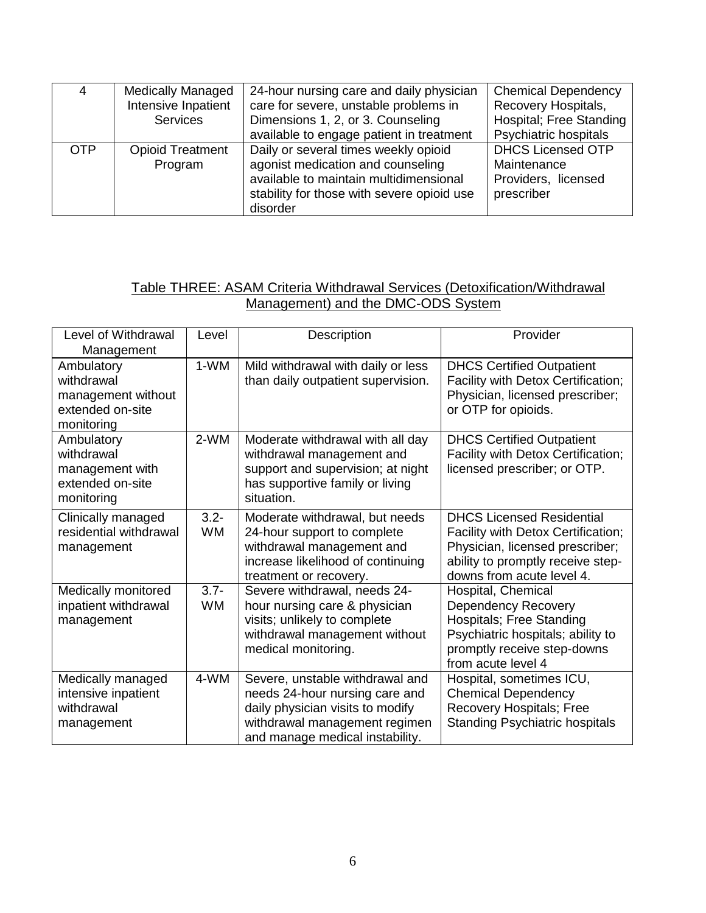| 4 | Medically Managed Intensive Inpatient Services | 24-hour nursing care and daily physician care for severe, unstable problems in Dimensions 1, 2, or 3. Counseling available to engage patient in treatment | Chemical Dependency Recovery Hospitals, Hospital; Free Standing Psychiatric hospitals |
|---|---|---|---|
| OTP | Opioid Treatment Program | Daily or several times weekly opioid agonist medication and counseling available to maintain multidimensional stability for those with severe opioid use disorder | DHCS Licensed OTP Maintenance Providers, licensed prescriber |

<u>Table THREE: ASAM Criteria Withdrawal Services (Detoxification/Withdrawal Management) and the DMC-ODS System</u>

| Level of Withdrawal Management | Level | Description | Provider |
|---|---|---|---|
| Ambulatory withdrawal management without extended on-site monitoring | 1-WM | Mild withdrawal with daily or less than daily outpatient supervision. | DHCS Certified Outpatient Facility with Detox Certification; Physician, licensed prescriber; or OTP for opioids. |
| Ambulatory withdrawal management with extended on-site monitoring | 2-WM | Moderate withdrawal with all day withdrawal management and support and supervision; at night has supportive family or living situation. | DHCS Certified Outpatient Facility with Detox Certification; licensed prescriber; or OTP. |
| Clinically managed residential withdrawal management | 3.2-WM | Moderate withdrawal, but needs 24-hour support to complete withdrawal management and increase likelihood of continuing treatment or recovery. | DHCS Licensed Residential Facility with Detox Certification; Physician, licensed prescriber; ability to promptly receive step-downs from acute level 4. |
| Medically monitored inpatient withdrawal management | 3.7-WM | Severe withdrawal, needs 24-hour nursing care & physician visits; unlikely to complete withdrawal management without medical monitoring. | Hospital, Chemical Dependency Recovery Hospitals; Free Standing Psychiatric hospitals; ability to promptly receive step-downs from acute level 4 |
| Medically managed intensive inpatient withdrawal management | 4-WM | Severe, unstable withdrawal and needs 24-hour nursing care and daily physician visits to modify withdrawal management regimen and manage medical instability. | Hospital, sometimes ICU, Chemical Dependency Recovery Hospitals; Free Standing Psychiatric hospitals |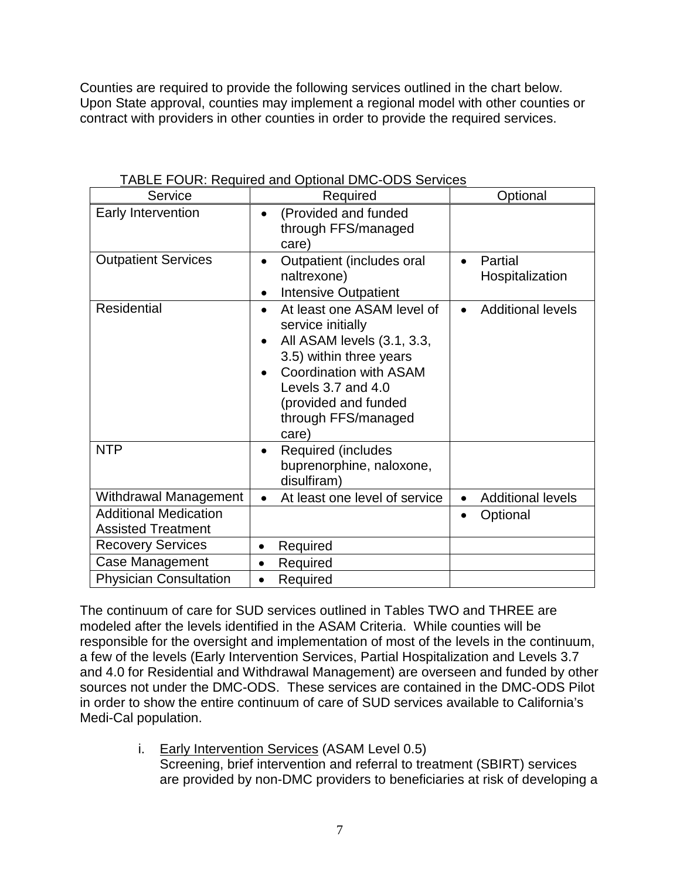Counties are required to provide the following services outlined in the chart below. Upon State approval, counties may implement a regional model with other counties or contract with providers in other counties in order to provide the required services.

TABLE FOUR: Required and Optional DMC-ODS Services

| Service | Required | Optional |
|---|---|---|
| Early Intervention | • (Provided and funded through FFS/managed care) | |
| Outpatient Services | • Outpatient (includes oral naltrexone)<br>• Intensive Outpatient | • Partial Hospitalization |
| Residential | • At least one ASAM level of service initially<br>• All ASAM levels (3.1, 3.3, 3.5) within three years<br>• Coordination with ASAM Levels 3.7 and 4.0 (provided and funded through FFS/managed care) | • Additional levels |
| NTP | • Required (includes buprenorphine, naloxone, disulfiram) | |
| Withdrawal Management | • At least one level of service | • Additional levels |
| Additional Medication Assisted Treatment | | • Optional |
| Recovery Services | • Required | |
| Case Management | • Required | |
| Physician Consultation | • Required | |

The continuum of care for SUD services outlined in Tables TWO and THREE are modeled after the levels identified in the ASAM Criteria. While counties will be responsible for the oversight and implementation of most of the levels in the continuum, a few of the levels (Early Intervention Services, Partial Hospitalization and Levels 3.7 and 4.0 for Residential and Withdrawal Management) are overseen and funded by other sources not under the DMC-ODS. These services are contained in the DMC-ODS Pilot in order to show the entire continuum of care of SUD services available to California's Medi-Cal population.

i. Early Intervention Services (ASAM Level 0.5)
Screening, brief intervention and referral to treatment (SBIRT) services are provided by non-DMC providers to beneficiaries at risk of developing a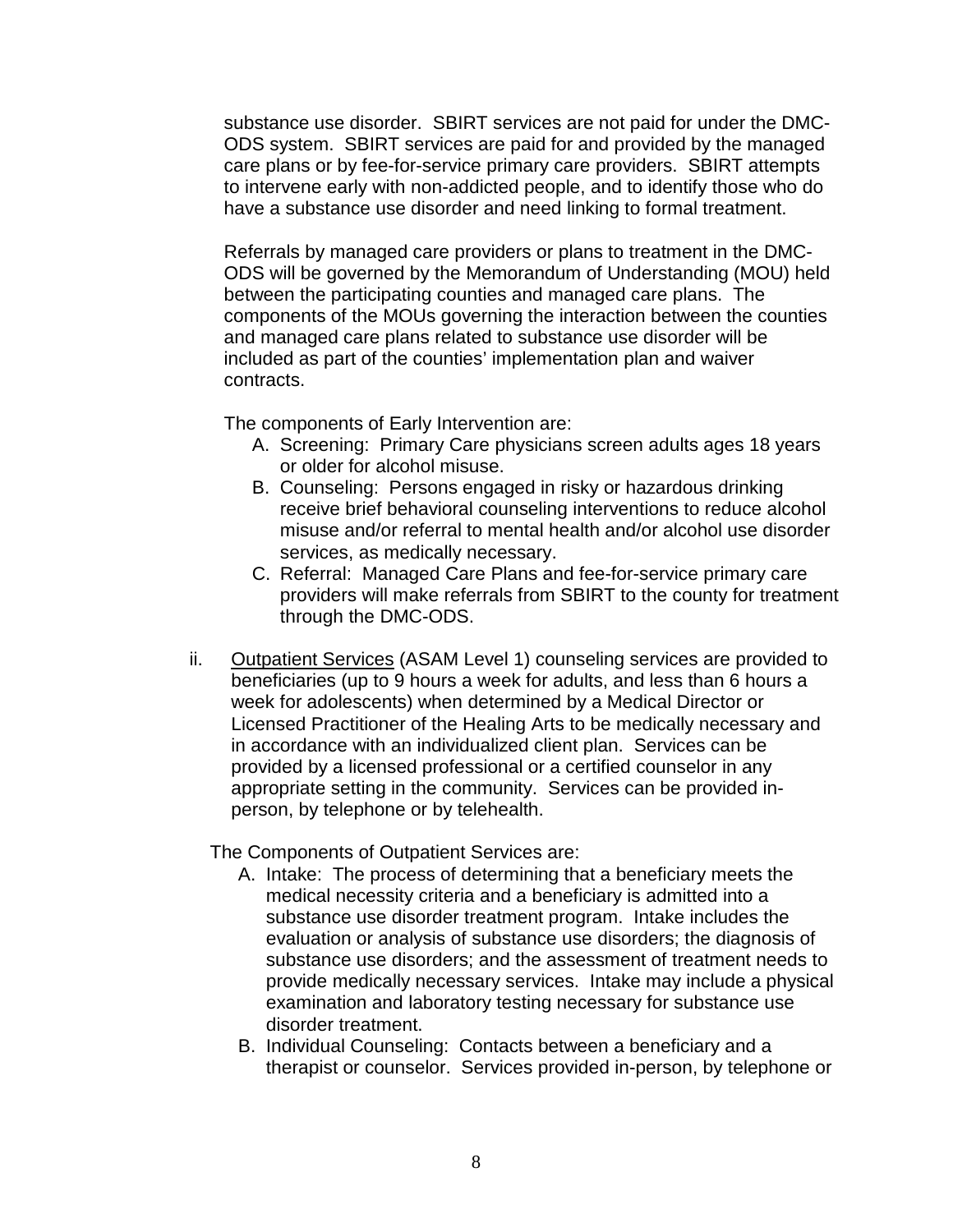substance use disorder. SBIRT services are not paid for under the DMC-ODS system. SBIRT services are paid for and provided by the managed care plans or by fee-for-service primary care providers. SBIRT attempts to intervene early with non-addicted people, and to identify those who do have a substance use disorder and need linking to formal treatment.

Referrals by managed care providers or plans to treatment in the DMC-ODS will be governed by the Memorandum of Understanding (MOU) held between the participating counties and managed care plans. The components of the MOUs governing the interaction between the counties and managed care plans related to substance use disorder will be included as part of the counties' implementation plan and waiver contracts.

The components of Early Intervention are:

A. Screening: Primary Care physicians screen adults ages 18 years or older for alcohol misuse.
B. Counseling: Persons engaged in risky or hazardous drinking receive brief behavioral counseling interventions to reduce alcohol misuse and/or referral to mental health and/or alcohol use disorder services, as medically necessary.
C. Referral: Managed Care Plans and fee-for-service primary care providers will make referrals from SBIRT to the county for treatment through the DMC-ODS.

ii. <u>Outpatient Services</u> (ASAM Level 1) counseling services are provided to beneficiaries (up to 9 hours a week for adults, and less than 6 hours a week for adolescents) when determined by a Medical Director or Licensed Practitioner of the Healing Arts to be medically necessary and in accordance with an individualized client plan. Services can be provided by a licensed professional or a certified counselor in any appropriate setting in the community. Services can be provided in-person, by telephone or by telehealth.

The Components of Outpatient Services are:

A. Intake: The process of determining that a beneficiary meets the medical necessity criteria and a beneficiary is admitted into a substance use disorder treatment program. Intake includes the evaluation or analysis of substance use disorders; the diagnosis of substance use disorders; and the assessment of treatment needs to provide medically necessary services. Intake may include a physical examination and laboratory testing necessary for substance use disorder treatment.
B. Individual Counseling: Contacts between a beneficiary and a therapist or counselor. Services provided in-person, by telephone or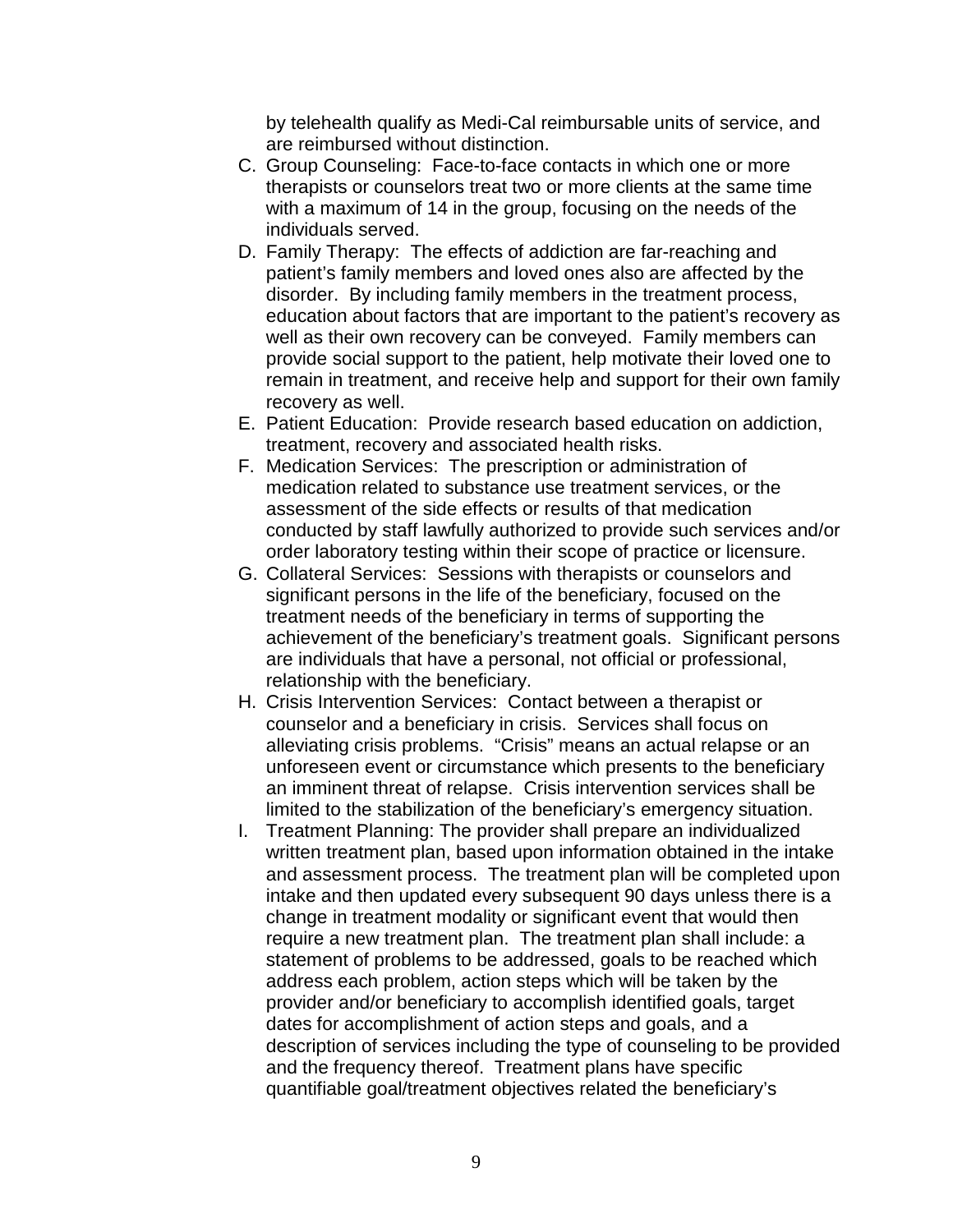by telehealth qualify as Medi-Cal reimbursable units of service, and are reimbursed without distinction.

C. Group Counseling: Face-to-face contacts in which one or more therapists or counselors treat two or more clients at the same time with a maximum of 14 in the group, focusing on the needs of the individuals served.
D. Family Therapy: The effects of addiction are far-reaching and patient's family members and loved ones also are affected by the disorder. By including family members in the treatment process, education about factors that are important to the patient's recovery as well as their own recovery can be conveyed. Family members can provide social support to the patient, help motivate their loved one to remain in treatment, and receive help and support for their own family recovery as well.
E. Patient Education: Provide research based education on addiction, treatment, recovery and associated health risks.
F. Medication Services: The prescription or administration of medication related to substance use treatment services, or the assessment of the side effects or results of that medication conducted by staff lawfully authorized to provide such services and/or order laboratory testing within their scope of practice or licensure.
G. Collateral Services: Sessions with therapists or counselors and significant persons in the life of the beneficiary, focused on the treatment needs of the beneficiary in terms of supporting the achievement of the beneficiary's treatment goals. Significant persons are individuals that have a personal, not official or professional, relationship with the beneficiary.
H. Crisis Intervention Services: Contact between a therapist or counselor and a beneficiary in crisis. Services shall focus on alleviating crisis problems. "Crisis" means an actual relapse or an unforeseen event or circumstance which presents to the beneficiary an imminent threat of relapse. Crisis intervention services shall be limited to the stabilization of the beneficiary's emergency situation.
I. Treatment Planning: The provider shall prepare an individualized written treatment plan, based upon information obtained in the intake and assessment process. The treatment plan will be completed upon intake and then updated every subsequent 90 days unless there is a change in treatment modality or significant event that would then require a new treatment plan. The treatment plan shall include: a statement of problems to be addressed, goals to be reached which address each problem, action steps which will be taken by the provider and/or beneficiary to accomplish identified goals, target dates for accomplishment of action steps and goals, and a description of services including the type of counseling to be provided and the frequency thereof. Treatment plans have specific quantifiable goal/treatment objectives related the beneficiary's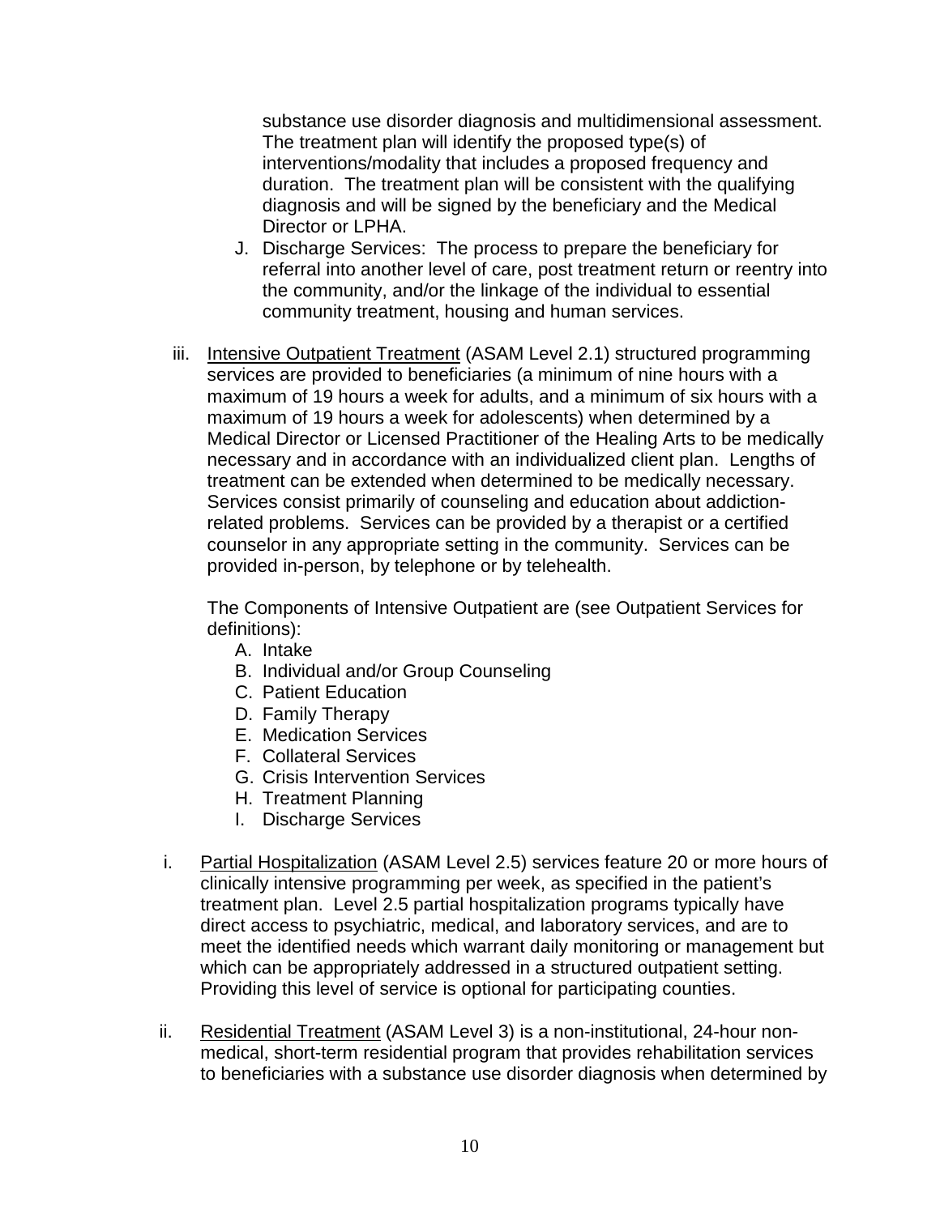substance use disorder diagnosis and multidimensional assessment. The treatment plan will identify the proposed type(s) of interventions/modality that includes a proposed frequency and duration. The treatment plan will be consistent with the qualifying diagnosis and will be signed by the beneficiary and the Medical Director or LPHA.

J. Discharge Services: The process to prepare the beneficiary for referral into another level of care, post treatment return or reentry into the community, and/or the linkage of the individual to essential community treatment, housing and human services.

iii. Intensive Outpatient Treatment (ASAM Level 2.1) structured programming services are provided to beneficiaries (a minimum of nine hours with a maximum of 19 hours a week for adults, and a minimum of six hours with a maximum of 19 hours a week for adolescents) when determined by a Medical Director or Licensed Practitioner of the Healing Arts to be medically necessary and in accordance with an individualized client plan. Lengths of treatment can be extended when determined to be medically necessary. Services consist primarily of counseling and education about addiction-related problems. Services can be provided by a therapist or a certified counselor in any appropriate setting in the community. Services can be provided in-person, by telephone or by telehealth.

The Components of Intensive Outpatient are (see Outpatient Services for definitions):

A. Intake
B. Individual and/or Group Counseling
C. Patient Education
D. Family Therapy
E. Medication Services
F. Collateral Services
G. Crisis Intervention Services
H. Treatment Planning
I. Discharge Services

i. Partial Hospitalization (ASAM Level 2.5) services feature 20 or more hours of clinically intensive programming per week, as specified in the patient's treatment plan. Level 2.5 partial hospitalization programs typically have direct access to psychiatric, medical, and laboratory services, and are to meet the identified needs which warrant daily monitoring or management but which can be appropriately addressed in a structured outpatient setting. Providing this level of service is optional for participating counties.

ii. Residential Treatment (ASAM Level 3) is a non-institutional, 24-hour non-medical, short-term residential program that provides rehabilitation services to beneficiaries with a substance use disorder diagnosis when determined by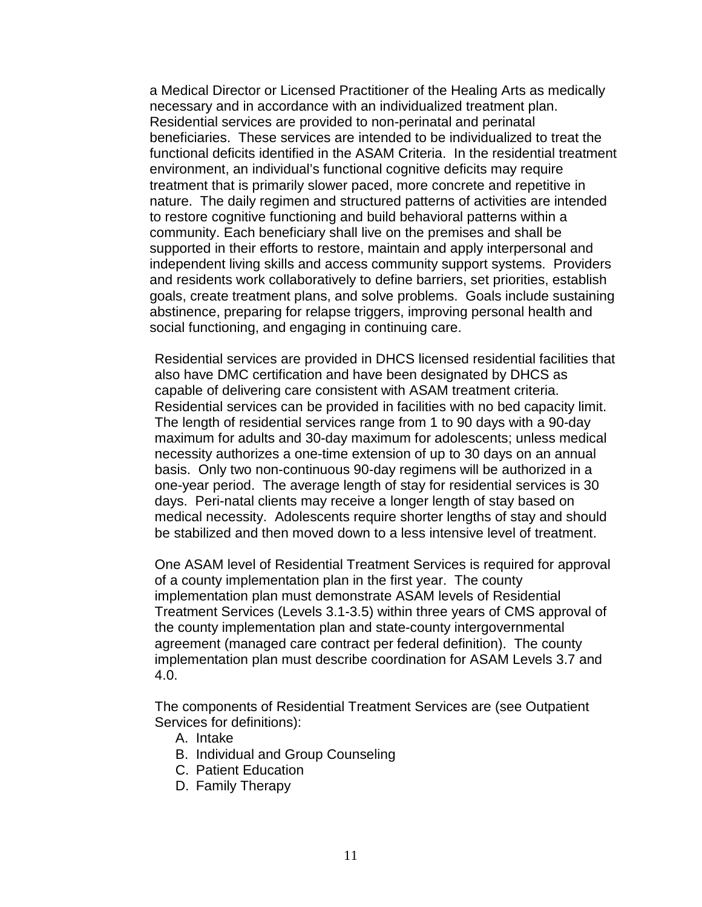a Medical Director or Licensed Practitioner of the Healing Arts as medically necessary and in accordance with an individualized treatment plan. Residential services are provided to non-perinatal and perinatal beneficiaries. These services are intended to be individualized to treat the functional deficits identified in the ASAM Criteria. In the residential treatment environment, an individual's functional cognitive deficits may require treatment that is primarily slower paced, more concrete and repetitive in nature. The daily regimen and structured patterns of activities are intended to restore cognitive functioning and build behavioral patterns within a community. Each beneficiary shall live on the premises and shall be supported in their efforts to restore, maintain and apply interpersonal and independent living skills and access community support systems. Providers and residents work collaboratively to define barriers, set priorities, establish goals, create treatment plans, and solve problems. Goals include sustaining abstinence, preparing for relapse triggers, improving personal health and social functioning, and engaging in continuing care.

Residential services are provided in DHCS licensed residential facilities that also have DMC certification and have been designated by DHCS as capable of delivering care consistent with ASAM treatment criteria. Residential services can be provided in facilities with no bed capacity limit. The length of residential services range from 1 to 90 days with a 90-day maximum for adults and 30-day maximum for adolescents; unless medical necessity authorizes a one-time extension of up to 30 days on an annual basis. Only two non-continuous 90-day regimens will be authorized in a one-year period. The average length of stay for residential services is 30 days. Peri-natal clients may receive a longer length of stay based on medical necessity. Adolescents require shorter lengths of stay and should be stabilized and then moved down to a less intensive level of treatment.

One ASAM level of Residential Treatment Services is required for approval of a county implementation plan in the first year. The county implementation plan must demonstrate ASAM levels of Residential Treatment Services (Levels 3.1-3.5) within three years of CMS approval of the county implementation plan and state-county intergovernmental agreement (managed care contract per federal definition). The county implementation plan must describe coordination for ASAM Levels 3.7 and 4.0.

The components of Residential Treatment Services are (see Outpatient Services for definitions):

A. Intake
B. Individual and Group Counseling
C. Patient Education
D. Family Therapy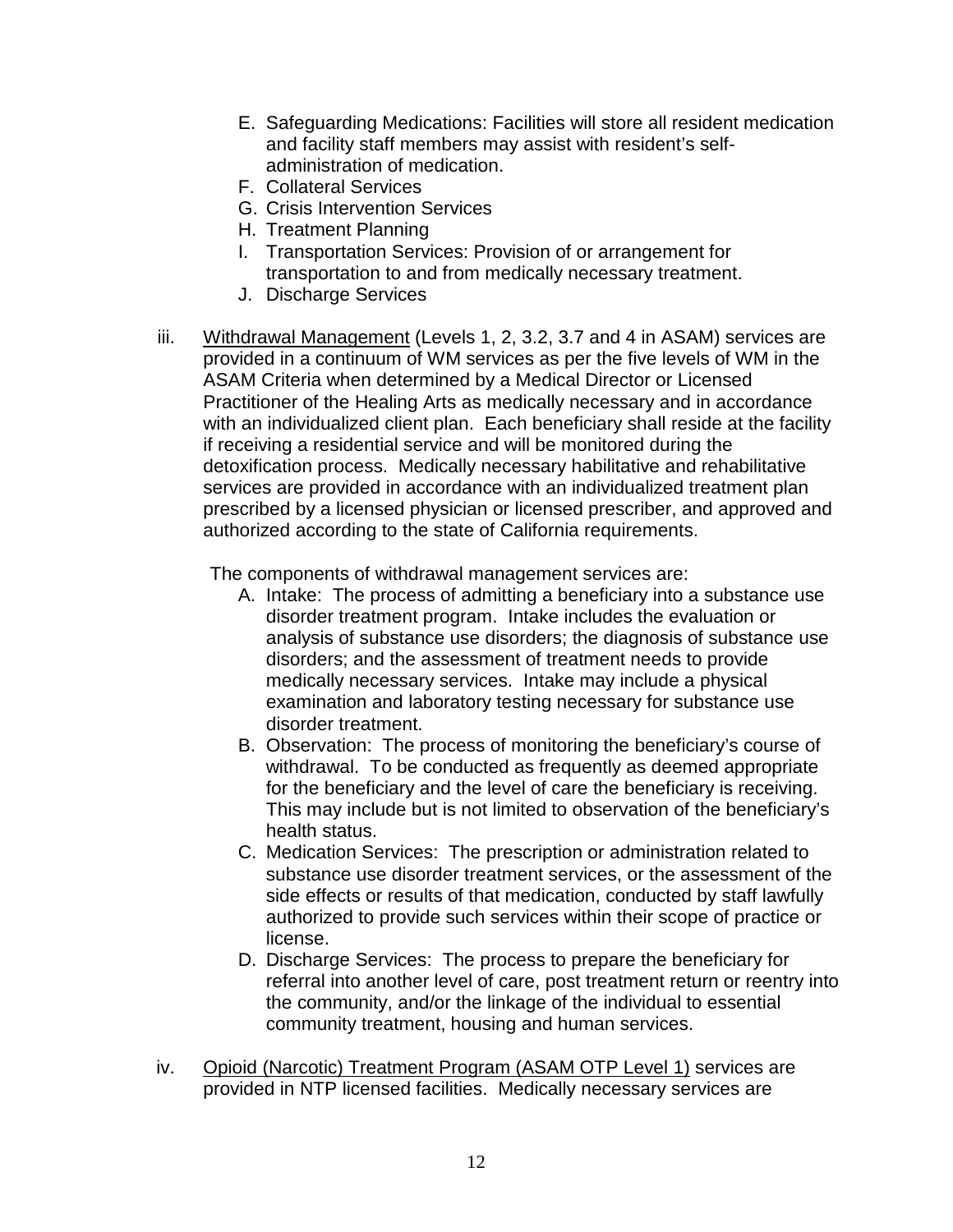E. Safeguarding Medications: Facilities will store all resident medication and facility staff members may assist with resident's self-administration of medication.
F. Collateral Services
G. Crisis Intervention Services
H. Treatment Planning
I. Transportation Services: Provision of or arrangement for transportation to and from medically necessary treatment.
J. Discharge Services

iii. <u>Withdrawal Management</u> (Levels 1, 2, 3.2, 3.7 and 4 in ASAM) services are provided in a continuum of WM services as per the five levels of WM in the ASAM Criteria when determined by a Medical Director or Licensed Practitioner of the Healing Arts as medically necessary and in accordance with an individualized client plan. Each beneficiary shall reside at the facility if receiving a residential service and will be monitored during the detoxification process. Medically necessary habilitative and rehabilitative services are provided in accordance with an individualized treatment plan prescribed by a licensed physician or licensed prescriber, and approved and authorized according to the state of California requirements.

The components of withdrawal management services are:

A. Intake: The process of admitting a beneficiary into a substance use disorder treatment program. Intake includes the evaluation or analysis of substance use disorders; the diagnosis of substance use disorders; and the assessment of treatment needs to provide medically necessary services. Intake may include a physical examination and laboratory testing necessary for substance use disorder treatment.
B. Observation: The process of monitoring the beneficiary's course of withdrawal. To be conducted as frequently as deemed appropriate for the beneficiary and the level of care the beneficiary is receiving. This may include but is not limited to observation of the beneficiary's health status.
C. Medication Services: The prescription or administration related to substance use disorder treatment services, or the assessment of the side effects or results of that medication, conducted by staff lawfully authorized to provide such services within their scope of practice or license.
D. Discharge Services: The process to prepare the beneficiary for referral into another level of care, post treatment return or reentry into the community, and/or the linkage of the individual to essential community treatment, housing and human services.

iv. <u>Opioid (Narcotic) Treatment Program (ASAM OTP Level 1)</u> services are provided in NTP licensed facilities. Medically necessary services are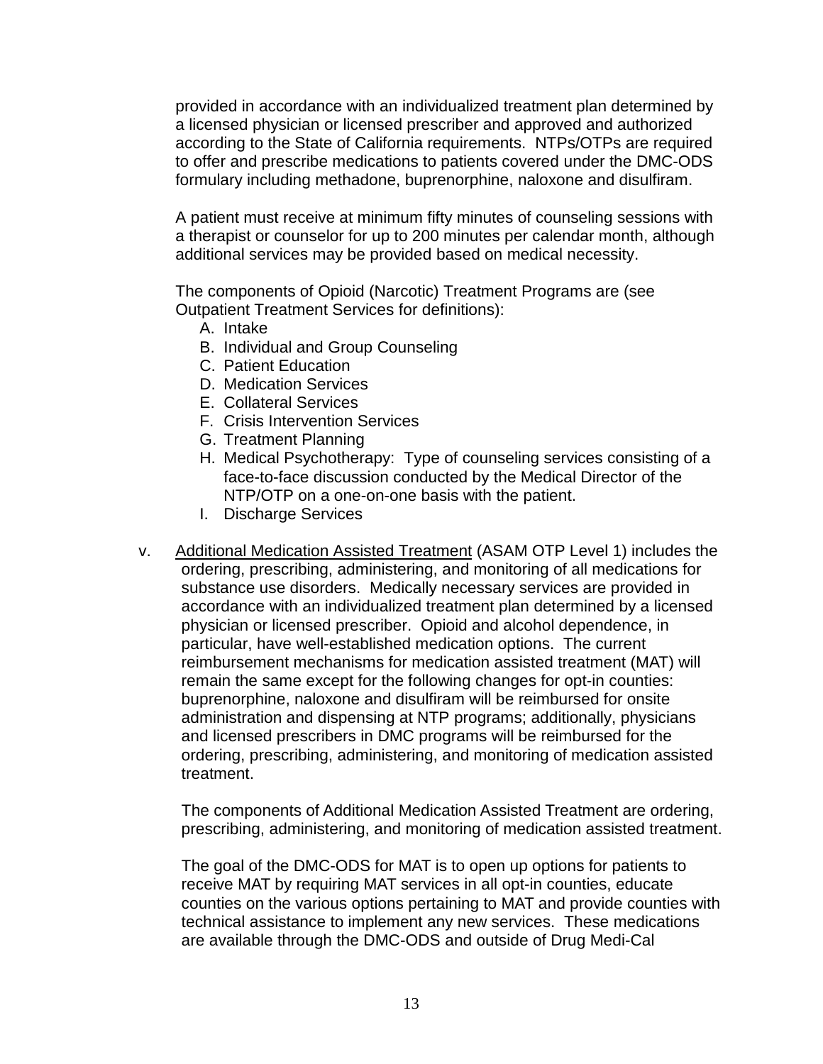provided in accordance with an individualized treatment plan determined by a licensed physician or licensed prescriber and approved and authorized according to the State of California requirements. NTPs/OTPs are required to offer and prescribe medications to patients covered under the DMC-ODS formulary including methadone, buprenorphine, naloxone and disulfiram.

A patient must receive at minimum fifty minutes of counseling sessions with a therapist or counselor for up to 200 minutes per calendar month, although additional services may be provided based on medical necessity.

The components of Opioid (Narcotic) Treatment Programs are (see Outpatient Treatment Services for definitions):

A. Intake
B. Individual and Group Counseling
C. Patient Education
D. Medication Services
E. Collateral Services
F. Crisis Intervention Services
G. Treatment Planning
H. Medical Psychotherapy: Type of counseling services consisting of a face-to-face discussion conducted by the Medical Director of the NTP/OTP on a one-on-one basis with the patient.
I. Discharge Services

v. Additional Medication Assisted Treatment (ASAM OTP Level 1) includes the ordering, prescribing, administering, and monitoring of all medications for substance use disorders. Medically necessary services are provided in accordance with an individualized treatment plan determined by a licensed physician or licensed prescriber. Opioid and alcohol dependence, in particular, have well-established medication options. The current reimbursement mechanisms for medication assisted treatment (MAT) will remain the same except for the following changes for opt-in counties: buprenorphine, naloxone and disulfiram will be reimbursed for onsite administration and dispensing at NTP programs; additionally, physicians and licensed prescribers in DMC programs will be reimbursed for the ordering, prescribing, administering, and monitoring of medication assisted treatment.

The components of Additional Medication Assisted Treatment are ordering, prescribing, administering, and monitoring of medication assisted treatment.

The goal of the DMC-ODS for MAT is to open up options for patients to receive MAT by requiring MAT services in all opt-in counties, educate counties on the various options pertaining to MAT and provide counties with technical assistance to implement any new services. These medications are available through the DMC-ODS and outside of Drug Medi-Cal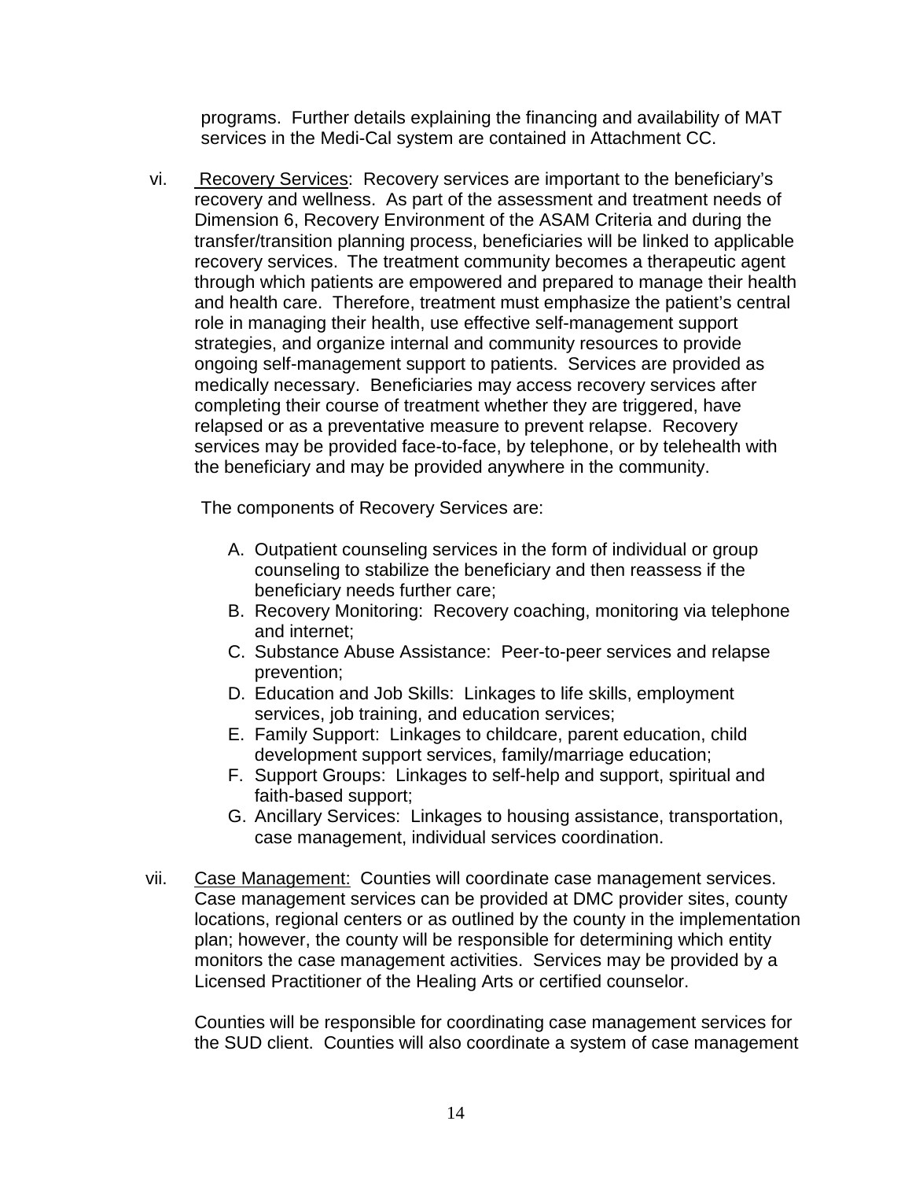programs. Further details explaining the financing and availability of MAT services in the Medi-Cal system are contained in Attachment CC.

vi. Recovery Services: Recovery services are important to the beneficiary's recovery and wellness. As part of the assessment and treatment needs of Dimension 6, Recovery Environment of the ASAM Criteria and during the transfer/transition planning process, beneficiaries will be linked to applicable recovery services. The treatment community becomes a therapeutic agent through which patients are empowered and prepared to manage their health and health care. Therefore, treatment must emphasize the patient's central role in managing their health, use effective self-management support strategies, and organize internal and community resources to provide ongoing self-management support to patients. Services are provided as medically necessary. Beneficiaries may access recovery services after completing their course of treatment whether they are triggered, have relapsed or as a preventative measure to prevent relapse. Recovery services may be provided face-to-face, by telephone, or by telehealth with the beneficiary and may be provided anywhere in the community.

The components of Recovery Services are:

A. Outpatient counseling services in the form of individual or group counseling to stabilize the beneficiary and then reassess if the beneficiary needs further care;
B. Recovery Monitoring: Recovery coaching, monitoring via telephone and internet;
C. Substance Abuse Assistance: Peer-to-peer services and relapse prevention;
D. Education and Job Skills: Linkages to life skills, employment services, job training, and education services;
E. Family Support: Linkages to childcare, parent education, child development support services, family/marriage education;
F. Support Groups: Linkages to self-help and support, spiritual and faith-based support;
G. Ancillary Services: Linkages to housing assistance, transportation, case management, individual services coordination.

vii. Case Management: Counties will coordinate case management services. Case management services can be provided at DMC provider sites, county locations, regional centers or as outlined by the county in the implementation plan; however, the county will be responsible for determining which entity monitors the case management activities. Services may be provided by a Licensed Practitioner of the Healing Arts or certified counselor.

Counties will be responsible for coordinating case management services for the SUD client. Counties will also coordinate a system of case management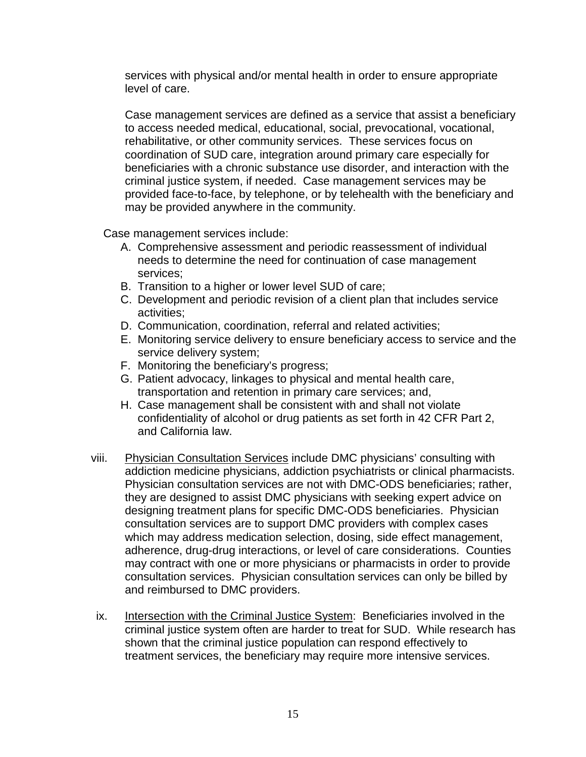services with physical and/or mental health in order to ensure appropriate level of care.

Case management services are defined as a service that assist a beneficiary to access needed medical, educational, social, prevocational, vocational, rehabilitative, or other community services. These services focus on coordination of SUD care, integration around primary care especially for beneficiaries with a chronic substance use disorder, and interaction with the criminal justice system, if needed. Case management services may be provided face-to-face, by telephone, or by telehealth with the beneficiary and may be provided anywhere in the community.

Case management services include:

A. Comprehensive assessment and periodic reassessment of individual needs to determine the need for continuation of case management services;
B. Transition to a higher or lower level SUD of care;
C. Development and periodic revision of a client plan that includes service activities;
D. Communication, coordination, referral and related activities;
E. Monitoring service delivery to ensure beneficiary access to service and the service delivery system;
F. Monitoring the beneficiary's progress;
G. Patient advocacy, linkages to physical and mental health care, transportation and retention in primary care services; and,
H. Case management shall be consistent with and shall not violate confidentiality of alcohol or drug patients as set forth in 42 CFR Part 2, and California law.

viii. Physician Consultation Services include DMC physicians' consulting with addiction medicine physicians, addiction psychiatrists or clinical pharmacists. Physician consultation services are not with DMC-ODS beneficiaries; rather, they are designed to assist DMC physicians with seeking expert advice on designing treatment plans for specific DMC-ODS beneficiaries. Physician consultation services are to support DMC providers with complex cases which may address medication selection, dosing, side effect management, adherence, drug-drug interactions, or level of care considerations. Counties may contract with one or more physicians or pharmacists in order to provide consultation services. Physician consultation services can only be billed by and reimbursed to DMC providers.

ix. Intersection with the Criminal Justice System: Beneficiaries involved in the criminal justice system often are harder to treat for SUD. While research has shown that the criminal justice population can respond effectively to treatment services, the beneficiary may require more intensive services.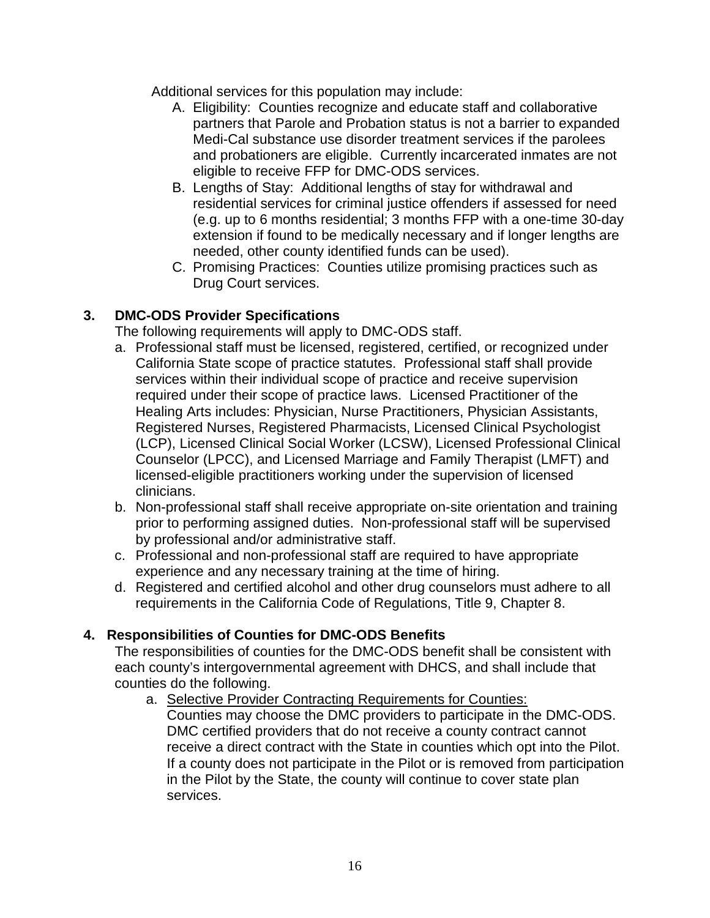Additional services for this population may include:

A. Eligibility: Counties recognize and educate staff and collaborative partners that Parole and Probation status is not a barrier to expanded Medi-Cal substance use disorder treatment services if the parolees and probationers are eligible. Currently incarcerated inmates are not eligible to receive FFP for DMC-ODS services.
B. Lengths of Stay: Additional lengths of stay for withdrawal and residential services for criminal justice offenders if assessed for need (e.g. up to 6 months residential; 3 months FFP with a one-time 30-day extension if found to be medically necessary and if longer lengths are needed, other county identified funds can be used).
C. Promising Practices: Counties utilize promising practices such as Drug Court services.

**3. DMC-ODS Provider Specifications**

The following requirements will apply to DMC-ODS staff.

a. Professional staff must be licensed, registered, certified, or recognized under California State scope of practice statutes. Professional staff shall provide services within their individual scope of practice and receive supervision required under their scope of practice laws. Licensed Practitioner of the Healing Arts includes: Physician, Nurse Practitioners, Physician Assistants, Registered Nurses, Registered Pharmacists, Licensed Clinical Psychologist (LCP), Licensed Clinical Social Worker (LCSW), Licensed Professional Clinical Counselor (LPCC), and Licensed Marriage and Family Therapist (LMFT) and licensed-eligible practitioners working under the supervision of licensed clinicians.
b. Non-professional staff shall receive appropriate on-site orientation and training prior to performing assigned duties. Non-professional staff will be supervised by professional and/or administrative staff.
c. Professional and non-professional staff are required to have appropriate experience and any necessary training at the time of hiring.
d. Registered and certified alcohol and other drug counselors must adhere to all requirements in the California Code of Regulations, Title 9, Chapter 8.

**4. Responsibilities of Counties for DMC-ODS Benefits**

The responsibilities of counties for the DMC-ODS benefit shall be consistent with each county's intergovernmental agreement with DHCS, and shall include that counties do the following.

a. Selective Provider Contracting Requirements for Counties:
   Counties may choose the DMC providers to participate in the DMC-ODS. DMC certified providers that do not receive a county contract cannot receive a direct contract with the State in counties which opt into the Pilot. If a county does not participate in the Pilot or is removed from participation in the Pilot by the State, the county will continue to cover state plan services.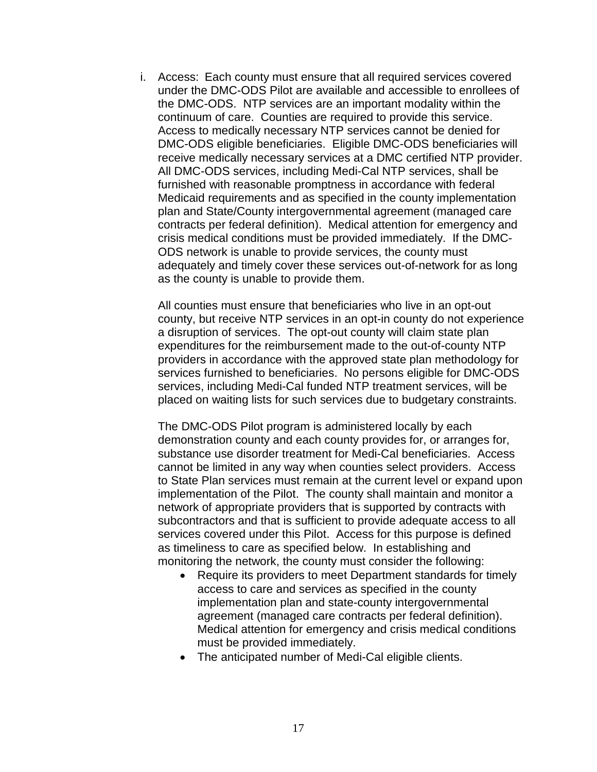i. Access: Each county must ensure that all required services covered under the DMC-ODS Pilot are available and accessible to enrollees of the DMC-ODS. NTP services are an important modality within the continuum of care. Counties are required to provide this service. Access to medically necessary NTP services cannot be denied for DMC-ODS eligible beneficiaries. Eligible DMC-ODS beneficiaries will receive medically necessary services at a DMC certified NTP provider. All DMC-ODS services, including Medi-Cal NTP services, shall be furnished with reasonable promptness in accordance with federal Medicaid requirements and as specified in the county implementation plan and State/County intergovernmental agreement (managed care contracts per federal definition). Medical attention for emergency and crisis medical conditions must be provided immediately. If the DMC-ODS network is unable to provide services, the county must adequately and timely cover these services out-of-network for as long as the county is unable to provide them.

   All counties must ensure that beneficiaries who live in an opt-out county, but receive NTP services in an opt-in county do not experience a disruption of services. The opt-out county will claim state plan expenditures for the reimbursement made to the out-of-county NTP providers in accordance with the approved state plan methodology for services furnished to beneficiaries. No persons eligible for DMC-ODS services, including Medi-Cal funded NTP treatment services, will be placed on waiting lists for such services due to budgetary constraints.

   The DMC-ODS Pilot program is administered locally by each demonstration county and each county provides for, or arranges for, substance use disorder treatment for Medi-Cal beneficiaries. Access cannot be limited in any way when counties select providers. Access to State Plan services must remain at the current level or expand upon implementation of the Pilot. The county shall maintain and monitor a network of appropriate providers that is supported by contracts with subcontractors and that is sufficient to provide adequate access to all services covered under this Pilot. Access for this purpose is defined as timeliness to care as specified below. In establishing and monitoring the network, the county must consider the following:

   - Require its providers to meet Department standards for timely access to care and services as specified in the county implementation plan and state-county intergovernmental agreement (managed care contracts per federal definition). Medical attention for emergency and crisis medical conditions must be provided immediately.
   - The anticipated number of Medi-Cal eligible clients.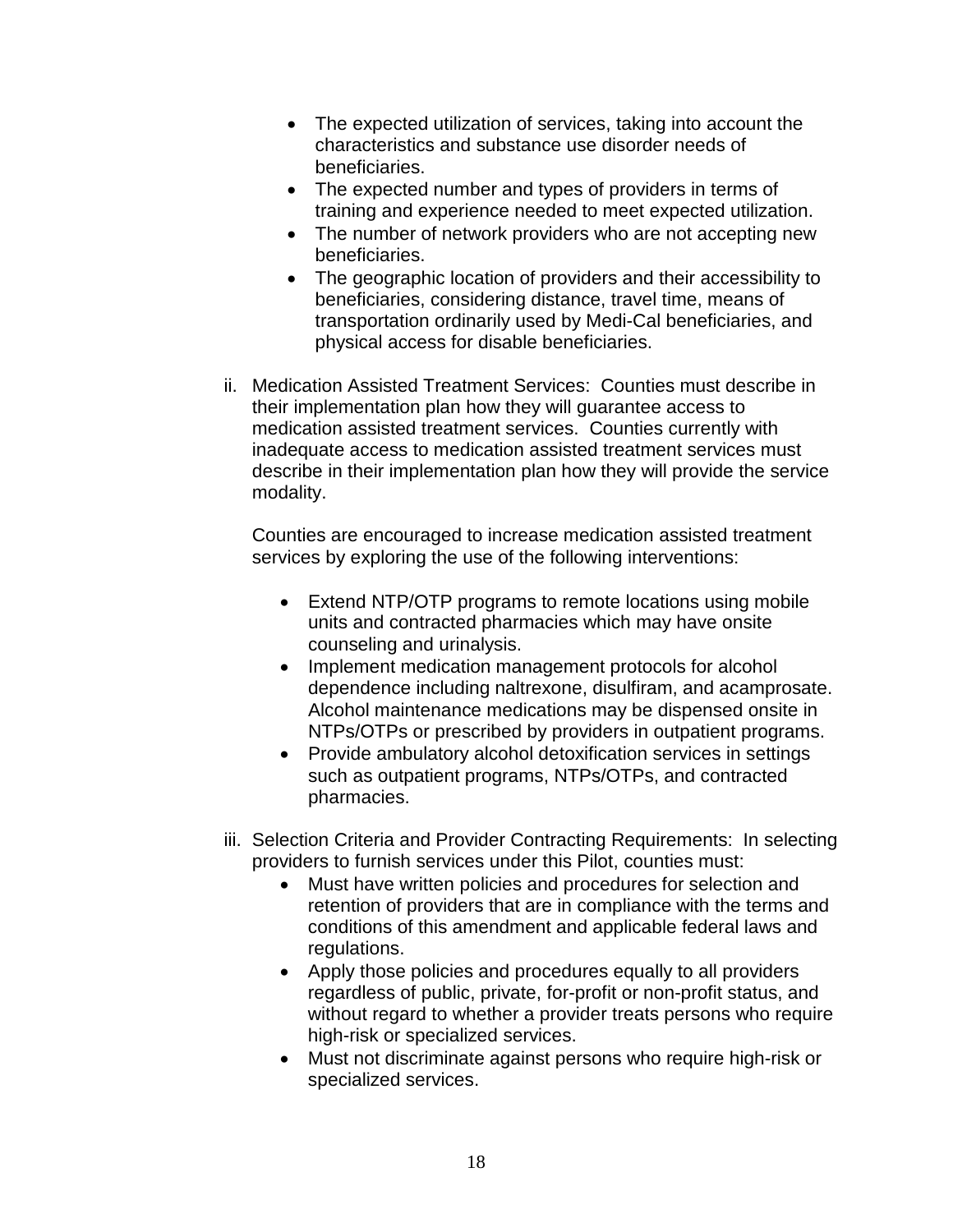- The expected utilization of services, taking into account the characteristics and substance use disorder needs of beneficiaries.
- The expected number and types of providers in terms of training and experience needed to meet expected utilization.
- The number of network providers who are not accepting new beneficiaries.
- The geographic location of providers and their accessibility to beneficiaries, considering distance, travel time, means of transportation ordinarily used by Medi-Cal beneficiaries, and physical access for disable beneficiaries.

ii. Medication Assisted Treatment Services: Counties must describe in their implementation plan how they will guarantee access to medication assisted treatment services. Counties currently with inadequate access to medication assisted treatment services must describe in their implementation plan how they will provide the service modality.

Counties are encouraged to increase medication assisted treatment services by exploring the use of the following interventions:

- Extend NTP/OTP programs to remote locations using mobile units and contracted pharmacies which may have onsite counseling and urinalysis.
- Implement medication management protocols for alcohol dependence including naltrexone, disulfiram, and acamprosate. Alcohol maintenance medications may be dispensed onsite in NTPs/OTPs or prescribed by providers in outpatient programs.
- Provide ambulatory alcohol detoxification services in settings such as outpatient programs, NTPs/OTPs, and contracted pharmacies.

iii. Selection Criteria and Provider Contracting Requirements: In selecting providers to furnish services under this Pilot, counties must:

- Must have written policies and procedures for selection and retention of providers that are in compliance with the terms and conditions of this amendment and applicable federal laws and regulations.
- Apply those policies and procedures equally to all providers regardless of public, private, for-profit or non-profit status, and without regard to whether a provider treats persons who require high-risk or specialized services.
- Must not discriminate against persons who require high-risk or specialized services.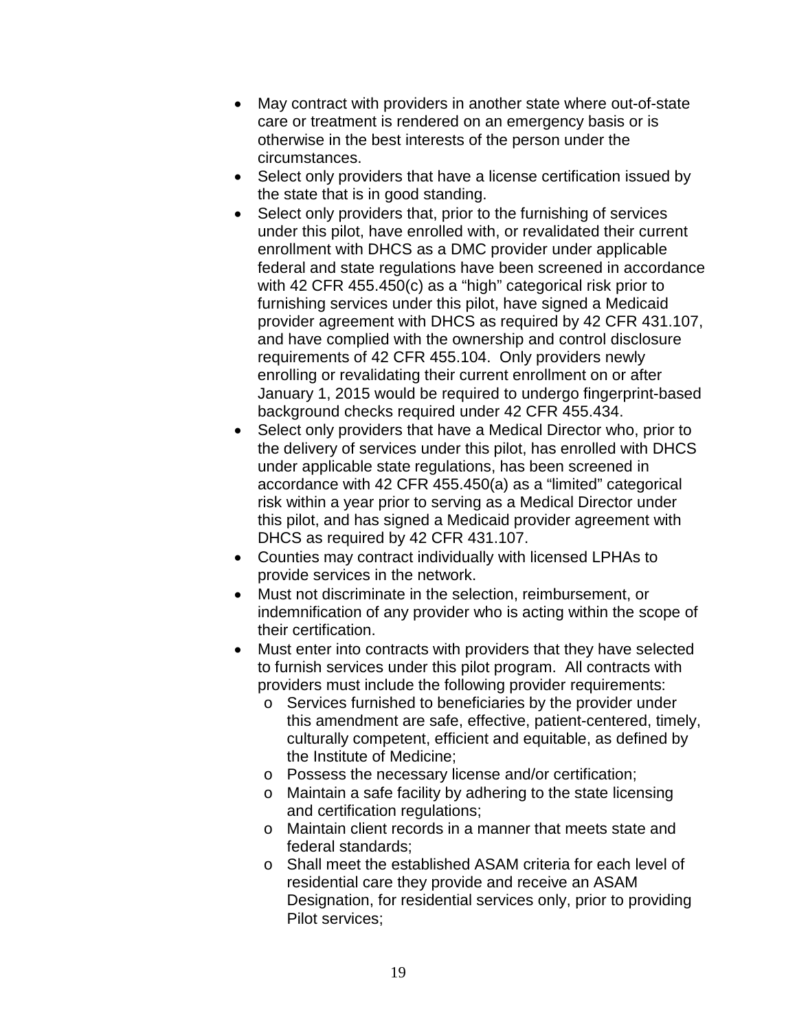- May contract with providers in another state where out-of-state care or treatment is rendered on an emergency basis or is otherwise in the best interests of the person under the circumstances.
- Select only providers that have a license certification issued by the state that is in good standing.
- Select only providers that, prior to the furnishing of services under this pilot, have enrolled with, or revalidated their current enrollment with DHCS as a DMC provider under applicable federal and state regulations have been screened in accordance with 42 CFR 455.450(c) as a "high" categorical risk prior to furnishing services under this pilot, have signed a Medicaid provider agreement with DHCS as required by 42 CFR 431.107, and have complied with the ownership and control disclosure requirements of 42 CFR 455.104. Only providers newly enrolling or revalidating their current enrollment on or after January 1, 2015 would be required to undergo fingerprint-based background checks required under 42 CFR 455.434.
- Select only providers that have a Medical Director who, prior to the delivery of services under this pilot, has enrolled with DHCS under applicable state regulations, has been screened in accordance with 42 CFR 455.450(a) as a "limited" categorical risk within a year prior to serving as a Medical Director under this pilot, and has signed a Medicaid provider agreement with DHCS as required by 42 CFR 431.107.
- Counties may contract individually with licensed LPHAs to provide services in the network.
- Must not discriminate in the selection, reimbursement, or indemnification of any provider who is acting within the scope of their certification.
- Must enter into contracts with providers that they have selected to furnish services under this pilot program. All contracts with providers must include the following provider requirements:
  - Services furnished to beneficiaries by the provider under this amendment are safe, effective, patient-centered, timely, culturally competent, efficient and equitable, as defined by the Institute of Medicine;
  - Possess the necessary license and/or certification;
  - Maintain a safe facility by adhering to the state licensing and certification regulations;
  - Maintain client records in a manner that meets state and federal standards;
  - Shall meet the established ASAM criteria for each level of residential care they provide and receive an ASAM Designation, for residential services only, prior to providing Pilot services;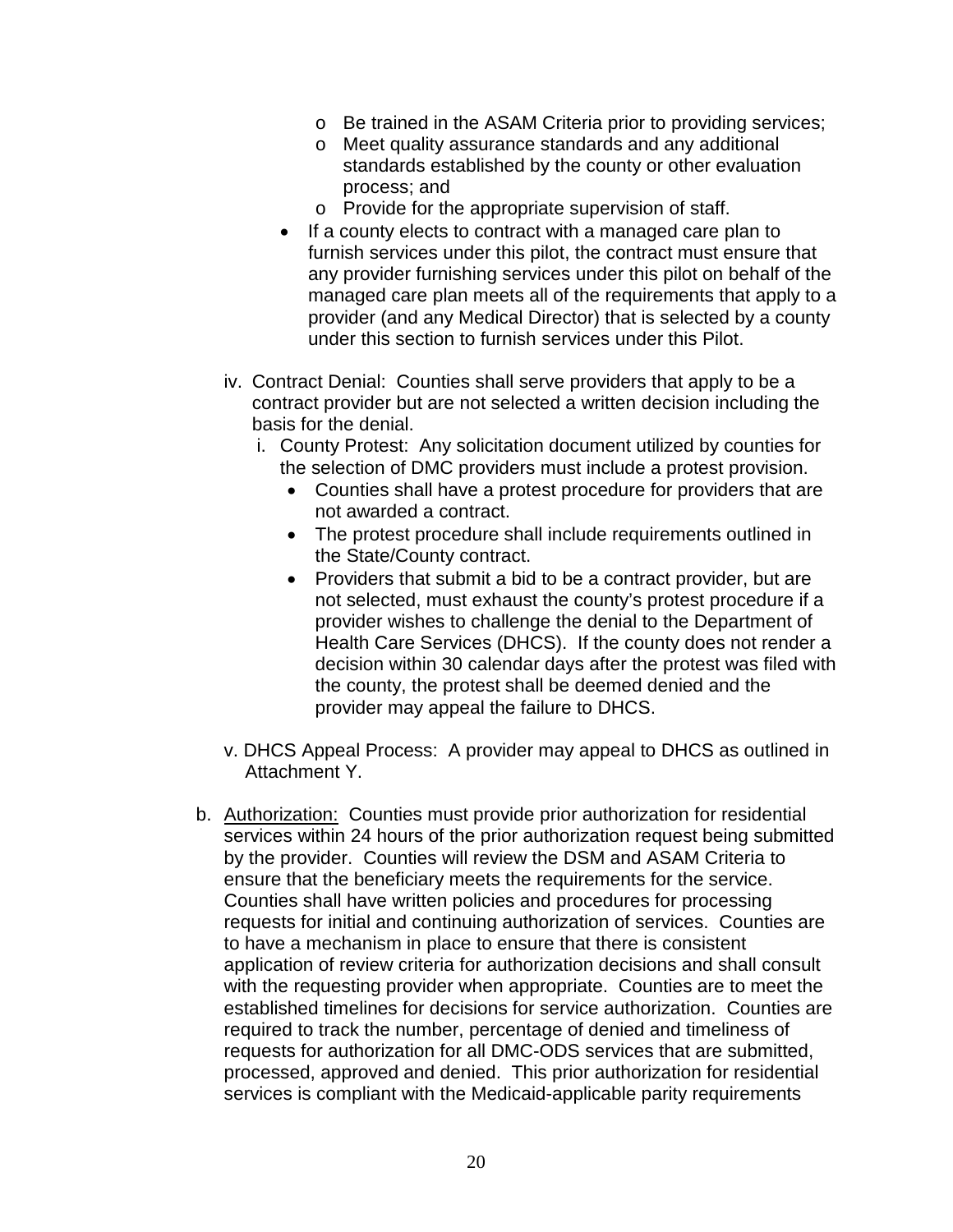- Be trained in the ASAM Criteria prior to providing services;
  - Meet quality assurance standards and any additional standards established by the county or other evaluation process; and
  - Provide for the appropriate supervision of staff.
- If a county elects to contract with a managed care plan to furnish services under this pilot, the contract must ensure that any provider furnishing services under this pilot on behalf of the managed care plan meets all of the requirements that apply to a provider (and any Medical Director) that is selected by a county under this section to furnish services under this Pilot.

iv. Contract Denial: Counties shall serve providers that apply to be a contract provider but are not selected a written decision including the basis for the denial.

i. County Protest: Any solicitation document utilized by counties for the selection of DMC providers must include a protest provision.

- Counties shall have a protest procedure for providers that are not awarded a contract.
- The protest procedure shall include requirements outlined in the State/County contract.
- Providers that submit a bid to be a contract provider, but are not selected, must exhaust the county's protest procedure if a provider wishes to challenge the denial to the Department of Health Care Services (DHCS). If the county does not render a decision within 30 calendar days after the protest was filed with the county, the protest shall be deemed denied and the provider may appeal the failure to DHCS.

v. DHCS Appeal Process: A provider may appeal to DHCS as outlined in Attachment Y.

b. <u>Authorization:</u> Counties must provide prior authorization for residential services within 24 hours of the prior authorization request being submitted by the provider. Counties will review the DSM and ASAM Criteria to ensure that the beneficiary meets the requirements for the service. Counties shall have written policies and procedures for processing requests for initial and continuing authorization of services. Counties are to have a mechanism in place to ensure that there is consistent application of review criteria for authorization decisions and shall consult with the requesting provider when appropriate. Counties are to meet the established timelines for decisions for service authorization. Counties are required to track the number, percentage of denied and timeliness of requests for authorization for all DMC-ODS services that are submitted, processed, approved and denied. This prior authorization for residential services is compliant with the Medicaid-applicable parity requirements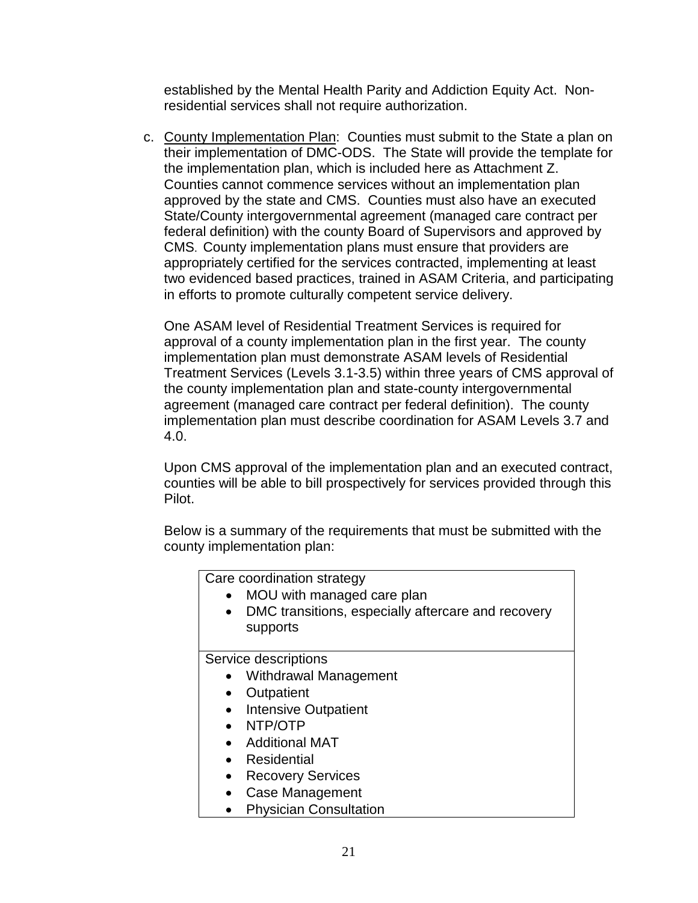established by the Mental Health Parity and Addiction Equity Act. Non-residential services shall not require authorization.

c. <u>County Implementation Plan</u>: Counties must submit to the State a plan on their implementation of DMC-ODS. The State will provide the template for the implementation plan, which is included here as Attachment Z. Counties cannot commence services without an implementation plan approved by the state and CMS. Counties must also have an executed State/County intergovernmental agreement (managed care contract per federal definition) with the county Board of Supervisors and approved by CMS. County implementation plans must ensure that providers are appropriately certified for the services contracted, implementing at least two evidenced based practices, trained in ASAM Criteria, and participating in efforts to promote culturally competent service delivery.

   One ASAM level of Residential Treatment Services is required for approval of a county implementation plan in the first year. The county implementation plan must demonstrate ASAM levels of Residential Treatment Services (Levels 3.1-3.5) within three years of CMS approval of the county implementation plan and state-county intergovernmental agreement (managed care contract per federal definition). The county implementation plan must describe coordination for ASAM Levels 3.7 and 4.0.

   Upon CMS approval of the implementation plan and an executed contract, counties will be able to bill prospectively for services provided through this Pilot.

   Below is a summary of the requirements that must be submitted with the county implementation plan:

| Care coordination strategy<br>• MOU with managed care plan<br>• DMC transitions, especially aftercare and recovery supports |
|---|
| Service descriptions<br>• Withdrawal Management<br>• Outpatient<br>• Intensive Outpatient<br>• NTP/OTP<br>• Additional MAT<br>• Residential<br>• Recovery Services<br>• Case Management<br>• Physician Consultation |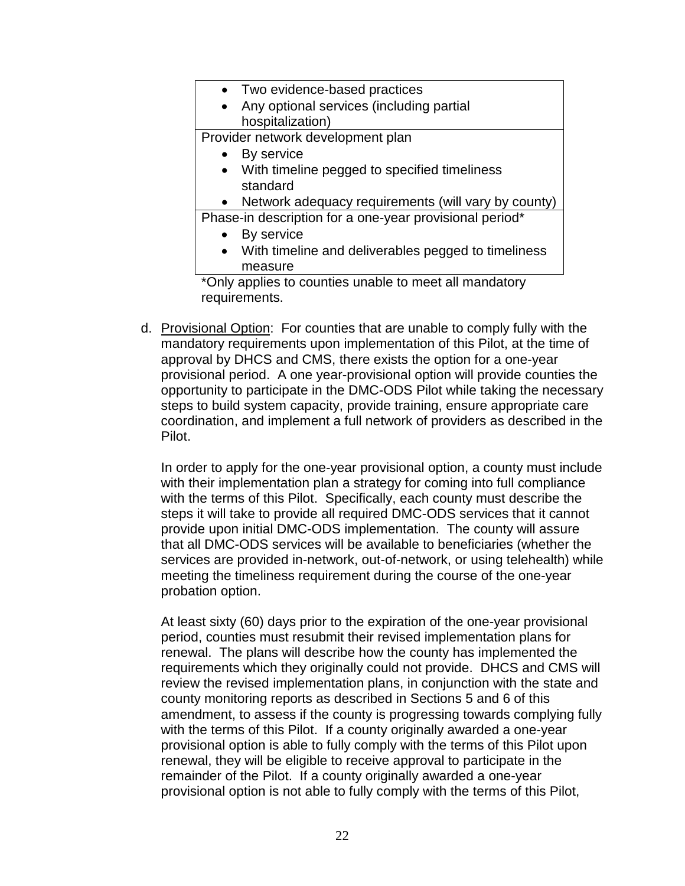| |
|---|
| • Two evidence-based practices<br>• Any optional services (including partial hospitalization) |
| Provider network development plan<br>• By service<br>• With timeline pegged to specified timeliness standard<br>• Network adequacy requirements (will vary by county) |
| Phase-in description for a one-year provisional period*<br>• By service<br>• With timeline and deliverables pegged to timeliness measure |

*Only applies to counties unable to meet all mandatory requirements.

d. Provisional Option: For counties that are unable to comply fully with the mandatory requirements upon implementation of this Pilot, at the time of approval by DHCS and CMS, there exists the option for a one-year provisional period. A one year-provisional option will provide counties the opportunity to participate in the DMC-ODS Pilot while taking the necessary steps to build system capacity, provide training, ensure appropriate care coordination, and implement a full network of providers as described in the Pilot.

   In order to apply for the one-year provisional option, a county must include with their implementation plan a strategy for coming into full compliance with the terms of this Pilot. Specifically, each county must describe the steps it will take to provide all required DMC-ODS services that it cannot provide upon initial DMC-ODS implementation. The county will assure that all DMC-ODS services will be available to beneficiaries (whether the services are provided in-network, out-of-network, or using telehealth) while meeting the timeliness requirement during the course of the one-year probation option.

   At least sixty (60) days prior to the expiration of the one-year provisional period, counties must resubmit their revised implementation plans for renewal. The plans will describe how the county has implemented the requirements which they originally could not provide. DHCS and CMS will review the revised implementation plans, in conjunction with the state and county monitoring reports as described in Sections 5 and 6 of this amendment, to assess if the county is progressing towards complying fully with the terms of this Pilot. If a county originally awarded a one-year provisional option is able to fully comply with the terms of this Pilot upon renewal, they will be eligible to receive approval to participate in the remainder of the Pilot. If a county originally awarded a one-year provisional option is not able to fully comply with the terms of this Pilot,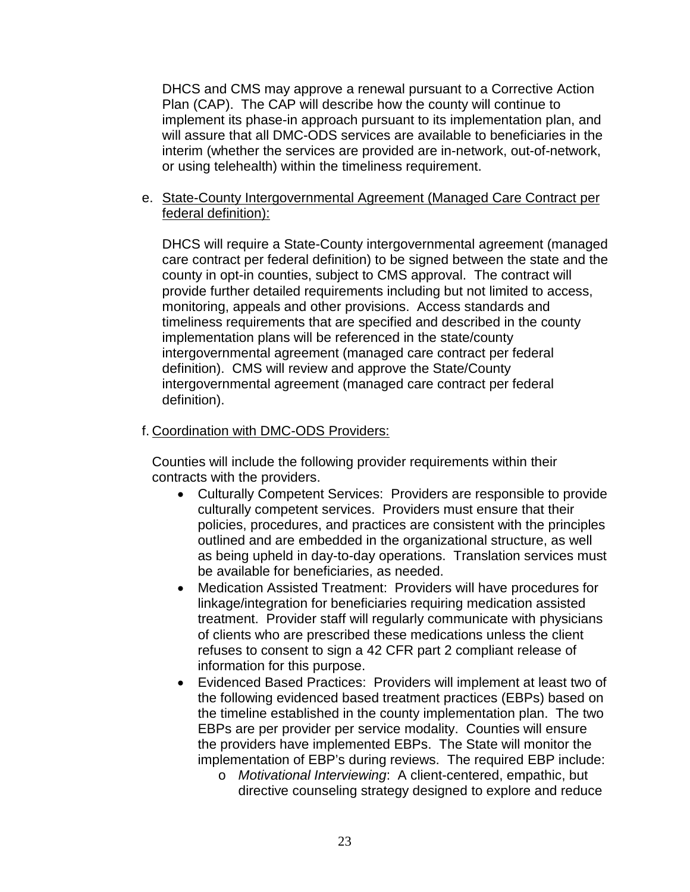DHCS and CMS may approve a renewal pursuant to a Corrective Action Plan (CAP). The CAP will describe how the county will continue to implement its phase-in approach pursuant to its implementation plan, and will assure that all DMC-ODS services are available to beneficiaries in the interim (whether the services are provided are in-network, out-of-network, or using telehealth) within the timeliness requirement.

e. State-County Intergovernmental Agreement (Managed Care Contract per federal definition):

DHCS will require a State-County intergovernmental agreement (managed care contract per federal definition) to be signed between the state and the county in opt-in counties, subject to CMS approval. The contract will provide further detailed requirements including but not limited to access, monitoring, appeals and other provisions. Access standards and timeliness requirements that are specified and described in the county implementation plans will be referenced in the state/county intergovernmental agreement (managed care contract per federal definition). CMS will review and approve the State/County intergovernmental agreement (managed care contract per federal definition).

f. Coordination with DMC-ODS Providers:

Counties will include the following provider requirements within their contracts with the providers.

- Culturally Competent Services: Providers are responsible to provide culturally competent services. Providers must ensure that their policies, procedures, and practices are consistent with the principles outlined and are embedded in the organizational structure, as well as being upheld in day-to-day operations. Translation services must be available for beneficiaries, as needed.
- Medication Assisted Treatment: Providers will have procedures for linkage/integration for beneficiaries requiring medication assisted treatment. Provider staff will regularly communicate with physicians of clients who are prescribed these medications unless the client refuses to consent to sign a 42 CFR part 2 compliant release of information for this purpose.
- Evidenced Based Practices: Providers will implement at least two of the following evidenced based treatment practices (EBPs) based on the timeline established in the county implementation plan. The two EBPs are per provider per service modality. Counties will ensure the providers have implemented EBPs. The State will monitor the implementation of EBP's during reviews. The required EBP include:
  - *Motivational Interviewing*: A client-centered, empathic, but directive counseling strategy designed to explore and reduce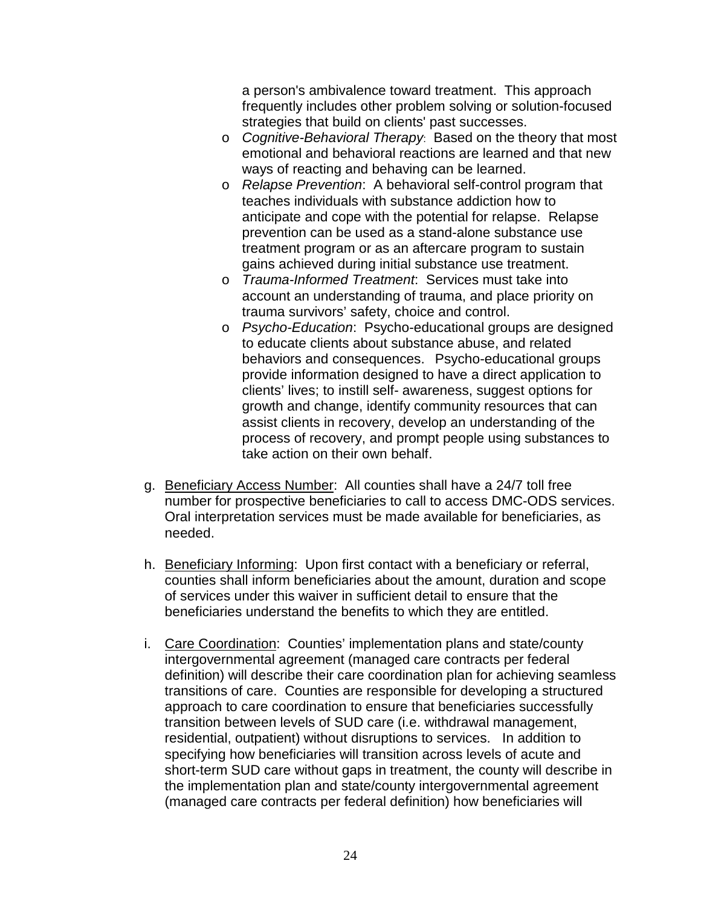a person's ambivalence toward treatment. This approach frequently includes other problem solving or solution-focused strategies that build on clients' past successes.

- *Cognitive-Behavioral Therapy*: Based on the theory that most emotional and behavioral reactions are learned and that new ways of reacting and behaving can be learned.
- *Relapse Prevention*: A behavioral self-control program that teaches individuals with substance addiction how to anticipate and cope with the potential for relapse. Relapse prevention can be used as a stand-alone substance use treatment program or as an aftercare program to sustain gains achieved during initial substance use treatment.
- *Trauma-Informed Treatment*: Services must take into account an understanding of trauma, and place priority on trauma survivors' safety, choice and control.
- *Psycho-Education*: Psycho-educational groups are designed to educate clients about substance abuse, and related behaviors and consequences. Psycho-educational groups provide information designed to have a direct application to clients' lives; to instill self- awareness, suggest options for growth and change, identify community resources that can assist clients in recovery, develop an understanding of the process of recovery, and prompt people using substances to take action on their own behalf.

g. Beneficiary Access Number: All counties shall have a 24/7 toll free number for prospective beneficiaries to call to access DMC-ODS services. Oral interpretation services must be made available for beneficiaries, as needed.

h. Beneficiary Informing: Upon first contact with a beneficiary or referral, counties shall inform beneficiaries about the amount, duration and scope of services under this waiver in sufficient detail to ensure that the beneficiaries understand the benefits to which they are entitled.

i. Care Coordination: Counties' implementation plans and state/county intergovernmental agreement (managed care contracts per federal definition) will describe their care coordination plan for achieving seamless transitions of care. Counties are responsible for developing a structured approach to care coordination to ensure that beneficiaries successfully transition between levels of SUD care (i.e. withdrawal management, residential, outpatient) without disruptions to services. In addition to specifying how beneficiaries will transition across levels of acute and short-term SUD care without gaps in treatment, the county will describe in the implementation plan and state/county intergovernmental agreement (managed care contracts per federal definition) how beneficiaries will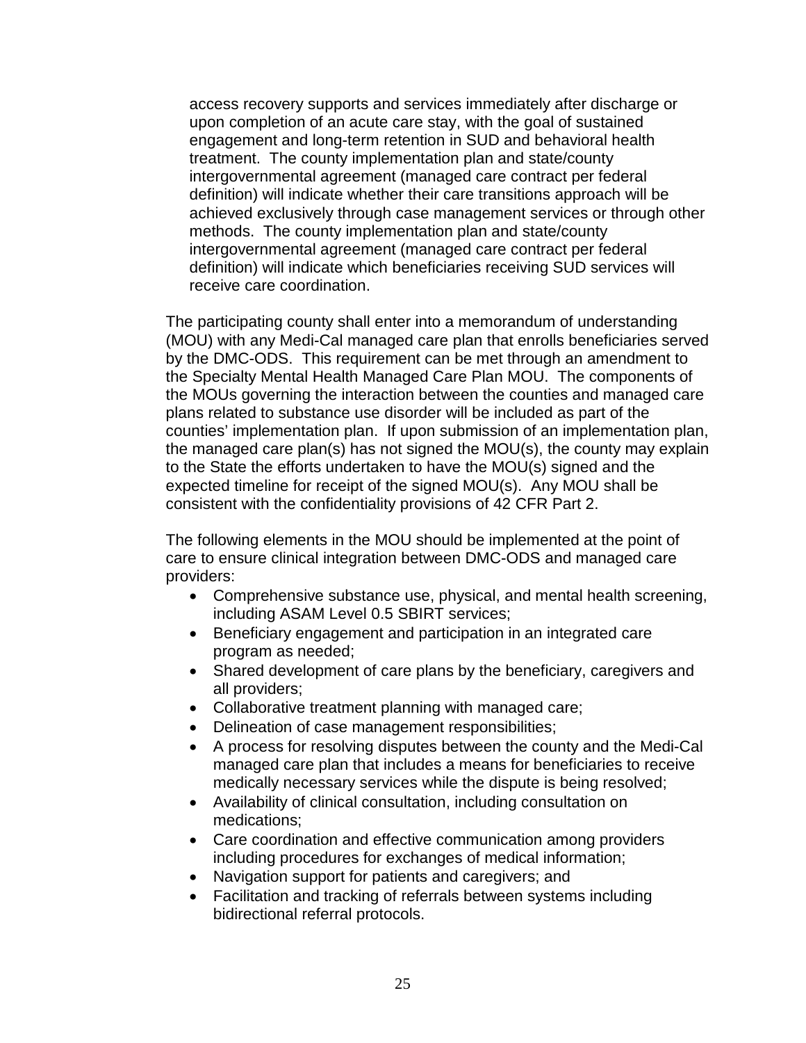access recovery supports and services immediately after discharge or upon completion of an acute care stay, with the goal of sustained engagement and long-term retention in SUD and behavioral health treatment. The county implementation plan and state/county intergovernmental agreement (managed care contract per federal definition) will indicate whether their care transitions approach will be achieved exclusively through case management services or through other methods. The county implementation plan and state/county intergovernmental agreement (managed care contract per federal definition) will indicate which beneficiaries receiving SUD services will receive care coordination.

The participating county shall enter into a memorandum of understanding (MOU) with any Medi-Cal managed care plan that enrolls beneficiaries served by the DMC-ODS. This requirement can be met through an amendment to the Specialty Mental Health Managed Care Plan MOU. The components of the MOUs governing the interaction between the counties and managed care plans related to substance use disorder will be included as part of the counties' implementation plan. If upon submission of an implementation plan, the managed care plan(s) has not signed the MOU(s), the county may explain to the State the efforts undertaken to have the MOU(s) signed and the expected timeline for receipt of the signed MOU(s). Any MOU shall be consistent with the confidentiality provisions of 42 CFR Part 2.

The following elements in the MOU should be implemented at the point of care to ensure clinical integration between DMC-ODS and managed care providers:

- Comprehensive substance use, physical, and mental health screening, including ASAM Level 0.5 SBIRT services;
- Beneficiary engagement and participation in an integrated care program as needed;
- Shared development of care plans by the beneficiary, caregivers and all providers;
- Collaborative treatment planning with managed care;
- Delineation of case management responsibilities;
- A process for resolving disputes between the county and the Medi-Cal managed care plan that includes a means for beneficiaries to receive medically necessary services while the dispute is being resolved;
- Availability of clinical consultation, including consultation on medications;
- Care coordination and effective communication among providers including procedures for exchanges of medical information;
- Navigation support for patients and caregivers; and
- Facilitation and tracking of referrals between systems including bidirectional referral protocols.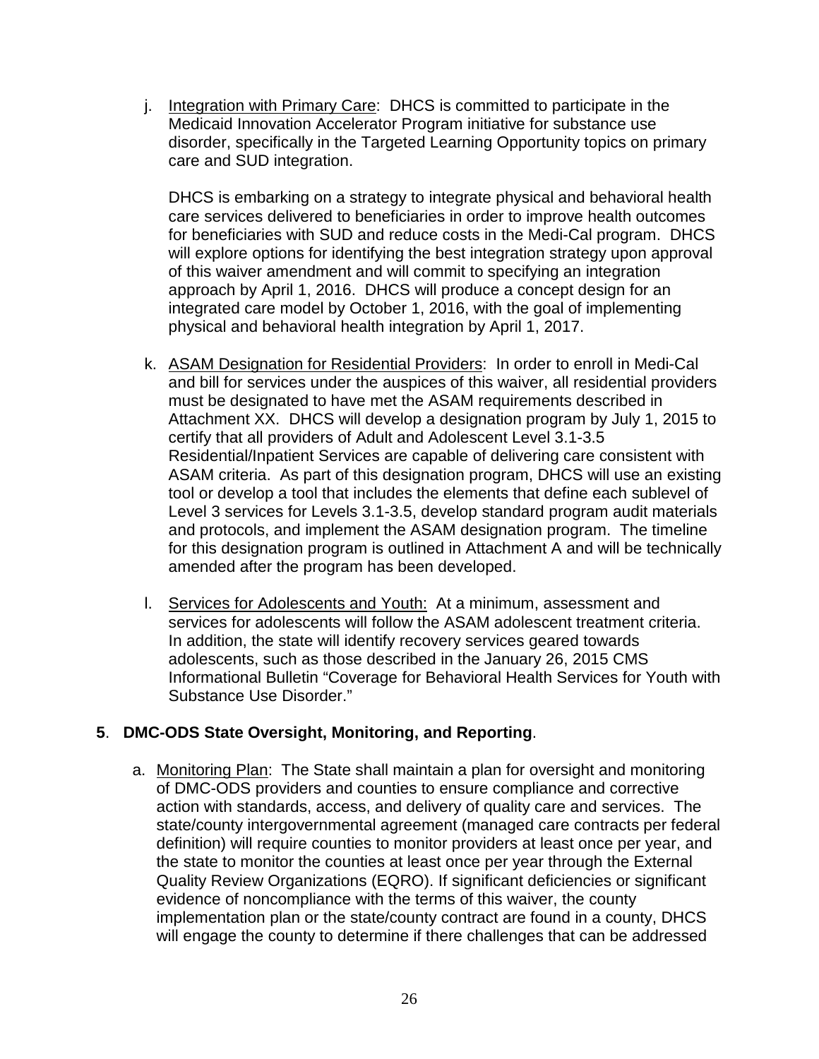j. Integration with Primary Care: DHCS is committed to participate in the Medicaid Innovation Accelerator Program initiative for substance use disorder, specifically in the Targeted Learning Opportunity topics on primary care and SUD integration.

   DHCS is embarking on a strategy to integrate physical and behavioral health care services delivered to beneficiaries in order to improve health outcomes for beneficiaries with SUD and reduce costs in the Medi-Cal program. DHCS will explore options for identifying the best integration strategy upon approval of this waiver amendment and will commit to specifying an integration approach by April 1, 2016. DHCS will produce a concept design for an integrated care model by October 1, 2016, with the goal of implementing physical and behavioral health integration by April 1, 2017.

k. ASAM Designation for Residential Providers: In order to enroll in Medi-Cal and bill for services under the auspices of this waiver, all residential providers must be designated to have met the ASAM requirements described in Attachment XX. DHCS will develop a designation program by July 1, 2015 to certify that all providers of Adult and Adolescent Level 3.1-3.5 Residential/Inpatient Services are capable of delivering care consistent with ASAM criteria. As part of this designation program, DHCS will use an existing tool or develop a tool that includes the elements that define each sublevel of Level 3 services for Levels 3.1-3.5, develop standard program audit materials and protocols, and implement the ASAM designation program. The timeline for this designation program is outlined in Attachment A and will be technically amended after the program has been developed.

l. Services for Adolescents and Youth: At a minimum, assessment and services for adolescents will follow the ASAM adolescent treatment criteria. In addition, the state will identify recovery services geared towards adolescents, such as those described in the January 26, 2015 CMS Informational Bulletin "Coverage for Behavioral Health Services for Youth with Substance Use Disorder."

**5. DMC-ODS State Oversight, Monitoring, and Reporting.**

a. Monitoring Plan: The State shall maintain a plan for oversight and monitoring of DMC-ODS providers and counties to ensure compliance and corrective action with standards, access, and delivery of quality care and services. The state/county intergovernmental agreement (managed care contracts per federal definition) will require counties to monitor providers at least once per year, and the state to monitor the counties at least once per year through the External Quality Review Organizations (EQRO). If significant deficiencies or significant evidence of noncompliance with the terms of this waiver, the county implementation plan or the state/county contract are found in a county, DHCS will engage the county to determine if there challenges that can be addressed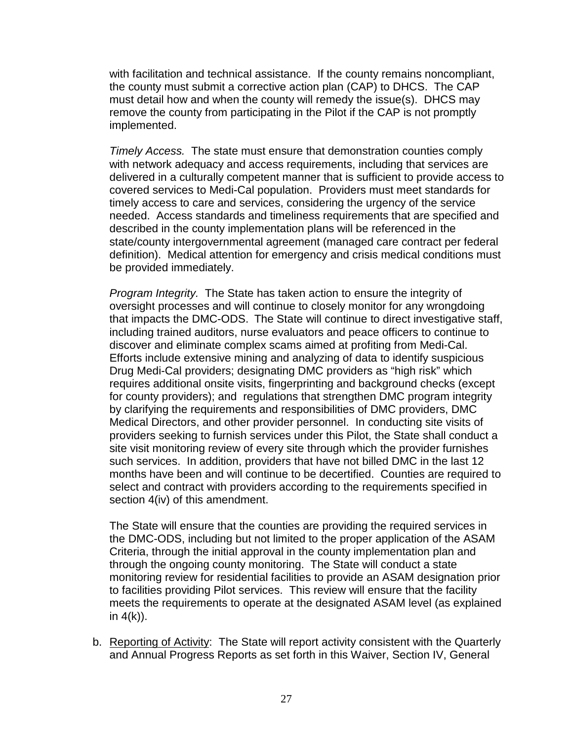with facilitation and technical assistance. If the county remains noncompliant, the county must submit a corrective action plan (CAP) to DHCS. The CAP must detail how and when the county will remedy the issue(s). DHCS may remove the county from participating in the Pilot if the CAP is not promptly implemented.

*Timely Access.* The state must ensure that demonstration counties comply with network adequacy and access requirements, including that services are delivered in a culturally competent manner that is sufficient to provide access to covered services to Medi-Cal population. Providers must meet standards for timely access to care and services, considering the urgency of the service needed. Access standards and timeliness requirements that are specified and described in the county implementation plans will be referenced in the state/county intergovernmental agreement (managed care contract per federal definition). Medical attention for emergency and crisis medical conditions must be provided immediately.

*Program Integrity.* The State has taken action to ensure the integrity of oversight processes and will continue to closely monitor for any wrongdoing that impacts the DMC-ODS. The State will continue to direct investigative staff, including trained auditors, nurse evaluators and peace officers to continue to discover and eliminate complex scams aimed at profiting from Medi-Cal. Efforts include extensive mining and analyzing of data to identify suspicious Drug Medi-Cal providers; designating DMC providers as "high risk" which requires additional onsite visits, fingerprinting and background checks (except for county providers); and regulations that strengthen DMC program integrity by clarifying the requirements and responsibilities of DMC providers, DMC Medical Directors, and other provider personnel. In conducting site visits of providers seeking to furnish services under this Pilot, the State shall conduct a site visit monitoring review of every site through which the provider furnishes such services. In addition, providers that have not billed DMC in the last 12 months have been and will continue to be decertified. Counties are required to select and contract with providers according to the requirements specified in section 4(iv) of this amendment.

The State will ensure that the counties are providing the required services in the DMC-ODS, including but not limited to the proper application of the ASAM Criteria, through the initial approval in the county implementation plan and through the ongoing county monitoring. The State will conduct a state monitoring review for residential facilities to provide an ASAM designation prior to facilities providing Pilot services. This review will ensure that the facility meets the requirements to operate at the designated ASAM level (as explained in 4(k)).

b. <u>Reporting of Activity</u>: The State will report activity consistent with the Quarterly and Annual Progress Reports as set forth in this Waiver, Section IV, General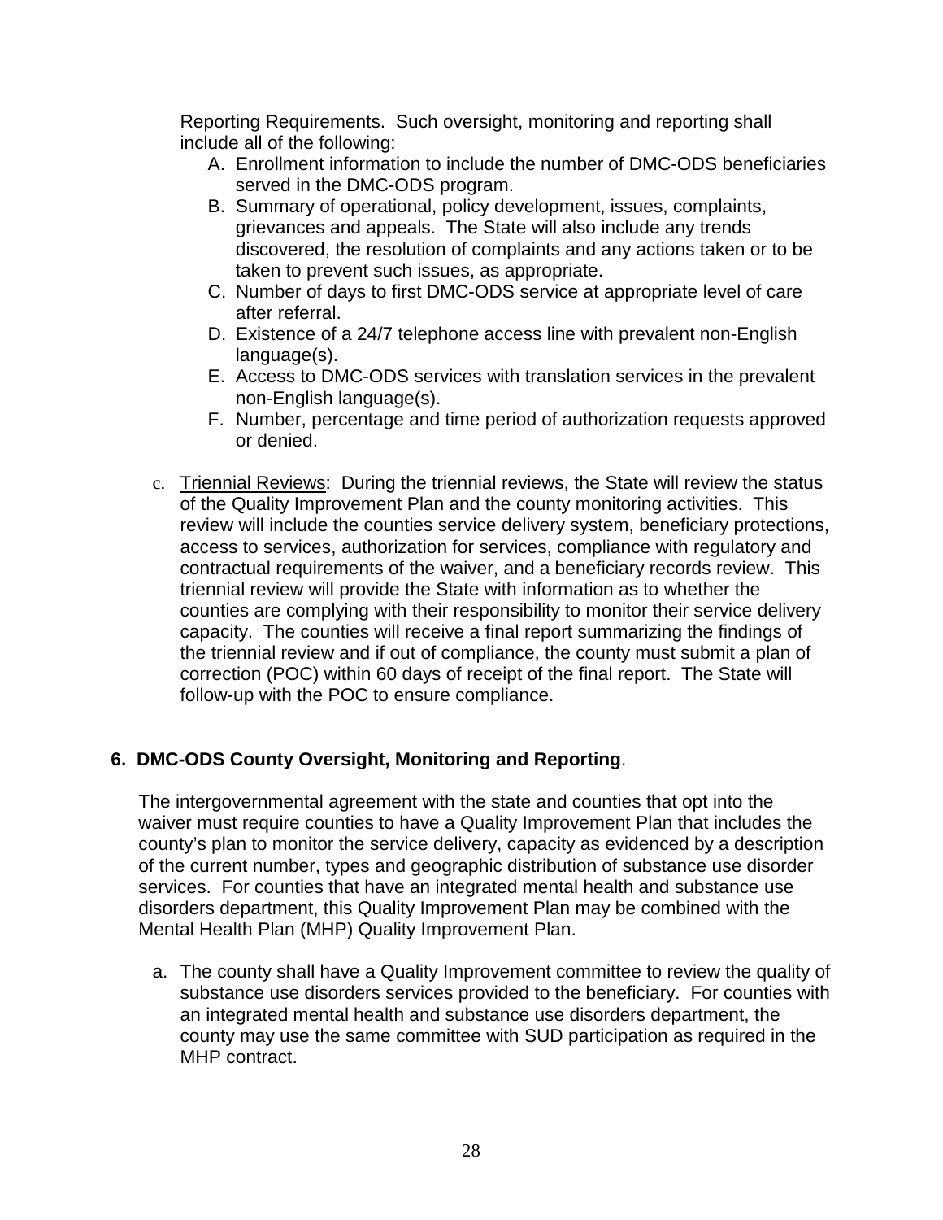Reporting Requirements. Such oversight, monitoring and reporting shall include all of the following:

A. Enrollment information to include the number of DMC-ODS beneficiaries served in the DMC-ODS program.
B. Summary of operational, policy development, issues, complaints, grievances and appeals. The State will also include any trends discovered, the resolution of complaints and any actions taken or to be taken to prevent such issues, as appropriate.
C. Number of days to first DMC-ODS service at appropriate level of care after referral.
D. Existence of a 24/7 telephone access line with prevalent non-English language(s).
E. Access to DMC-ODS services with translation services in the prevalent non-English language(s).
F. Number, percentage and time period of authorization requests approved or denied.

c. Triennial Reviews: During the triennial reviews, the State will review the status of the Quality Improvement Plan and the county monitoring activities. This review will include the counties service delivery system, beneficiary protections, access to services, authorization for services, compliance with regulatory and contractual requirements of the waiver, and a beneficiary records review. This triennial review will provide the State with information as to whether the counties are complying with their responsibility to monitor their service delivery capacity. The counties will receive a final report summarizing the findings of the triennial review and if out of compliance, the county must submit a plan of correction (POC) within 60 days of receipt of the final report. The State will follow-up with the POC to ensure compliance.

## 6. DMC-ODS County Oversight, Monitoring and Reporting.

The intergovernmental agreement with the state and counties that opt into the waiver must require counties to have a Quality Improvement Plan that includes the county's plan to monitor the service delivery, capacity as evidenced by a description of the current number, types and geographic distribution of substance use disorder services. For counties that have an integrated mental health and substance use disorders department, this Quality Improvement Plan may be combined with the Mental Health Plan (MHP) Quality Improvement Plan.

a. The county shall have a Quality Improvement committee to review the quality of substance use disorders services provided to the beneficiary. For counties with an integrated mental health and substance use disorders department, the county may use the same committee with SUD participation as required in the MHP contract.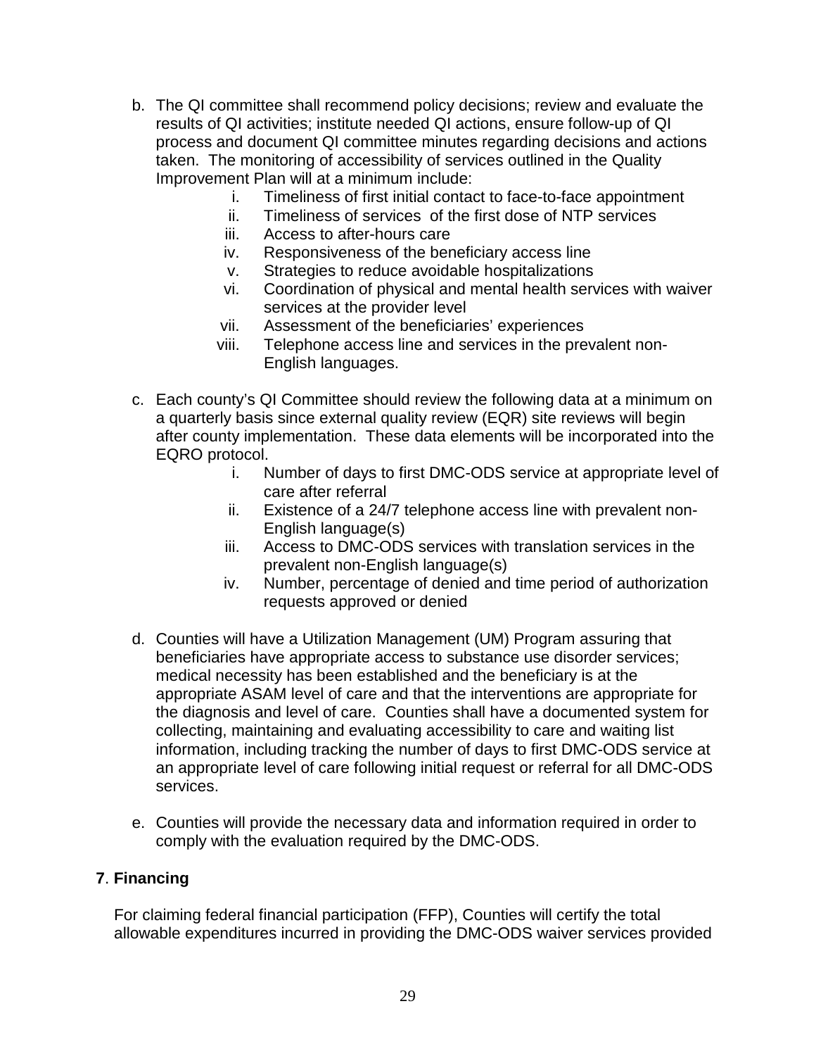b. The QI committee shall recommend policy decisions; review and evaluate the results of QI activities; institute needed QI actions, ensure follow-up of QI process and document QI committee minutes regarding decisions and actions taken. The monitoring of accessibility of services outlined in the Quality Improvement Plan will at a minimum include:

    i. Timeliness of first initial contact to face-to-face appointment
    ii. Timeliness of services of the first dose of NTP services
    iii. Access to after-hours care
    iv. Responsiveness of the beneficiary access line
    v. Strategies to reduce avoidable hospitalizations
    vi. Coordination of physical and mental health services with waiver services at the provider level
    vii. Assessment of the beneficiaries' experiences
    viii. Telephone access line and services in the prevalent non-English languages.

c. Each county's QI Committee should review the following data at a minimum on a quarterly basis since external quality review (EQR) site reviews will begin after county implementation. These data elements will be incorporated into the EQRO protocol.

    i. Number of days to first DMC-ODS service at appropriate level of care after referral
    ii. Existence of a 24/7 telephone access line with prevalent non-English language(s)
    iii. Access to DMC-ODS services with translation services in the prevalent non-English language(s)
    iv. Number, percentage of denied and time period of authorization requests approved or denied

d. Counties will have a Utilization Management (UM) Program assuring that beneficiaries have appropriate access to substance use disorder services; medical necessity has been established and the beneficiary is at the appropriate ASAM level of care and that the interventions are appropriate for the diagnosis and level of care. Counties shall have a documented system for collecting, maintaining and evaluating accessibility to care and waiting list information, including tracking the number of days to first DMC-ODS service at an appropriate level of care following initial request or referral for all DMC-ODS services.

e. Counties will provide the necessary data and information required in order to comply with the evaluation required by the DMC-ODS.

## 7. Financing

For claiming federal financial participation (FFP), Counties will certify the total allowable expenditures incurred in providing the DMC-ODS waiver services provided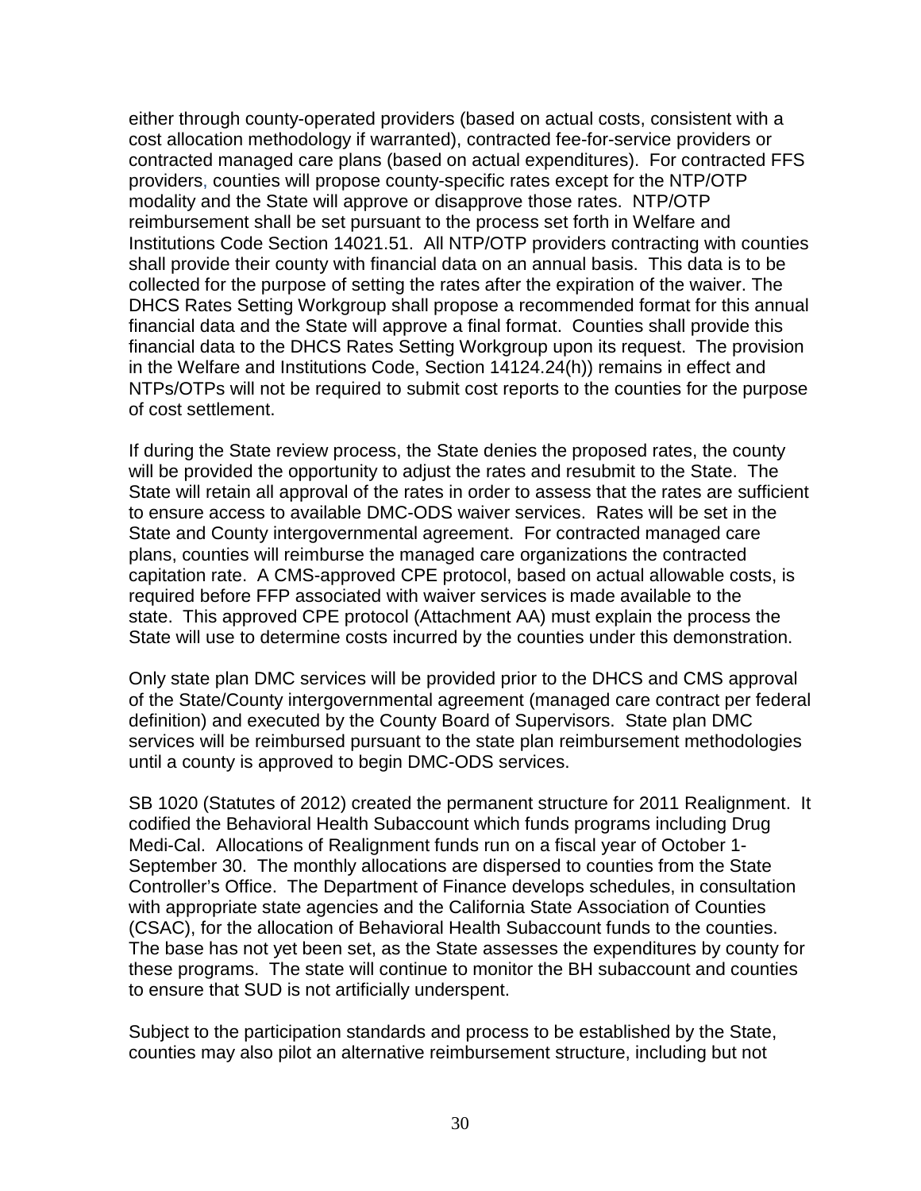either through county-operated providers (based on actual costs, consistent with a cost allocation methodology if warranted), contracted fee-for-service providers or contracted managed care plans (based on actual expenditures). For contracted FFS providers, counties will propose county-specific rates except for the NTP/OTP modality and the State will approve or disapprove those rates. NTP/OTP reimbursement shall be set pursuant to the process set forth in Welfare and Institutions Code Section 14021.51. All NTP/OTP providers contracting with counties shall provide their county with financial data on an annual basis. This data is to be collected for the purpose of setting the rates after the expiration of the waiver. The DHCS Rates Setting Workgroup shall propose a recommended format for this annual financial data and the State will approve a final format. Counties shall provide this financial data to the DHCS Rates Setting Workgroup upon its request. The provision in the Welfare and Institutions Code, Section 14124.24(h)) remains in effect and NTPs/OTPs will not be required to submit cost reports to the counties for the purpose of cost settlement.

If during the State review process, the State denies the proposed rates, the county will be provided the opportunity to adjust the rates and resubmit to the State. The State will retain all approval of the rates in order to assess that the rates are sufficient to ensure access to available DMC-ODS waiver services. Rates will be set in the State and County intergovernmental agreement. For contracted managed care plans, counties will reimburse the managed care organizations the contracted capitation rate. A CMS-approved CPE protocol, based on actual allowable costs, is required before FFP associated with waiver services is made available to the state. This approved CPE protocol (Attachment AA) must explain the process the State will use to determine costs incurred by the counties under this demonstration.

Only state plan DMC services will be provided prior to the DHCS and CMS approval of the State/County intergovernmental agreement (managed care contract per federal definition) and executed by the County Board of Supervisors. State plan DMC services will be reimbursed pursuant to the state plan reimbursement methodologies until a county is approved to begin DMC-ODS services.

SB 1020 (Statutes of 2012) created the permanent structure for 2011 Realignment. It codified the Behavioral Health Subaccount which funds programs including Drug Medi-Cal. Allocations of Realignment funds run on a fiscal year of October 1-September 30. The monthly allocations are dispersed to counties from the State Controller's Office. The Department of Finance develops schedules, in consultation with appropriate state agencies and the California State Association of Counties (CSAC), for the allocation of Behavioral Health Subaccount funds to the counties. The base has not yet been set, as the State assesses the expenditures by county for these programs. The state will continue to monitor the BH subaccount and counties to ensure that SUD is not artificially underspent.

Subject to the participation standards and process to be established by the State, counties may also pilot an alternative reimbursement structure, including but not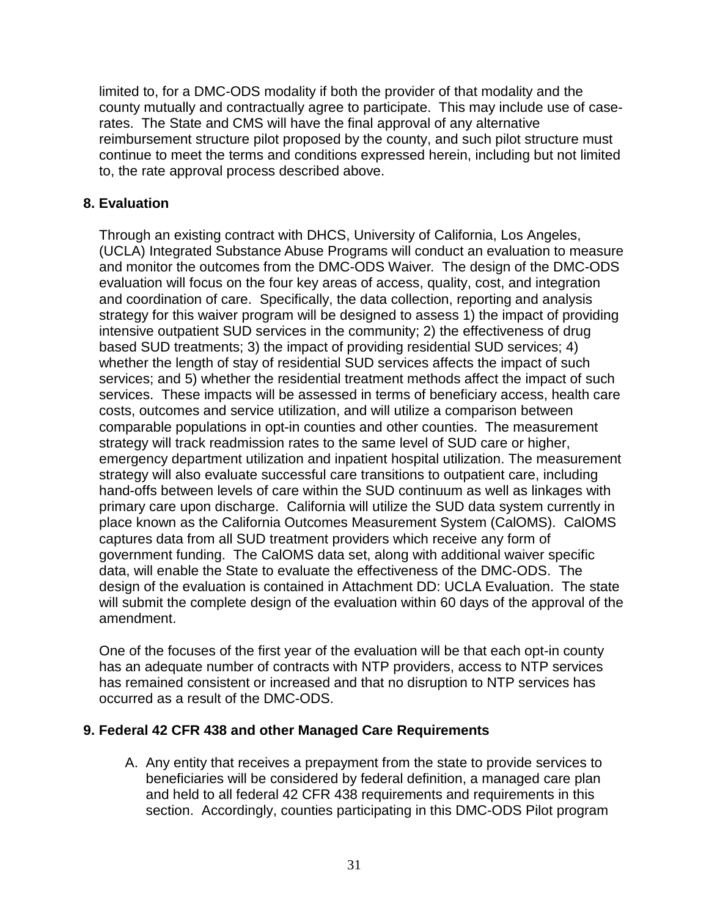limited to, for a DMC-ODS modality if both the provider of that modality and the county mutually and contractually agree to participate. This may include use of case-rates. The State and CMS will have the final approval of any alternative reimbursement structure pilot proposed by the county, and such pilot structure must continue to meet the terms and conditions expressed herein, including but not limited to, the rate approval process described above.

## 8. Evaluation

Through an existing contract with DHCS, University of California, Los Angeles, (UCLA) Integrated Substance Abuse Programs will conduct an evaluation to measure and monitor the outcomes from the DMC-ODS Waiver. The design of the DMC-ODS evaluation will focus on the four key areas of access, quality, cost, and integration and coordination of care. Specifically, the data collection, reporting and analysis strategy for this waiver program will be designed to assess 1) the impact of providing intensive outpatient SUD services in the community; 2) the effectiveness of drug based SUD treatments; 3) the impact of providing residential SUD services; 4) whether the length of stay of residential SUD services affects the impact of such services; and 5) whether the residential treatment methods affect the impact of such services. These impacts will be assessed in terms of beneficiary access, health care costs, outcomes and service utilization, and will utilize a comparison between comparable populations in opt-in counties and other counties. The measurement strategy will track readmission rates to the same level of SUD care or higher, emergency department utilization and inpatient hospital utilization. The measurement strategy will also evaluate successful care transitions to outpatient care, including hand-offs between levels of care within the SUD continuum as well as linkages with primary care upon discharge. California will utilize the SUD data system currently in place known as the California Outcomes Measurement System (CalOMS). CalOMS captures data from all SUD treatment providers which receive any form of government funding. The CalOMS data set, along with additional waiver specific data, will enable the State to evaluate the effectiveness of the DMC-ODS. The design of the evaluation is contained in Attachment DD: UCLA Evaluation. The state will submit the complete design of the evaluation within 60 days of the approval of the amendment.

One of the focuses of the first year of the evaluation will be that each opt-in county has an adequate number of contracts with NTP providers, access to NTP services has remained consistent or increased and that no disruption to NTP services has occurred as a result of the DMC-ODS.

## 9. Federal 42 CFR 438 and other Managed Care Requirements

A. Any entity that receives a prepayment from the state to provide services to beneficiaries will be considered by federal definition, a managed care plan and held to all federal 42 CFR 438 requirements and requirements in this section. Accordingly, counties participating in this DMC-ODS Pilot program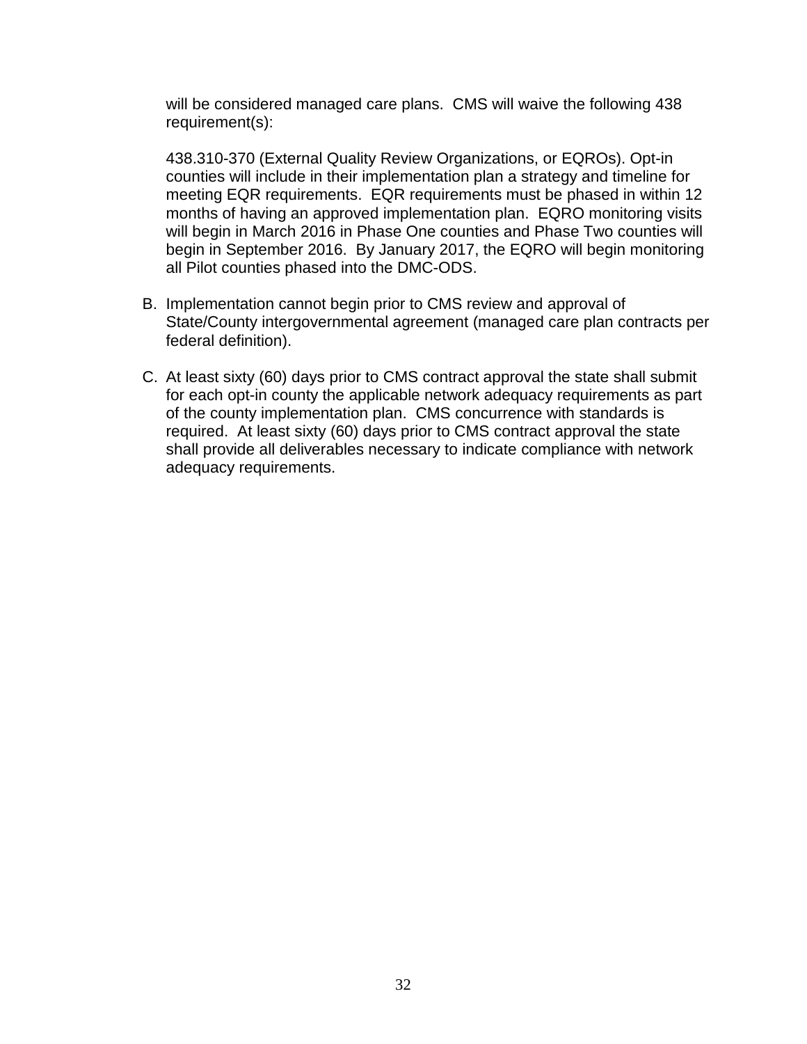will be considered managed care plans. CMS will waive the following 438 requirement(s):

438.310-370 (External Quality Review Organizations, or EQROs). Opt-in counties will include in their implementation plan a strategy and timeline for meeting EQR requirements. EQR requirements must be phased in within 12 months of having an approved implementation plan. EQRO monitoring visits will begin in March 2016 in Phase One counties and Phase Two counties will begin in September 2016. By January 2017, the EQRO will begin monitoring all Pilot counties phased into the DMC-ODS.

B. Implementation cannot begin prior to CMS review and approval of State/County intergovernmental agreement (managed care plan contracts per federal definition).

C. At least sixty (60) days prior to CMS contract approval the state shall submit for each opt-in county the applicable network adequacy requirements as part of the county implementation plan. CMS concurrence with standards is required. At least sixty (60) days prior to CMS contract approval the state shall provide all deliverables necessary to indicate compliance with network adequacy requirements.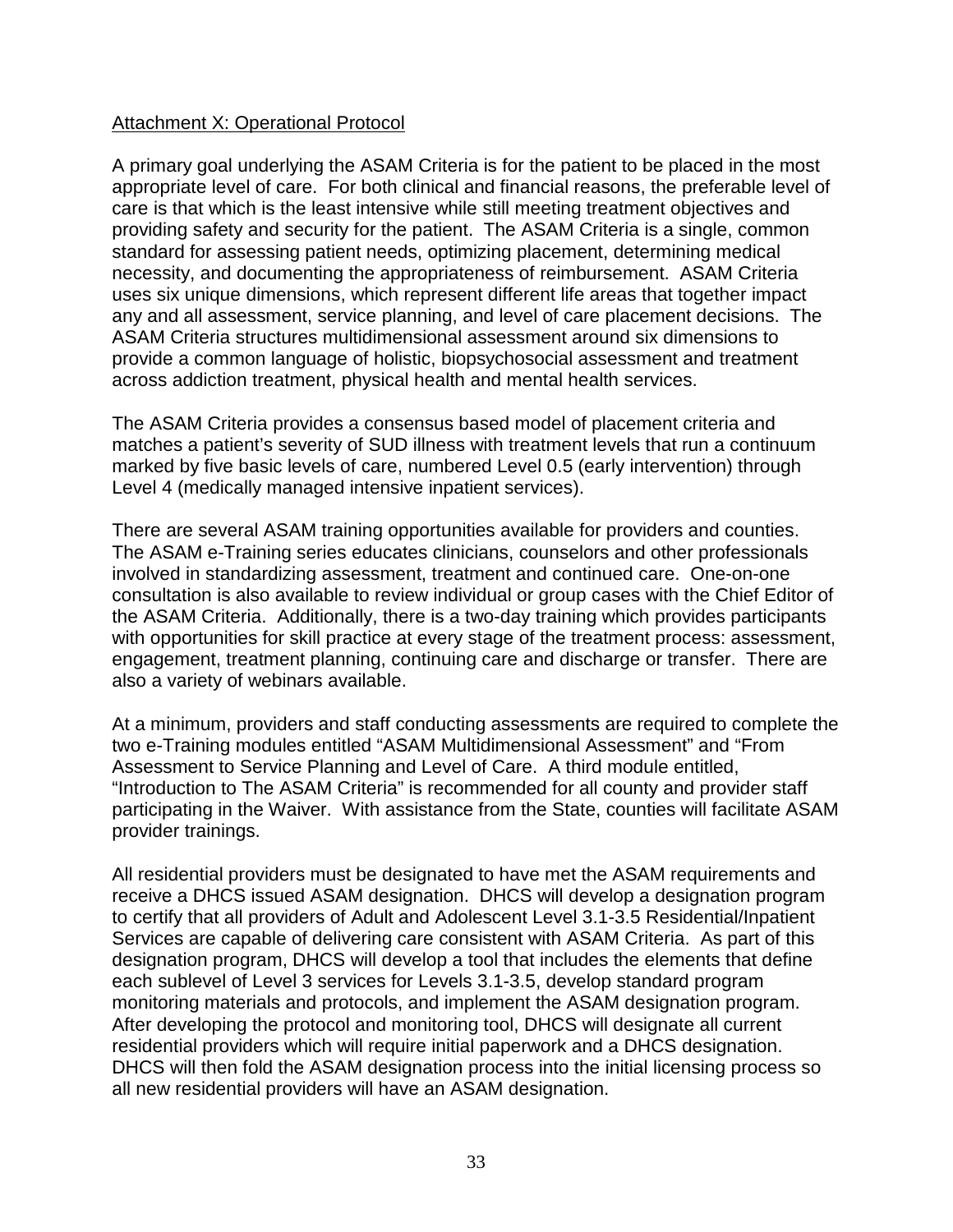Attachment X: Operational Protocol

A primary goal underlying the ASAM Criteria is for the patient to be placed in the most appropriate level of care. For both clinical and financial reasons, the preferable level of care is that which is the least intensive while still meeting treatment objectives and providing safety and security for the patient. The ASAM Criteria is a single, common standard for assessing patient needs, optimizing placement, determining medical necessity, and documenting the appropriateness of reimbursement. ASAM Criteria uses six unique dimensions, which represent different life areas that together impact any and all assessment, service planning, and level of care placement decisions. The ASAM Criteria structures multidimensional assessment around six dimensions to provide a common language of holistic, biopsychosocial assessment and treatment across addiction treatment, physical health and mental health services.

The ASAM Criteria provides a consensus based model of placement criteria and matches a patient's severity of SUD illness with treatment levels that run a continuum marked by five basic levels of care, numbered Level 0.5 (early intervention) through Level 4 (medically managed intensive inpatient services).

There are several ASAM training opportunities available for providers and counties. The ASAM e-Training series educates clinicians, counselors and other professionals involved in standardizing assessment, treatment and continued care. One-on-one consultation is also available to review individual or group cases with the Chief Editor of the ASAM Criteria. Additionally, there is a two-day training which provides participants with opportunities for skill practice at every stage of the treatment process: assessment, engagement, treatment planning, continuing care and discharge or transfer. There are also a variety of webinars available.

At a minimum, providers and staff conducting assessments are required to complete the two e-Training modules entitled "ASAM Multidimensional Assessment" and "From Assessment to Service Planning and Level of Care. A third module entitled, "Introduction to The ASAM Criteria" is recommended for all county and provider staff participating in the Waiver. With assistance from the State, counties will facilitate ASAM provider trainings.

All residential providers must be designated to have met the ASAM requirements and receive a DHCS issued ASAM designation. DHCS will develop a designation program to certify that all providers of Adult and Adolescent Level 3.1-3.5 Residential/Inpatient Services are capable of delivering care consistent with ASAM Criteria. As part of this designation program, DHCS will develop a tool that includes the elements that define each sublevel of Level 3 services for Levels 3.1-3.5, develop standard program monitoring materials and protocols, and implement the ASAM designation program. After developing the protocol and monitoring tool, DHCS will designate all current residential providers which will require initial paperwork and a DHCS designation. DHCS will then fold the ASAM designation process into the initial licensing process so all new residential providers will have an ASAM designation.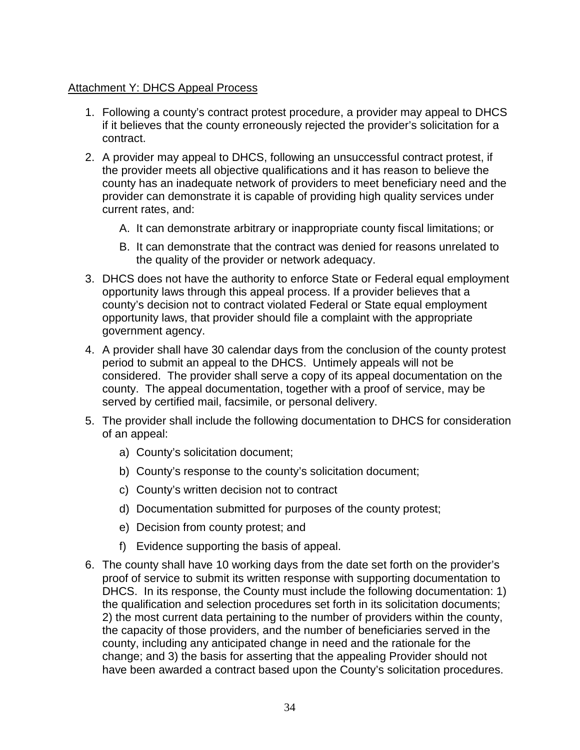<u>Attachment Y: DHCS Appeal Process</u>

1. Following a county's contract protest procedure, a provider may appeal to DHCS if it believes that the county erroneously rejected the provider's solicitation for a contract.
2. A provider may appeal to DHCS, following an unsuccessful contract protest, if the provider meets all objective qualifications and it has reason to believe the county has an inadequate network of providers to meet beneficiary need and the provider can demonstrate it is capable of providing high quality services under current rates, and:
   A. It can demonstrate arbitrary or inappropriate county fiscal limitations; or
   B. It can demonstrate that the contract was denied for reasons unrelated to the quality of the provider or network adequacy.
3. DHCS does not have the authority to enforce State or Federal equal employment opportunity laws through this appeal process. If a provider believes that a county's decision not to contract violated Federal or State equal employment opportunity laws, that provider should file a complaint with the appropriate government agency.
4. A provider shall have 30 calendar days from the conclusion of the county protest period to submit an appeal to the DHCS. Untimely appeals will not be considered. The provider shall serve a copy of its appeal documentation on the county. The appeal documentation, together with a proof of service, may be served by certified mail, facsimile, or personal delivery.
5. The provider shall include the following documentation to DHCS for consideration of an appeal:
   a) County's solicitation document;
   b) County's response to the county's solicitation document;
   c) County's written decision not to contract
   d) Documentation submitted for purposes of the county protest;
   e) Decision from county protest; and
   f) Evidence supporting the basis of appeal.
6. The county shall have 10 working days from the date set forth on the provider's proof of service to submit its written response with supporting documentation to DHCS. In its response, the County must include the following documentation: 1) the qualification and selection procedures set forth in its solicitation documents; 2) the most current data pertaining to the number of providers within the county, the capacity of those providers, and the number of beneficiaries served in the county, including any anticipated change in need and the rationale for the change; and 3) the basis for asserting that the appealing Provider should not have been awarded a contract based upon the County's solicitation procedures.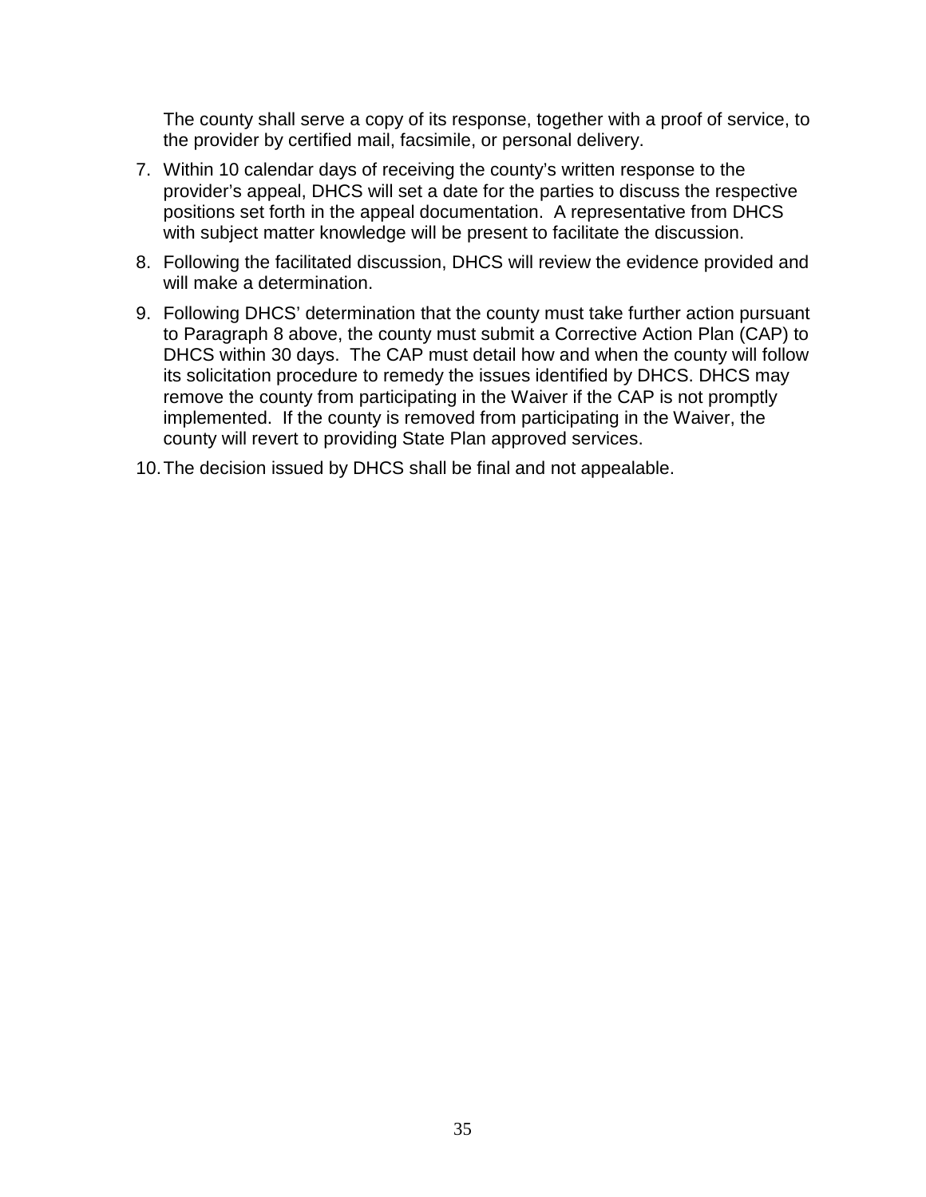The county shall serve a copy of its response, together with a proof of service, to the provider by certified mail, facsimile, or personal delivery.

7. Within 10 calendar days of receiving the county's written response to the provider's appeal, DHCS will set a date for the parties to discuss the respective positions set forth in the appeal documentation. A representative from DHCS with subject matter knowledge will be present to facilitate the discussion.
8. Following the facilitated discussion, DHCS will review the evidence provided and will make a determination.
9. Following DHCS' determination that the county must take further action pursuant to Paragraph 8 above, the county must submit a Corrective Action Plan (CAP) to DHCS within 30 days. The CAP must detail how and when the county will follow its solicitation procedure to remedy the issues identified by DHCS. DHCS may remove the county from participating in the Waiver if the CAP is not promptly implemented. If the county is removed from participating in the Waiver, the county will revert to providing State Plan approved services.
10. The decision issued by DHCS shall be final and not appealable.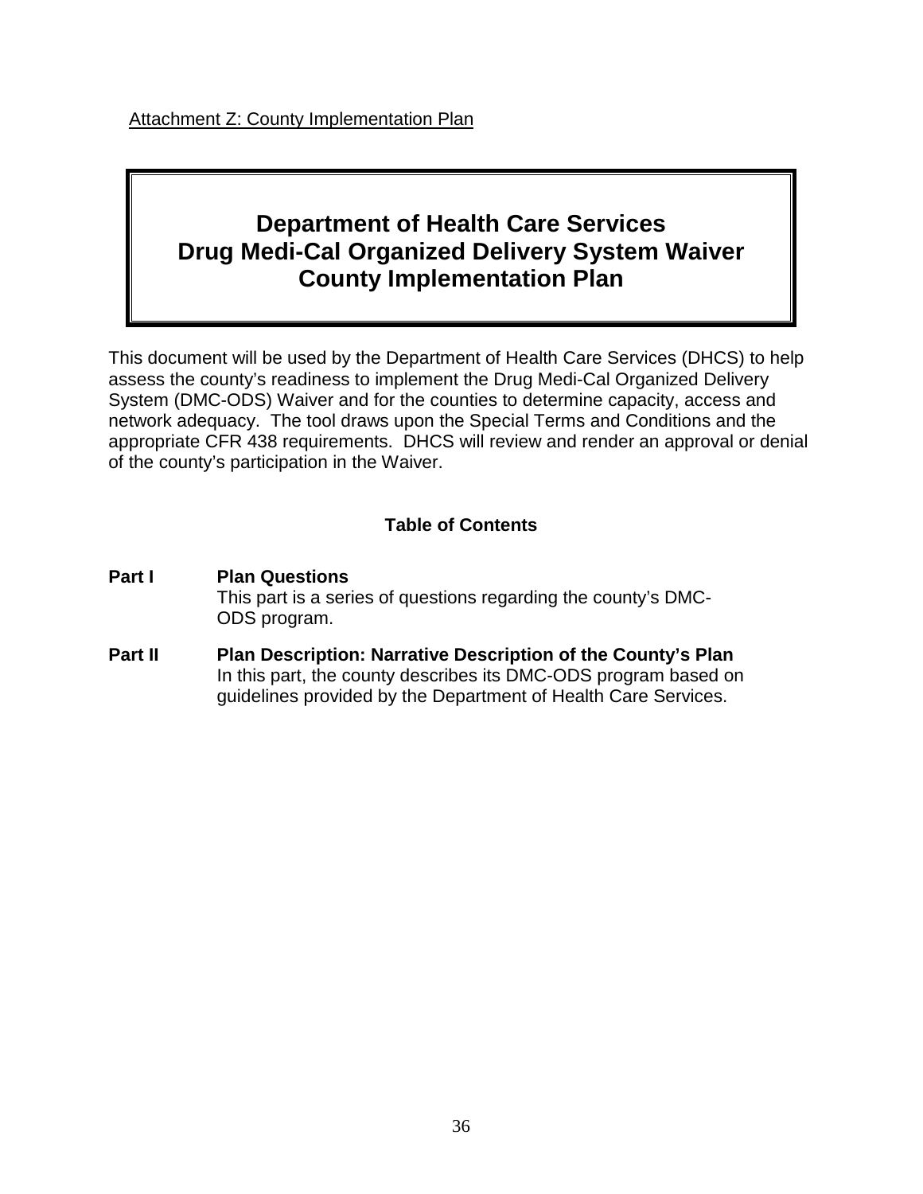Attachment Z: County Implementation Plan

# Department of Health Care Services
# Drug Medi-Cal Organized Delivery System Waiver
# County Implementation Plan

This document will be used by the Department of Health Care Services (DHCS) to help assess the county's readiness to implement the Drug Medi-Cal Organized Delivery System (DMC-ODS) Waiver and for the counties to determine capacity, access and network adequacy. The tool draws upon the Special Terms and Conditions and the appropriate CFR 438 requirements. DHCS will review and render an approval or denial of the county's participation in the Waiver.

## Table of Contents

**Part I** **Plan Questions**
This part is a series of questions regarding the county's DMC-ODS program.

**Part II** **Plan Description: Narrative Description of the County's Plan**
In this part, the county describes its DMC-ODS program based on guidelines provided by the Department of Health Care Services.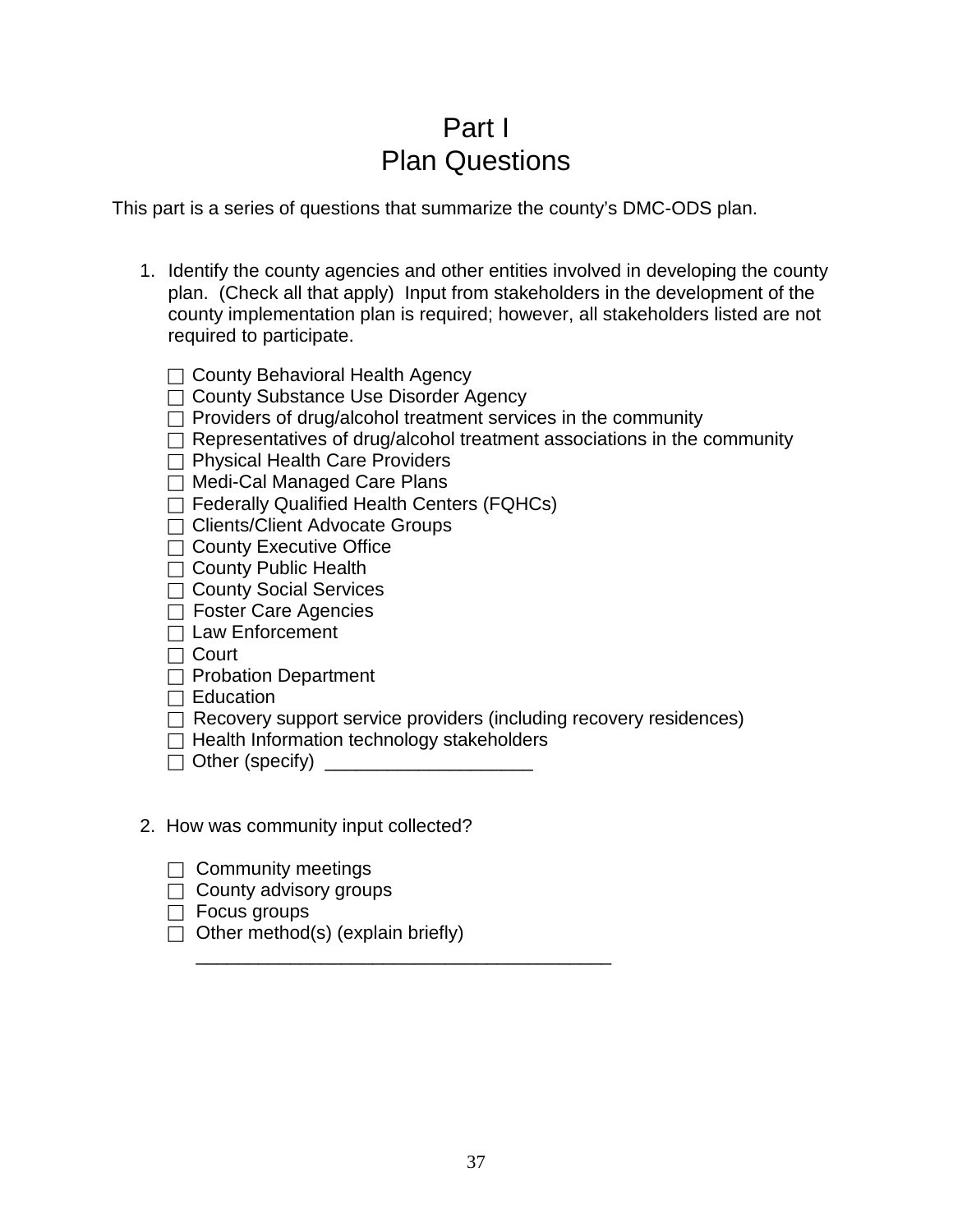# Part I
# Plan Questions

This part is a series of questions that summarize the county's DMC-ODS plan.

1. Identify the county agencies and other entities involved in developing the county plan. (Check all that apply) Input from stakeholders in the development of the county implementation plan is required; however, all stakeholders listed are not required to participate.

   - ☐ County Behavioral Health Agency
   - ☐ County Substance Use Disorder Agency
   - ☐ Providers of drug/alcohol treatment services in the community
   - ☐ Representatives of drug/alcohol treatment associations in the community
   - ☐ Physical Health Care Providers
   - ☐ Medi-Cal Managed Care Plans
   - ☐ Federally Qualified Health Centers (FQHCs)
   - ☐ Clients/Client Advocate Groups
   - ☐ County Executive Office
   - ☐ County Public Health
   - ☐ County Social Services
   - ☐ Foster Care Agencies
   - ☐ Law Enforcement
   - ☐ Court
   - ☐ Probation Department
   - ☐ Education
   - ☐ Recovery support service providers (including recovery residences)
   - ☐ Health Information technology stakeholders
   - ☐ Other (specify) ____________________

2. How was community input collected?

   - ☐ Community meetings
   - ☐ County advisory groups
   - ☐ Focus groups
   - ☐ Other method(s) (explain briefly)

     ________________________________________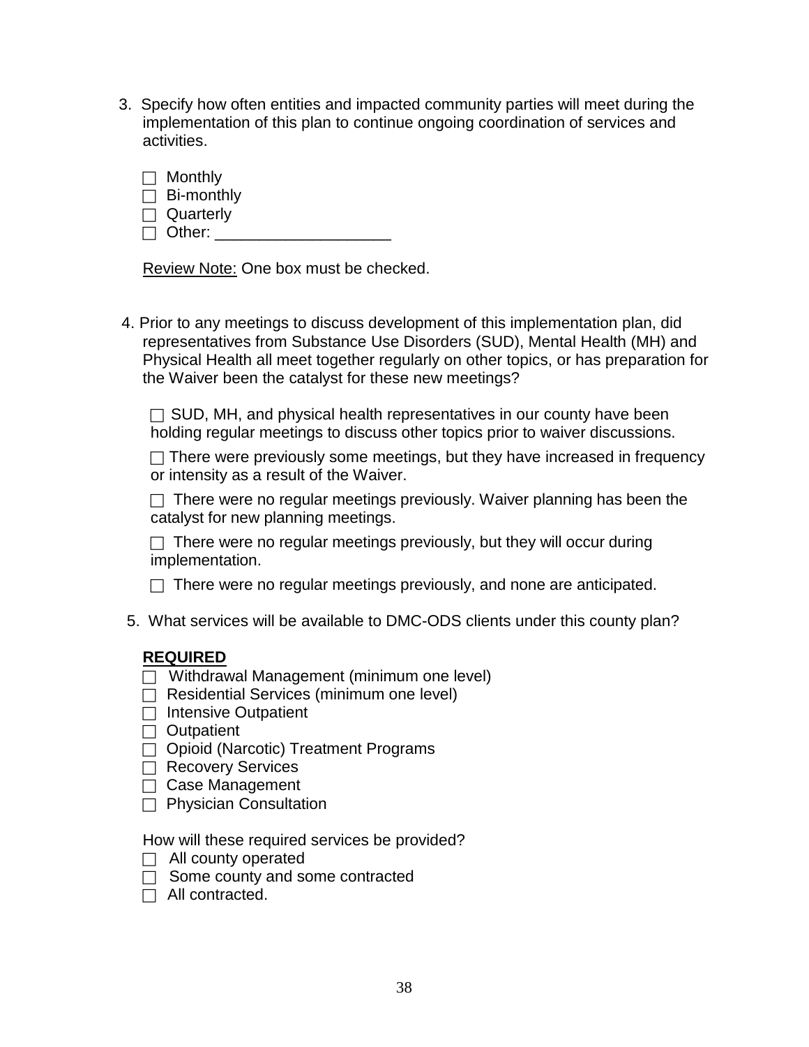3. Specify how often entities and impacted community parties will meet during the implementation of this plan to continue ongoing coordination of services and activities.

   ☐ Monthly
   ☐ Bi-monthly
   ☐ Quarterly
   ☐ Other: ____________________

   Review Note: One box must be checked.

4. Prior to any meetings to discuss development of this implementation plan, did representatives from Substance Use Disorders (SUD), Mental Health (MH) and Physical Health all meet together regularly on other topics, or has preparation for the Waiver been the catalyst for these new meetings?

   ☐ SUD, MH, and physical health representatives in our county have been holding regular meetings to discuss other topics prior to waiver discussions.

   ☐ There were previously some meetings, but they have increased in frequency or intensity as a result of the Waiver.

   ☐ There were no regular meetings previously. Waiver planning has been the catalyst for new planning meetings.

   ☐ There were no regular meetings previously, but they will occur during implementation.

   ☐ There were no regular meetings previously, and none are anticipated.

5. What services will be available to DMC-ODS clients under this county plan?

   **REQUIRED**
   ☐ Withdrawal Management (minimum one level)
   ☐ Residential Services (minimum one level)
   ☐ Intensive Outpatient
   ☐ Outpatient
   ☐ Opioid (Narcotic) Treatment Programs
   ☐ Recovery Services
   ☐ Case Management
   ☐ Physician Consultation

   How will these required services be provided?
   ☐ All county operated
   ☐ Some county and some contracted
   ☐ All contracted.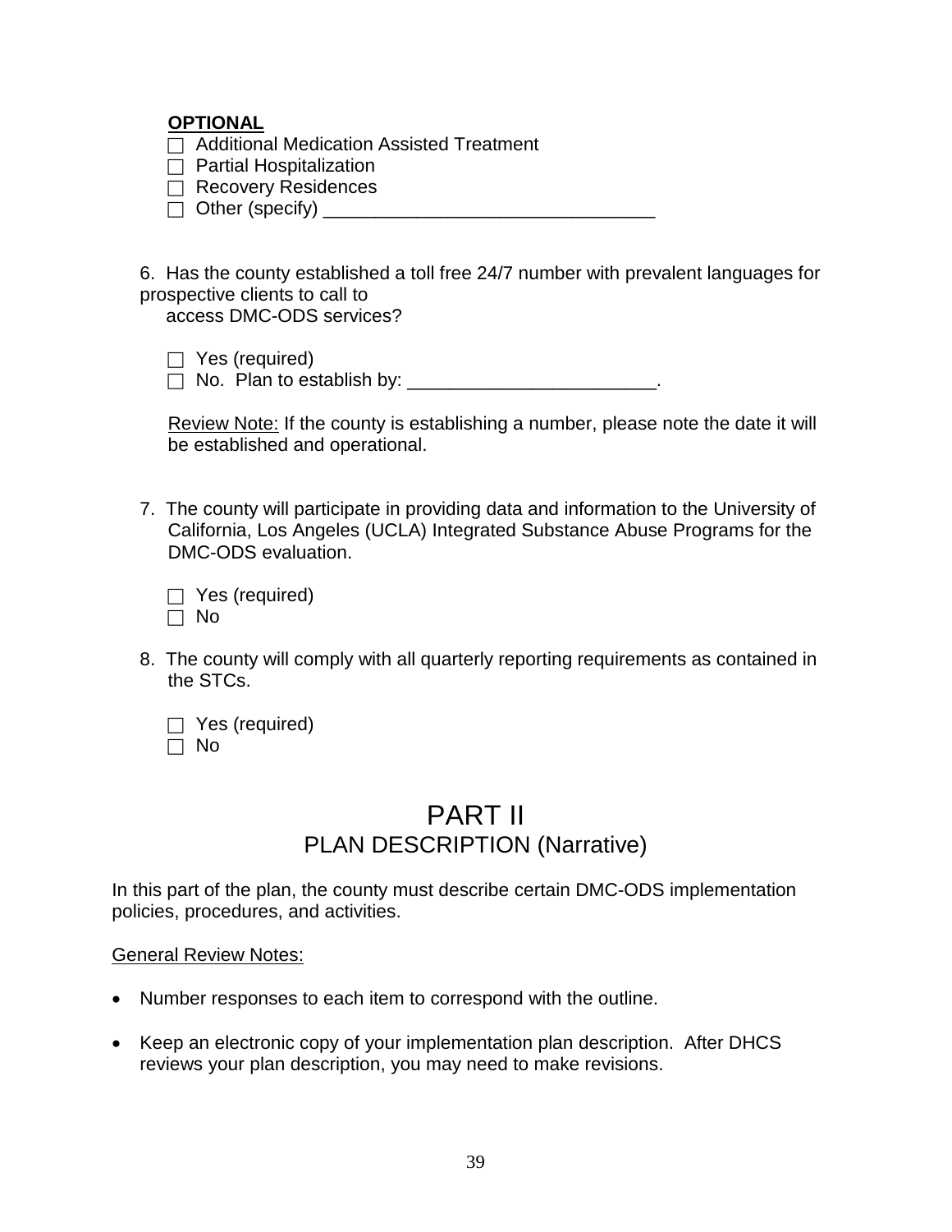**OPTIONAL**

☐ Additional Medication Assisted Treatment
☐ Partial Hospitalization
☐ Recovery Residences
☐ Other (specify) ________________________________

6. Has the county established a toll free 24/7 number with prevalent languages for prospective clients to call to access DMC-ODS services?

☐ Yes (required)
☐ No. Plan to establish by: ________________________.

Review Note: If the county is establishing a number, please note the date it will be established and operational.

7. The county will participate in providing data and information to the University of California, Los Angeles (UCLA) Integrated Substance Abuse Programs for the DMC-ODS evaluation.

☐ Yes (required)
☐ No

8. The county will comply with all quarterly reporting requirements as contained in the STCs.

☐ Yes (required)
☐ No

# PART II

## PLAN DESCRIPTION (Narrative)

In this part of the plan, the county must describe certain DMC-ODS implementation policies, procedures, and activities.

General Review Notes:

- Number responses to each item to correspond with the outline.
- Keep an electronic copy of your implementation plan description. After DHCS reviews your plan description, you may need to make revisions.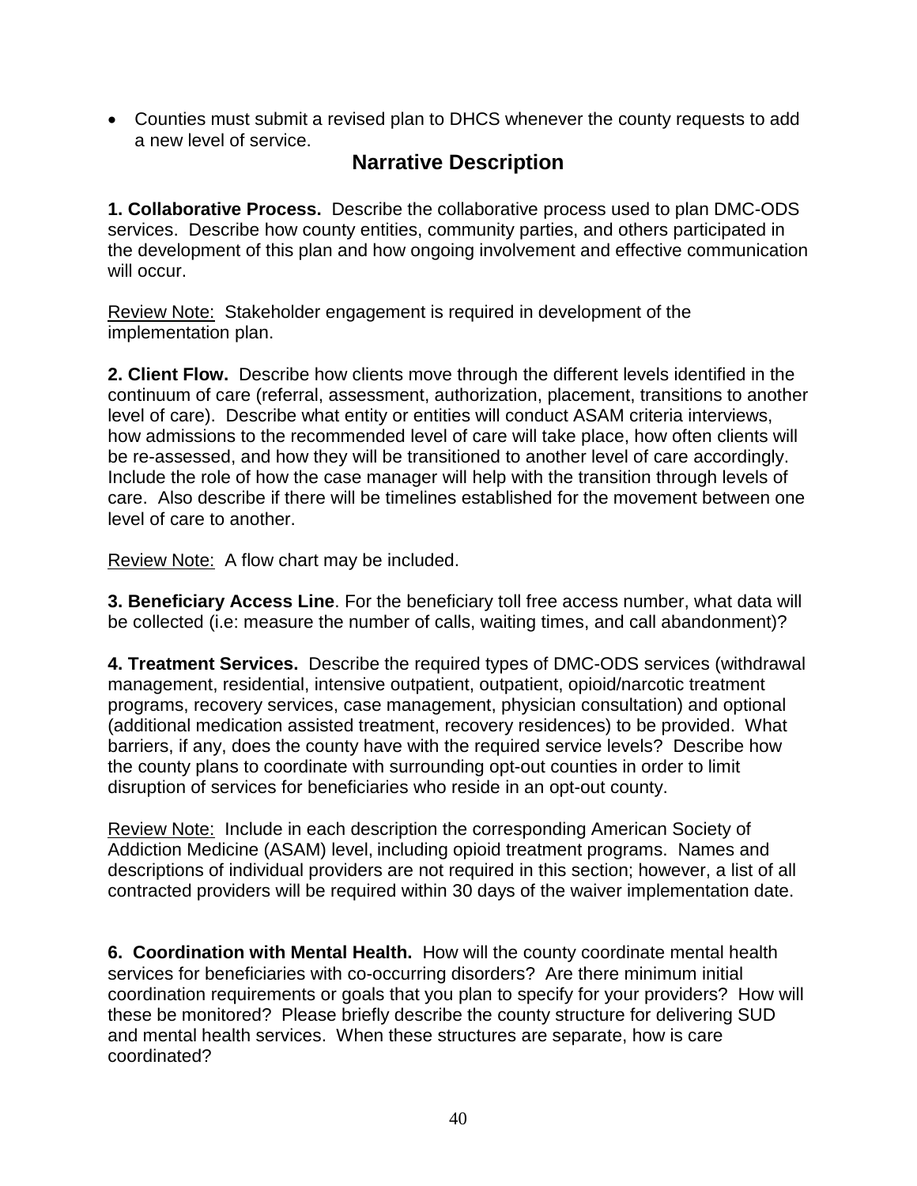- Counties must submit a revised plan to DHCS whenever the county requests to add a new level of service.

## Narrative Description

**1. Collaborative Process.** Describe the collaborative process used to plan DMC-ODS services. Describe how county entities, community parties, and others participated in the development of this plan and how ongoing involvement and effective communication will occur.

Review Note: Stakeholder engagement is required in development of the implementation plan.

**2. Client Flow.** Describe how clients move through the different levels identified in the continuum of care (referral, assessment, authorization, placement, transitions to another level of care). Describe what entity or entities will conduct ASAM criteria interviews, how admissions to the recommended level of care will take place, how often clients will be re-assessed, and how they will be transitioned to another level of care accordingly. Include the role of how the case manager will help with the transition through levels of care. Also describe if there will be timelines established for the movement between one level of care to another.

Review Note: A flow chart may be included.

**3. Beneficiary Access Line**. For the beneficiary toll free access number, what data will be collected (i.e: measure the number of calls, waiting times, and call abandonment)?

**4. Treatment Services.** Describe the required types of DMC-ODS services (withdrawal management, residential, intensive outpatient, outpatient, opioid/narcotic treatment programs, recovery services, case management, physician consultation) and optional (additional medication assisted treatment, recovery residences) to be provided. What barriers, if any, does the county have with the required service levels? Describe how the county plans to coordinate with surrounding opt-out counties in order to limit disruption of services for beneficiaries who reside in an opt-out county.

Review Note: Include in each description the corresponding American Society of Addiction Medicine (ASAM) level, including opioid treatment programs. Names and descriptions of individual providers are not required in this section; however, a list of all contracted providers will be required within 30 days of the waiver implementation date.

**6. Coordination with Mental Health.** How will the county coordinate mental health services for beneficiaries with co-occurring disorders? Are there minimum initial coordination requirements or goals that you plan to specify for your providers? How will these be monitored? Please briefly describe the county structure for delivering SUD and mental health services. When these structures are separate, how is care coordinated?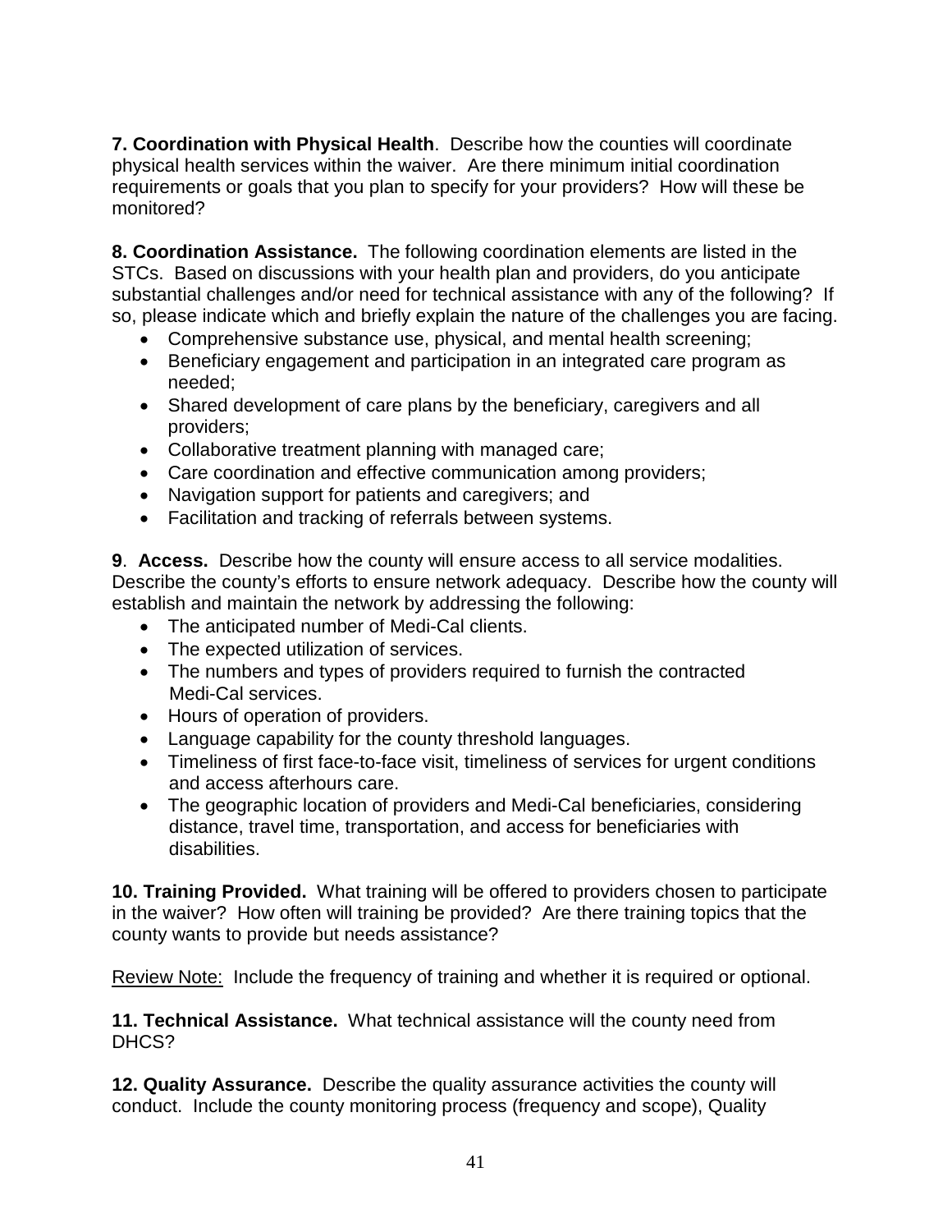**7. Coordination with Physical Health**. Describe how the counties will coordinate physical health services within the waiver. Are there minimum initial coordination requirements or goals that you plan to specify for your providers? How will these be monitored?

**8. Coordination Assistance.** The following coordination elements are listed in the STCs. Based on discussions with your health plan and providers, do you anticipate substantial challenges and/or need for technical assistance with any of the following? If so, please indicate which and briefly explain the nature of the challenges you are facing.

- Comprehensive substance use, physical, and mental health screening;
- Beneficiary engagement and participation in an integrated care program as needed;
- Shared development of care plans by the beneficiary, caregivers and all providers;
- Collaborative treatment planning with managed care;
- Care coordination and effective communication among providers;
- Navigation support for patients and caregivers; and
- Facilitation and tracking of referrals between systems.

**9**. **Access.** Describe how the county will ensure access to all service modalities. Describe the county's efforts to ensure network adequacy. Describe how the county will establish and maintain the network by addressing the following:

- The anticipated number of Medi-Cal clients.
- The expected utilization of services.
- The numbers and types of providers required to furnish the contracted Medi-Cal services.
- Hours of operation of providers.
- Language capability for the county threshold languages.
- Timeliness of first face-to-face visit, timeliness of services for urgent conditions and access afterhours care.
- The geographic location of providers and Medi-Cal beneficiaries, considering distance, travel time, transportation, and access for beneficiaries with disabilities.

**10. Training Provided.** What training will be offered to providers chosen to participate in the waiver? How often will training be provided? Are there training topics that the county wants to provide but needs assistance?

<u>Review Note:</u> Include the frequency of training and whether it is required or optional.

**11. Technical Assistance.** What technical assistance will the county need from DHCS?

**12. Quality Assurance.** Describe the quality assurance activities the county will conduct. Include the county monitoring process (frequency and scope), Quality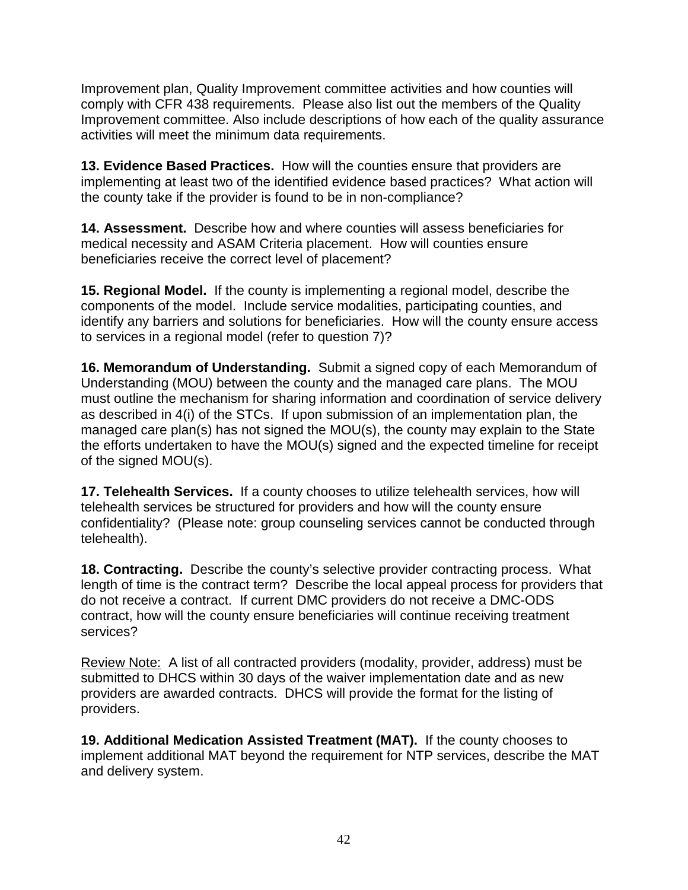Improvement plan, Quality Improvement committee activities and how counties will comply with CFR 438 requirements. Please also list out the members of the Quality Improvement committee. Also include descriptions of how each of the quality assurance activities will meet the minimum data requirements.

**13. Evidence Based Practices.** How will the counties ensure that providers are implementing at least two of the identified evidence based practices? What action will the county take if the provider is found to be in non-compliance?

**14. Assessment.** Describe how and where counties will assess beneficiaries for medical necessity and ASAM Criteria placement. How will counties ensure beneficiaries receive the correct level of placement?

**15. Regional Model.** If the county is implementing a regional model, describe the components of the model. Include service modalities, participating counties, and identify any barriers and solutions for beneficiaries. How will the county ensure access to services in a regional model (refer to question 7)?

**16. Memorandum of Understanding.** Submit a signed copy of each Memorandum of Understanding (MOU) between the county and the managed care plans. The MOU must outline the mechanism for sharing information and coordination of service delivery as described in 4(i) of the STCs. If upon submission of an implementation plan, the managed care plan(s) has not signed the MOU(s), the county may explain to the State the efforts undertaken to have the MOU(s) signed and the expected timeline for receipt of the signed MOU(s).

**17. Telehealth Services.** If a county chooses to utilize telehealth services, how will telehealth services be structured for providers and how will the county ensure confidentiality? (Please note: group counseling services cannot be conducted through telehealth).

**18. Contracting.** Describe the county's selective provider contracting process. What length of time is the contract term? Describe the local appeal process for providers that do not receive a contract. If current DMC providers do not receive a DMC-ODS contract, how will the county ensure beneficiaries will continue receiving treatment services?

<u>Review Note:</u> A list of all contracted providers (modality, provider, address) must be submitted to DHCS within 30 days of the waiver implementation date and as new providers are awarded contracts. DHCS will provide the format for the listing of providers.

**19. Additional Medication Assisted Treatment (MAT).** If the county chooses to implement additional MAT beyond the requirement for NTP services, describe the MAT and delivery system.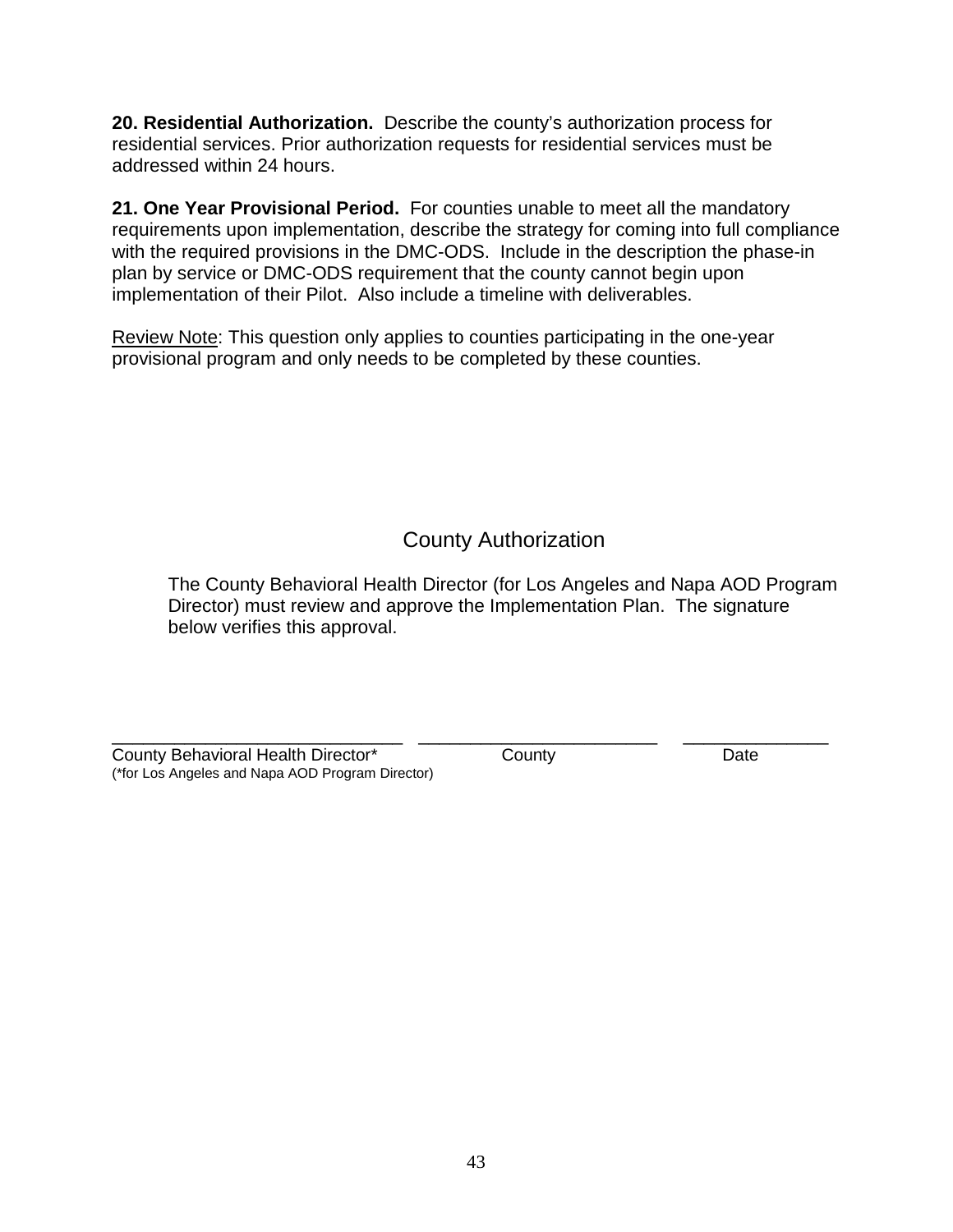**20. Residential Authorization.** Describe the county's authorization process for residential services. Prior authorization requests for residential services must be addressed within 24 hours.

**21. One Year Provisional Period.** For counties unable to meet all the mandatory requirements upon implementation, describe the strategy for coming into full compliance with the required provisions in the DMC-ODS. Include in the description the phase-in plan by service or DMC-ODS requirement that the county cannot begin upon implementation of their Pilot. Also include a timeline with deliverables.

<u>Review Note</u>: This question only applies to counties participating in the one-year provisional program and only needs to be completed by these counties.

## County Authorization

The County Behavioral Health Director (for Los Angeles and Napa AOD Program Director) must review and approve the Implementation Plan. The signature below verifies this approval.

| ______________________________ | ______________________________ | ________________ |
|---|---|---|
| County Behavioral Health Director* | County | Date |

(*for Los Angeles and Napa AOD Program Director)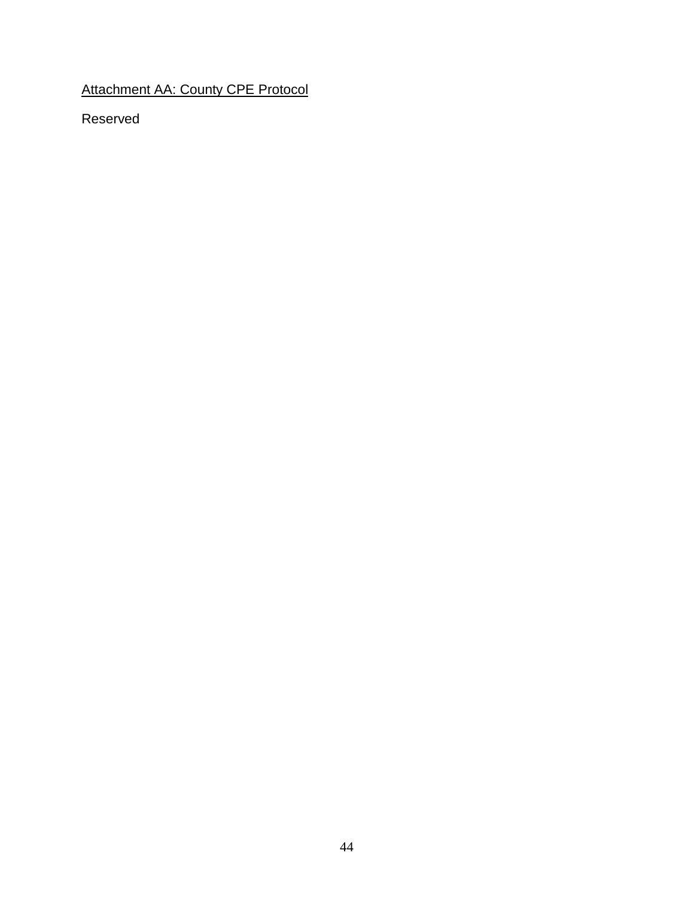Attachment AA: County CPE Protocol

Reserved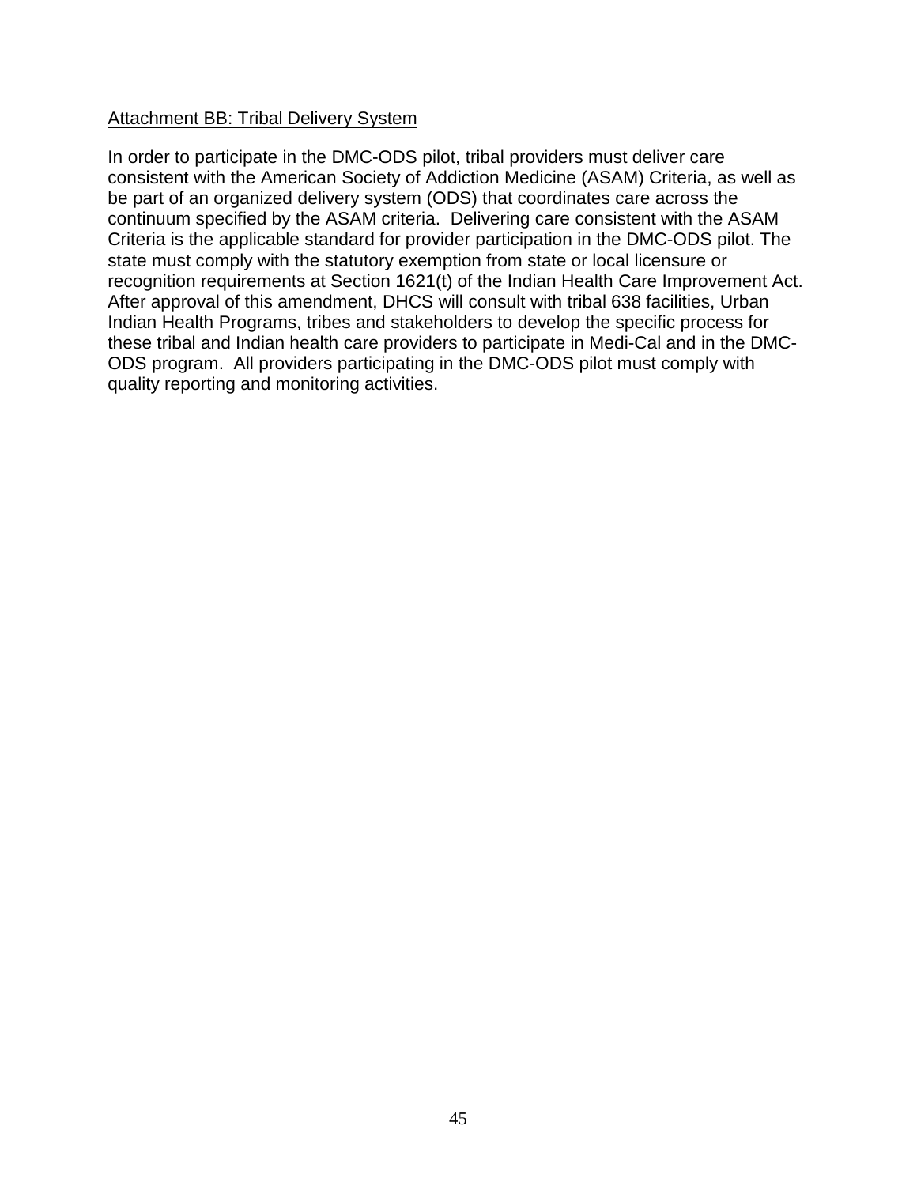Attachment BB: Tribal Delivery System

In order to participate in the DMC-ODS pilot, tribal providers must deliver care consistent with the American Society of Addiction Medicine (ASAM) Criteria, as well as be part of an organized delivery system (ODS) that coordinates care across the continuum specified by the ASAM criteria. Delivering care consistent with the ASAM Criteria is the applicable standard for provider participation in the DMC-ODS pilot. The state must comply with the statutory exemption from state or local licensure or recognition requirements at Section 1621(t) of the Indian Health Care Improvement Act. After approval of this amendment, DHCS will consult with tribal 638 facilities, Urban Indian Health Programs, tribes and stakeholders to develop the specific process for these tribal and Indian health care providers to participate in Medi-Cal and in the DMC-ODS program. All providers participating in the DMC-ODS pilot must comply with quality reporting and monitoring activities.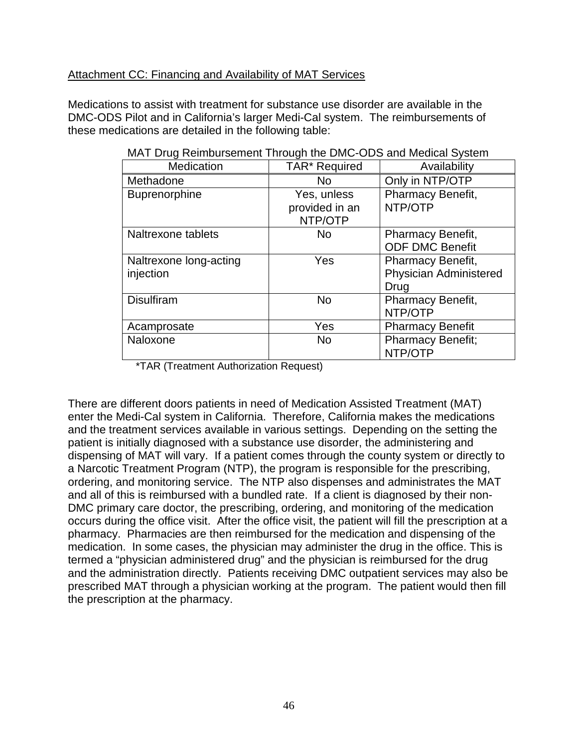Attachment CC: Financing and Availability of MAT Services

Medications to assist with treatment for substance use disorder are available in the DMC-ODS Pilot and in California's larger Medi-Cal system. The reimbursements of these medications are detailed in the following table:

MAT Drug Reimbursement Through the DMC-ODS and Medical System

| Medication | TAR* Required | Availability |
|---|---|---|
| Methadone | No | Only in NTP/OTP |
| Buprenorphine | Yes, unless provided in an NTP/OTP | Pharmacy Benefit, NTP/OTP |
| Naltrexone tablets | No | Pharmacy Benefit, ODF DMC Benefit |
| Naltrexone long-acting injection | Yes | Pharmacy Benefit, Physician Administered Drug |
| Disulfiram | No | Pharmacy Benefit, NTP/OTP |
| Acamprosate | Yes | Pharmacy Benefit |
| Naloxone | No | Pharmacy Benefit; NTP/OTP |

*TAR (Treatment Authorization Request)

There are different doors patients in need of Medication Assisted Treatment (MAT) enter the Medi-Cal system in California. Therefore, California makes the medications and the treatment services available in various settings. Depending on the setting the patient is initially diagnosed with a substance use disorder, the administering and dispensing of MAT will vary. If a patient comes through the county system or directly to a Narcotic Treatment Program (NTP), the program is responsible for the prescribing, ordering, and monitoring service. The NTP also dispenses and administrates the MAT and all of this is reimbursed with a bundled rate. If a client is diagnosed by their non-DMC primary care doctor, the prescribing, ordering, and monitoring of the medication occurs during the office visit. After the office visit, the patient will fill the prescription at a pharmacy. Pharmacies are then reimbursed for the medication and dispensing of the medication. In some cases, the physician may administer the drug in the office. This is termed a "physician administered drug" and the physician is reimbursed for the drug and the administration directly. Patients receiving DMC outpatient services may also be prescribed MAT through a physician working at the program. The patient would then fill the prescription at the pharmacy.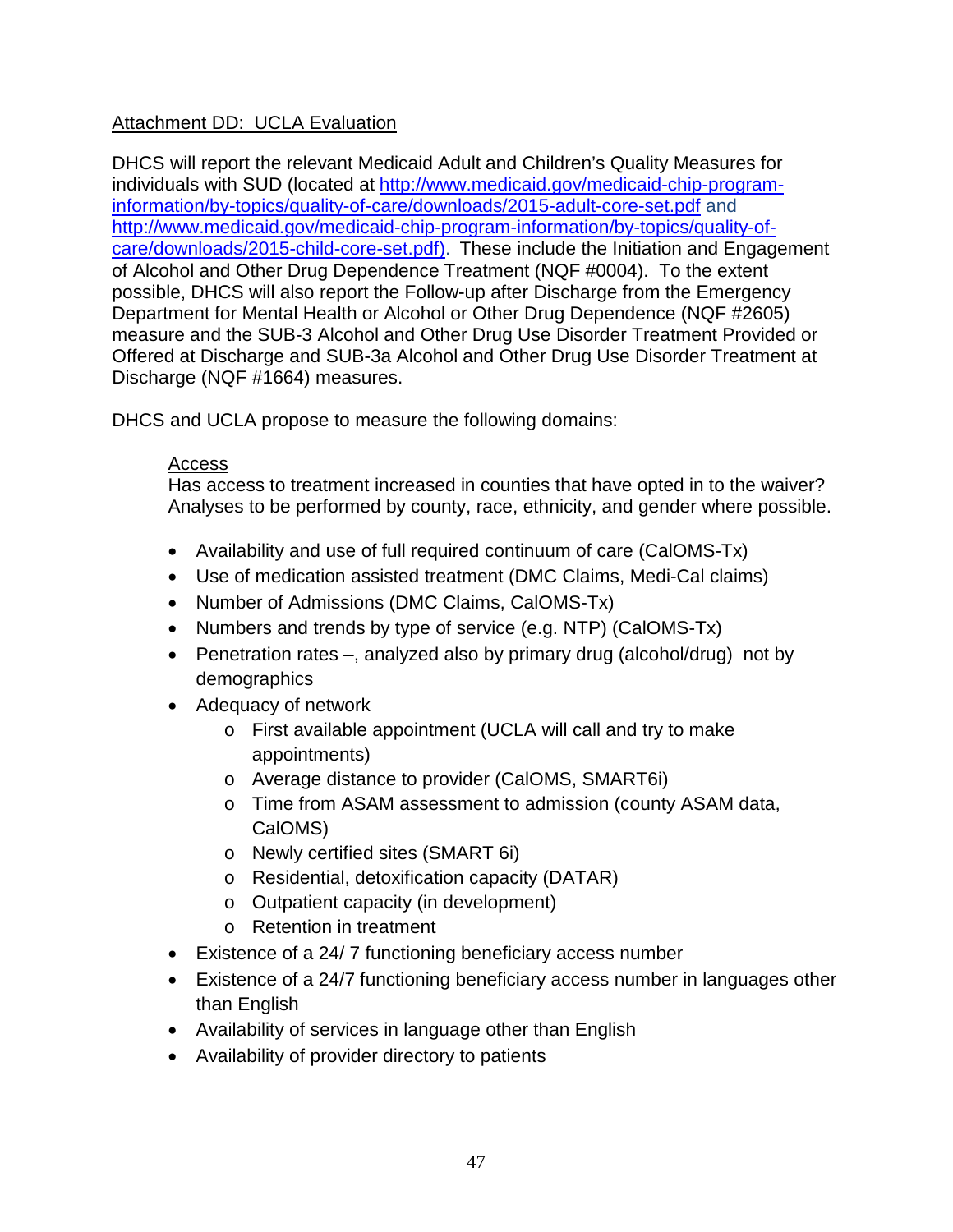Attachment DD: UCLA Evaluation

DHCS will report the relevant Medicaid Adult and Children's Quality Measures for individuals with SUD (located at http://www.medicaid.gov/medicaid-chip-program-information/by-topics/quality-of-care/downloads/2015-adult-core-set.pdf and http://www.medicaid.gov/medicaid-chip-program-information/by-topics/quality-of-care/downloads/2015-child-core-set.pdf). These include the Initiation and Engagement of Alcohol and Other Drug Dependence Treatment (NQF #0004). To the extent possible, DHCS will also report the Follow-up after Discharge from the Emergency Department for Mental Health or Alcohol or Other Drug Dependence (NQF #2605) measure and the SUB-3 Alcohol and Other Drug Use Disorder Treatment Provided or Offered at Discharge and SUB-3a Alcohol and Other Drug Use Disorder Treatment at Discharge (NQF #1664) measures.

DHCS and UCLA propose to measure the following domains:

Access
Has access to treatment increased in counties that have opted in to the waiver? Analyses to be performed by county, race, ethnicity, and gender where possible.

- Availability and use of full required continuum of care (CalOMS-Tx)
- Use of medication assisted treatment (DMC Claims, Medi-Cal claims)
- Number of Admissions (DMC Claims, CalOMS-Tx)
- Numbers and trends by type of service (e.g. NTP) (CalOMS-Tx)
- Penetration rates –, analyzed also by primary drug (alcohol/drug) not by demographics
- Adequacy of network
  - First available appointment (UCLA will call and try to make appointments)
  - Average distance to provider (CalOMS, SMART6i)
  - Time from ASAM assessment to admission (county ASAM data, CalOMS)
  - Newly certified sites (SMART 6i)
  - Residential, detoxification capacity (DATAR)
  - Outpatient capacity (in development)
  - Retention in treatment
- Existence of a 24/ 7 functioning beneficiary access number
- Existence of a 24/7 functioning beneficiary access number in languages other than English
- Availability of services in language other than English
- Availability of provider directory to patients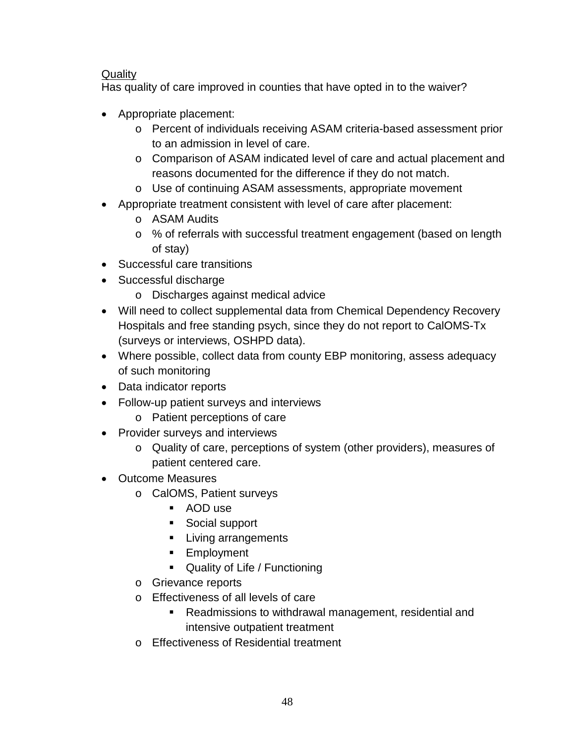<u>Quality</u>

Has quality of care improved in counties that have opted in to the waiver?

- Appropriate placement:
  - Percent of individuals receiving ASAM criteria-based assessment prior to an admission in level of care.
  - Comparison of ASAM indicated level of care and actual placement and reasons documented for the difference if they do not match.
  - Use of continuing ASAM assessments, appropriate movement
- Appropriate treatment consistent with level of care after placement:
  - ASAM Audits
  - % of referrals with successful treatment engagement (based on length of stay)
- Successful care transitions
- Successful discharge
  - Discharges against medical advice
- Will need to collect supplemental data from Chemical Dependency Recovery Hospitals and free standing psych, since they do not report to CalOMS-Tx (surveys or interviews, OSHPD data).
- Where possible, collect data from county EBP monitoring, assess adequacy of such monitoring
- Data indicator reports
- Follow-up patient surveys and interviews
  - Patient perceptions of care
- Provider surveys and interviews
  - Quality of care, perceptions of system (other providers), measures of patient centered care.
- Outcome Measures
  - CalOMS, Patient surveys
    - AOD use
    - Social support
    - Living arrangements
    - Employment
    - Quality of Life / Functioning
  - Grievance reports
  - Effectiveness of all levels of care
    - Readmissions to withdrawal management, residential and intensive outpatient treatment
  - Effectiveness of Residential treatment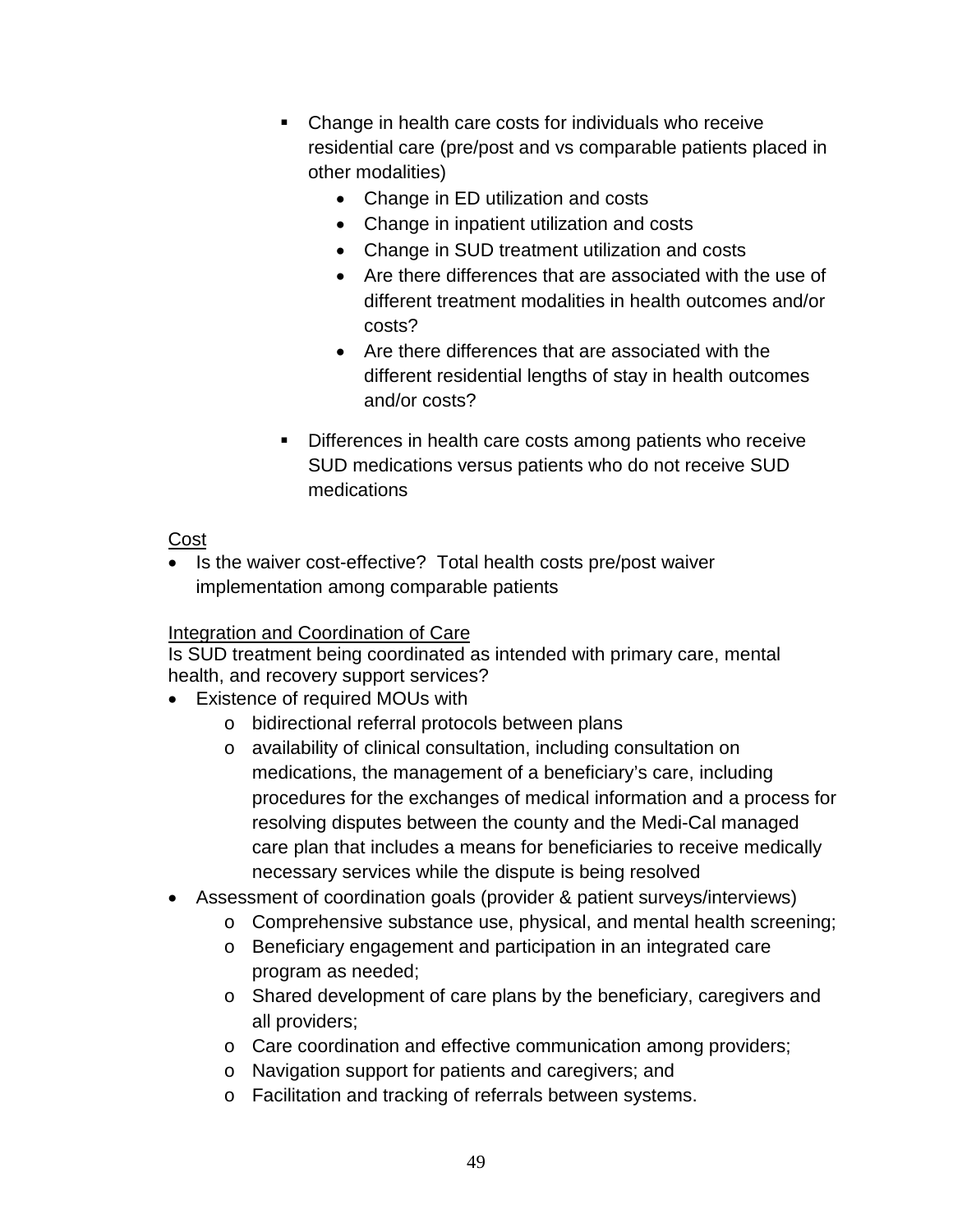- Change in health care costs for individuals who receive residential care (pre/post and vs comparable patients placed in other modalities)
  - Change in ED utilization and costs
  - Change in inpatient utilization and costs
  - Change in SUD treatment utilization and costs
  - Are there differences that are associated with the use of different treatment modalities in health outcomes and/or costs?
  - Are there differences that are associated with the different residential lengths of stay in health outcomes and/or costs?
- Differences in health care costs among patients who receive SUD medications versus patients who do not receive SUD medications

<u>Cost</u>

- Is the waiver cost-effective? Total health costs pre/post waiver implementation among comparable patients

<u>Integration and Coordination of Care</u>

Is SUD treatment being coordinated as intended with primary care, mental health, and recovery support services?

- Existence of required MOUs with
  - bidirectional referral protocols between plans
  - availability of clinical consultation, including consultation on medications, the management of a beneficiary's care, including procedures for the exchanges of medical information and a process for resolving disputes between the county and the Medi-Cal managed care plan that includes a means for beneficiaries to receive medically necessary services while the dispute is being resolved
- Assessment of coordination goals (provider & patient surveys/interviews)
  - Comprehensive substance use, physical, and mental health screening;
  - Beneficiary engagement and participation in an integrated care program as needed;
  - Shared development of care plans by the beneficiary, caregivers and all providers;
  - Care coordination and effective communication among providers;
  - Navigation support for patients and caregivers; and
  - Facilitation and tracking of referrals between systems.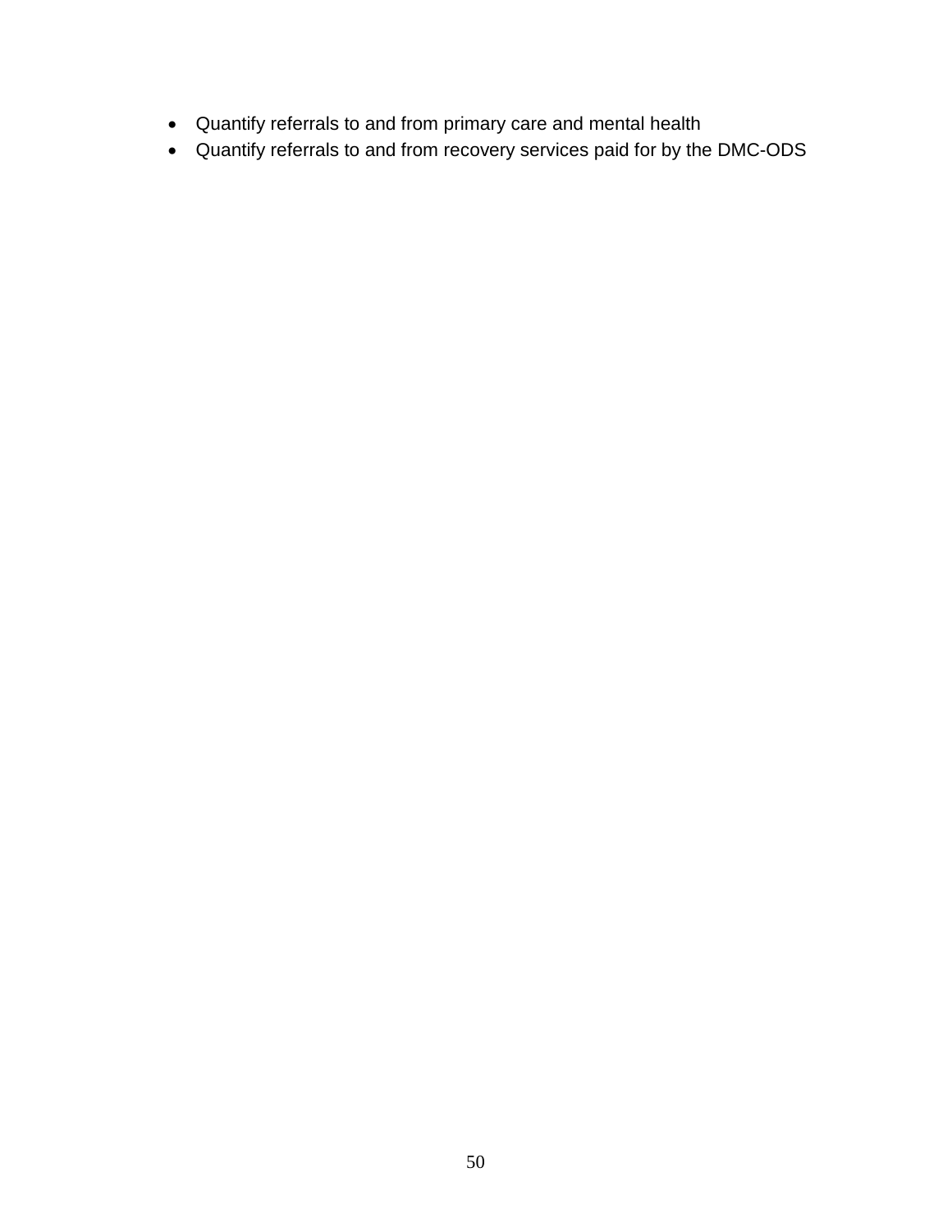- Quantify referrals to and from primary care and mental health
- Quantify referrals to and from recovery services paid for by the DMC-ODS